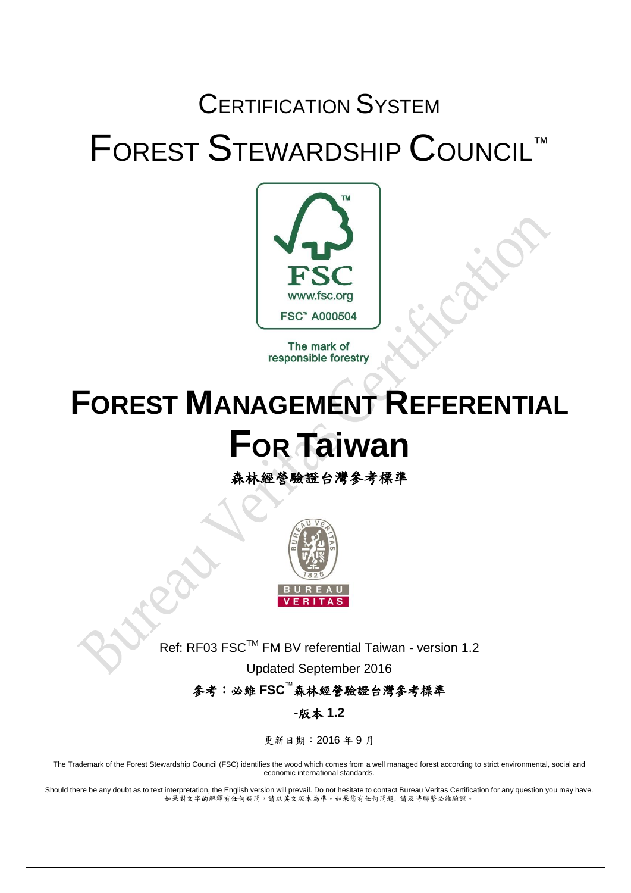# CERTIFICATION SYSTEM

# FOREST STEWARDSHIP COUNCIL™

FSC
www.fsc.org
FSC™ A000504

The mark of responsible forestry

# FOREST MANAGEMENT REFERENTIAL FOR Taiwan

## 森林經營驗證台灣參考標準

BUREAU VERITAS

Ref: RF03 FSC™ FM BV referential Taiwan - version 1.2

Updated September 2016

參考：必維 FSC™ 森林經營驗證台灣參考標準

-版本 1.2

更新日期：2016 年 9 月

The Trademark of the Forest Stewardship Council (FSC) identifies the wood which comes from a well managed forest according to strict environmental, social and economic international standards.

Should there be any doubt as to text interpretation, the English version will prevail. Do not hesitate to contact Bureau Veritas Certification for any question you may have.
如果對文字的解釋有任何疑問，請以英文版本為準。如果您有任何問題，請及時聯繫必維驗證。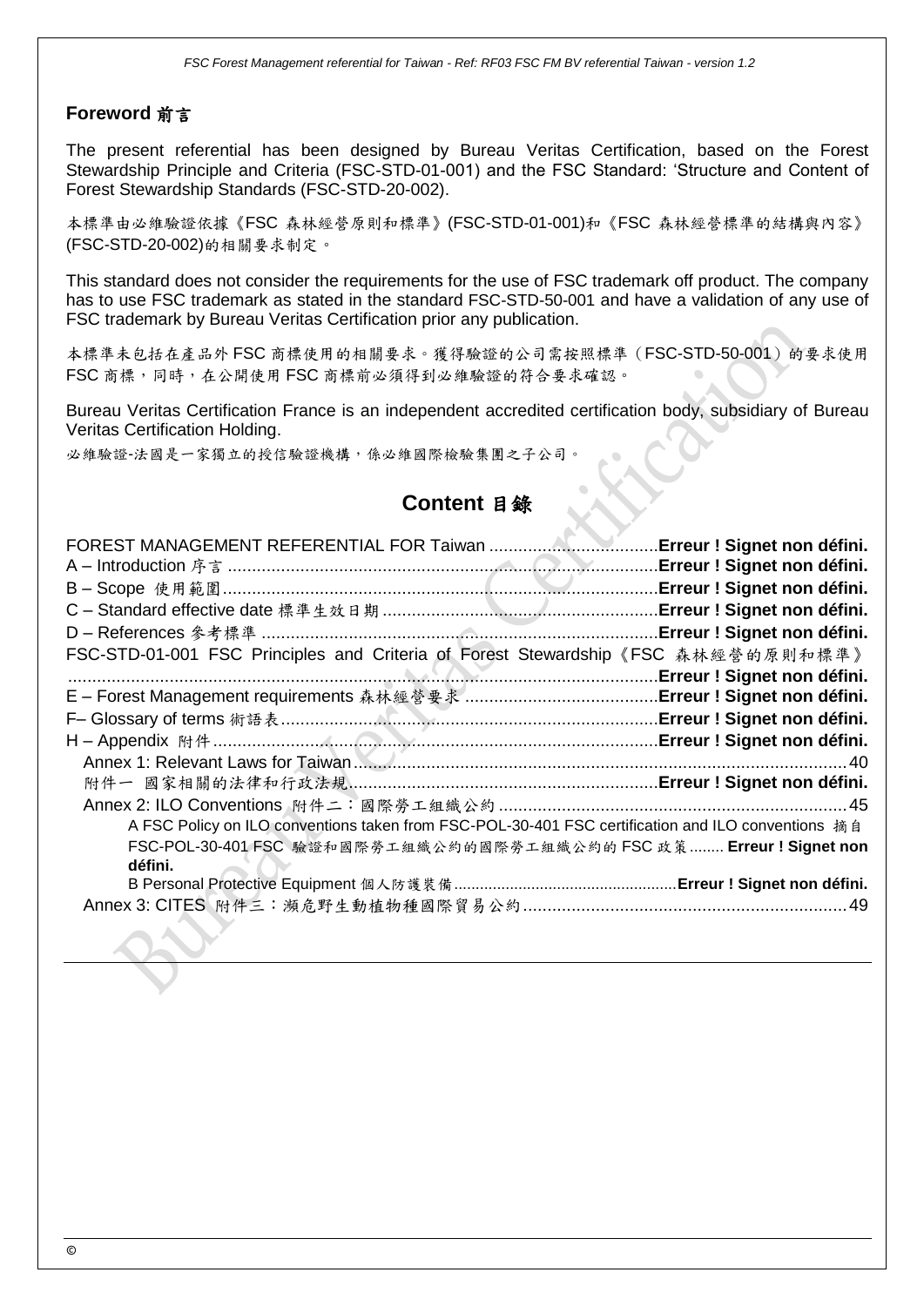## Foreword 前言

The present referential has been designed by Bureau Veritas Certification, based on the Forest Stewardship Principle and Criteria (FSC-STD-01-001) and the FSC Standard: 'Structure and Content of Forest Stewardship Standards (FSC-STD-20-002).

本標準由必維驗證依據《FSC 森林經營原則和標準》(FSC-STD-01-001)和《FSC 森林經營標準的結構與內容》(FSC-STD-20-002)的相關要求制定。

This standard does not consider the requirements for the use of FSC trademark off product. The company has to use FSC trademark as stated in the standard FSC-STD-50-001 and have a validation of any use of FSC trademark by Bureau Veritas Certification prior any publication.

本標準未包括在產品外 FSC 商標使用的相關要求。獲得驗證的公司需按照標準（FSC-STD-50-001）的要求使用 FSC 商標，同時，在公開使用 FSC 商標前必須得到必維驗證的符合要求確認。

Bureau Veritas Certification France is an independent accredited certification body, subsidiary of Bureau Veritas Certification Holding.

必維驗證-法國是一家獨立的授信驗證機構，係必維國際檢驗集團之子公司。

## Content 目錄

- FOREST MANAGEMENT REFERENTIAL FOR Taiwan .................. **Erreur ! Signet non défini.**
- A – Introduction 序言 .................. **Erreur ! Signet non défini.**
- B – Scope 使用範圍 .................. **Erreur ! Signet non défini.**
- C – Standard effective date 標準生效日期 .................. **Erreur ! Signet non défini.**
- D – References 參考標準 .................. **Erreur ! Signet non défini.**
- FSC-STD-01-001 FSC Principles and Criteria of Forest Stewardship《FSC 森林經營的原則和標準》 .................. **Erreur ! Signet non défini.**
- E – Forest Management requirements 森林經營要求 .................. **Erreur ! Signet non défini.**
- F– Glossary of terms 術語表 .................. **Erreur ! Signet non défini.**
- H – Appendix 附件 .................. **Erreur ! Signet non défini.**
  - Annex 1: Relevant Laws for Taiwan .................. 40
  - 附件一 國家相關的法律和行政法規 .................. **Erreur ! Signet non défini.**
  - Annex 2: ILO Conventions 附件二：國際勞工組織公約 .................. 45
    - A FSC Policy on ILO conventions taken from FSC-POL-30-401 FSC certification and ILO conventions 摘自 FSC-POL-30-401 FSC 驗證和國際勞工組織公約的國際勞工組織公約的 FSC 政策 .................. **Erreur ! Signet non défini.**
    - B Personal Protective Equipment 個人防護裝備 .................. **Erreur ! Signet non défini.**
  - Annex 3: CITES 附件三：瀕危野生動植物種國際貿易公約 .................. 49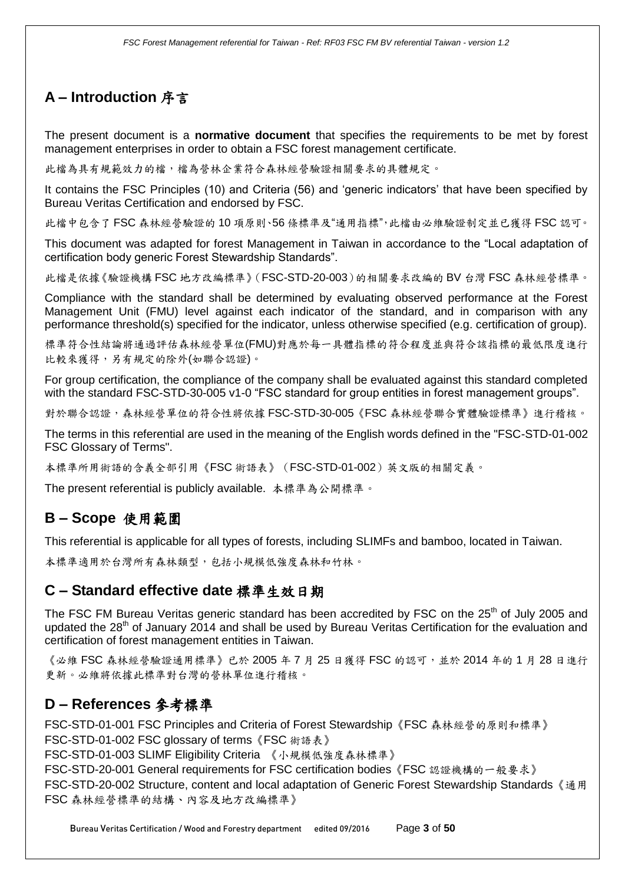## A – Introduction 序言

The present document is a **normative document** that specifies the requirements to be met by forest management enterprises in order to obtain a FSC forest management certificate.

此檔為具有規範效力的檔，檔為營林企業符合森林經營驗證相關要求的具體規定。

It contains the FSC Principles (10) and Criteria (56) and 'generic indicators' that have been specified by Bureau Veritas Certification and endorsed by FSC.

此檔中包含了 FSC 森林經營驗證的 10 項原則、56 條標準及"通用指標"，此檔由必維驗證制定並已獲得 FSC 認可。

This document was adapted for forest Management in Taiwan in accordance to the "Local adaptation of certification body generic Forest Stewardship Standards".

此檔是依據《驗證機構 FSC 地方改編標準》(FSC-STD-20-003)的相關要求改編的 BV 台灣 FSC 森林經營標準。

Compliance with the standard shall be determined by evaluating observed performance at the Forest Management Unit (FMU) level against each indicator of the standard, and in comparison with any performance threshold(s) specified for the indicator, unless otherwise specified (e.g. certification of group).

標準符合性結論將通過評估森林經營單位(FMU)對應於每一具體指標的符合程度並與符合該指標的最低限度進行比較來獲得，另有規定的除外(如聯合認證)。

For group certification, the compliance of the company shall be evaluated against this standard completed with the standard FSC-STD-30-005 v1-0 "FSC standard for group entities in forest management groups".

對於聯合認證，森林經營單位的符合性將依據 FSC-STD-30-005《FSC 森林經營聯合實體驗證標準》進行稽核。

The terms in this referential are used in the meaning of the English words defined in the "FSC-STD-01-002 FSC Glossary of Terms".

本標準所用術語的含義全部引用《FSC 術語表》(FSC-STD-01-002)英文版的相關定義。

The present referential is publicly available. 本標準為公開標準。

## B – Scope 使用範圍

This referential is applicable for all types of forests, including SLIMFs and bamboo, located in Taiwan.

本標準適用於台灣所有森林類型，包括小規模低強度森林和竹林。

## C – Standard effective date 標準生效日期

The FSC FM Bureau Veritas generic standard has been accredited by FSC on the 25th of July 2005 and updated the 28th of January 2014 and shall be used by Bureau Veritas Certification for the evaluation and certification of forest management entities in Taiwan.

《必維 FSC 森林經營驗證通用標準》已於 2005 年 7 月 25 日獲得 FSC 的認可，並於 2014 年的 1 月 28 日進行更新。必維將依據此標準對台灣的營林單位進行稽核。

## D – References 參考標準

FSC-STD-01-001 FSC Principles and Criteria of Forest Stewardship《FSC 森林經營的原則和標準》
FSC-STD-01-002 FSC glossary of terms《FSC 術語表》
FSC-STD-01-003 SLIMF Eligibility Criteria 《小規模低強度森林標準》
FSC-STD-20-001 General requirements for FSC certification bodies《FSC 認證機構的一般要求》
FSC-STD-20-002 Structure, content and local adaptation of Generic Forest Stewardship Standards《通用 FSC 森林經營標準的結構、內容及地方改編標準》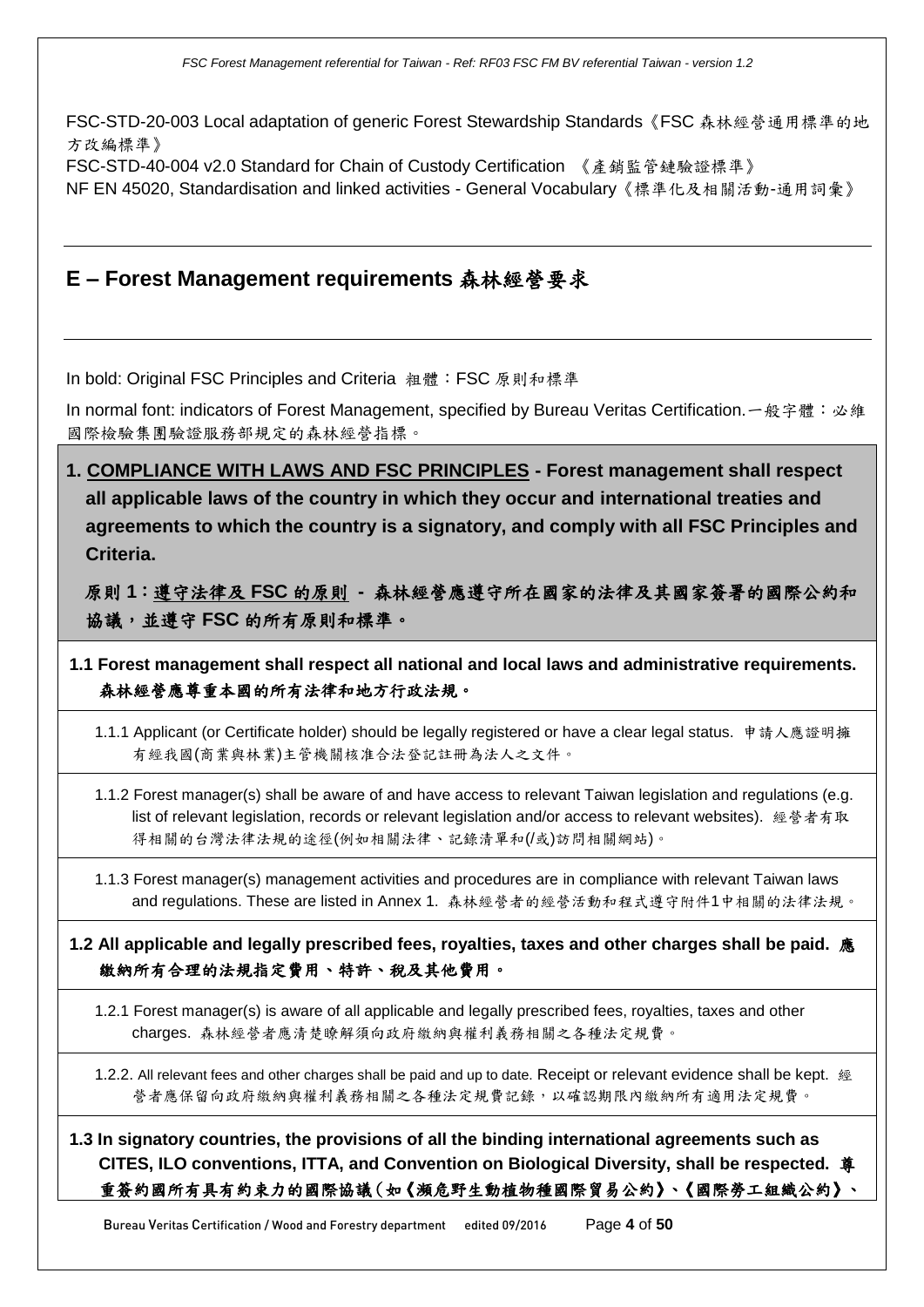FSC-STD-20-003 Local adaptation of generic Forest Stewardship Standards《FSC 森林經營通用標準的地方改編標準》

FSC-STD-40-004 v2.0 Standard for Chain of Custody Certification 《產銷監管鏈驗證標準》

NF EN 45020, Standardisation and linked activities - General Vocabulary《標準化及相關活動-通用詞彙》

## E – Forest Management requirements 森林經營要求

In bold: Original FSC Principles and Criteria 粗體：FSC 原則和標準

In normal font: indicators of Forest Management, specified by Bureau Veritas Certification. 一般字體：必維國際檢驗集團驗證服務部規定的森林經營指標。

### 1. <u>COMPLIANCE WITH LAWS AND FSC PRINCIPLES</u> - Forest management shall respect all applicable laws of the country in which they occur and international treaties and agreements to which the country is a signatory, and comply with all FSC Principles and Criteria.

### 原則 1：<u>遵守法律及 FSC 的原則</u> - 森林經營應遵守所在國家的法律及其國家簽署的國際公約和協議，並遵守 FSC 的所有原則和標準。

**1.1 Forest management shall respect all national and local laws and administrative requirements. 森林經營應尊重本國的所有法律和地方行政法規。**

1.1.1 Applicant (or Certificate holder) should be legally registered or have a clear legal status. 申請人應證明擁有經我國(商業與林業)主管機關核准合法登記註冊為法人之文件。

1.1.2 Forest manager(s) shall be aware of and have access to relevant Taiwan legislation and regulations (e.g. list of relevant legislation, records or relevant legislation and/or access to relevant websites). 經營者有取得相關的台灣法律法規的途徑(例如相關法律、記錄清單和(/或)訪問相關網站)。

1.1.3 Forest manager(s) management activities and procedures are in compliance with relevant Taiwan laws and regulations. These are listed in Annex 1. 森林經營者的經營活動和程式遵守附件1中相關的法律法規。

**1.2 All applicable and legally prescribed fees, royalties, taxes and other charges shall be paid. 應繳納所有合理的法規指定費用、特許、稅及其他費用。**

1.2.1 Forest manager(s) is aware of all applicable and legally prescribed fees, royalties, taxes and other charges. 森林經營者應清楚瞭解須向政府繳納與權利義務相關之各種法定規費。

1.2.2. All relevant fees and other charges shall be paid and up to date. Receipt or relevant evidence shall be kept. 經營者應保留向政府繳納與權利義務相關之各種法定規費記錄，以確認期限內繳納所有適用法定規費。

**1.3 In signatory countries, the provisions of all the binding international agreements such as CITES, ILO conventions, ITTA, and Convention on Biological Diversity, shall be respected. 尊重簽約國所有具有約束力的國際協議(如《瀕危野生動植物種國際貿易公約》、《國際勞工組織公約》、**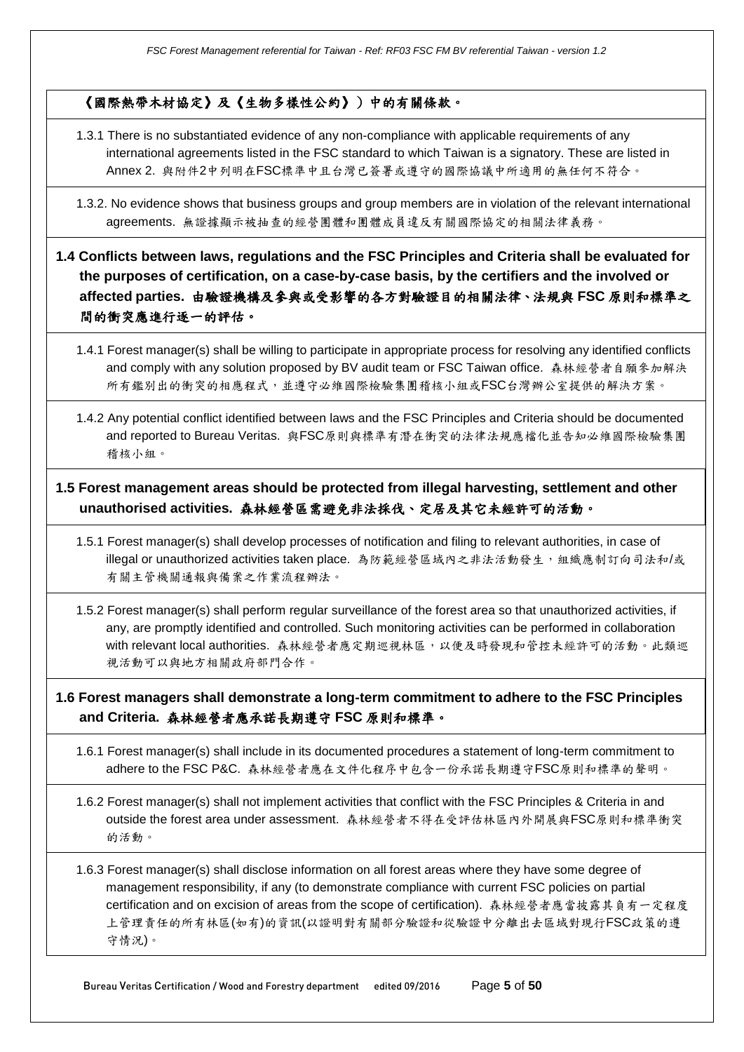**《國際熱帶木材協定》及《生物多樣性公約》）中的有關條款。**

1.3.1 There is no substantiated evidence of any non-compliance with applicable requirements of any international agreements listed in the FSC standard to which Taiwan is a signatory. These are listed in Annex 2. 與附件2中列明在FSC標準中且台灣已簽署或遵守的國際協議中所適用的無任何不符合。

1.3.2. No evidence shows that business groups and group members are in violation of the relevant international agreements. 無證據顯示被抽查的經營團體和團體成員違反有關國際協定的相關法律義務。

**1.4 Conflicts between laws, regulations and the FSC Principles and Criteria shall be evaluated for the purposes of certification, on a case-by-case basis, by the certifiers and the involved or affected parties. 由驗證機構及參與或受影響的各方對驗證目的相關法律、法規與 FSC 原則和標準之間的衝突應進行逐一的評估。**

1.4.1 Forest manager(s) shall be willing to participate in appropriate process for resolving any identified conflicts and comply with any solution proposed by BV audit team or FSC Taiwan office. 森林經營者自願參加解決所有鑑別出的衝突的相應程式，並遵守必維國際檢驗集團稽核小組或FSC台灣辦公室提供的解決方案。

1.4.2 Any potential conflict identified between laws and the FSC Principles and Criteria should be documented and reported to Bureau Veritas. 與FSC原則與標準有潛在衝突的法律法規應檔化並告知必維國際檢驗集團稽核小組。

**1.5 Forest management areas should be protected from illegal harvesting, settlement and other unauthorised activities. 森林經營區需避免非法採伐、定居及其它未經許可的活動。**

1.5.1 Forest manager(s) shall develop processes of notification and filing to relevant authorities, in case of illegal or unauthorized activities taken place. 為防範經營區域內之非法活動發生，組織應制訂向司法和/或有關主管機關通報與備案之作業流程辦法。

1.5.2 Forest manager(s) shall perform regular surveillance of the forest area so that unauthorized activities, if any, are promptly identified and controlled. Such monitoring activities can be performed in collaboration with relevant local authorities. 森林經營者應定期巡視林區，以便及時發現和管控未經許可的活動。此類巡視活動可以與地方相關政府部門合作。

**1.6 Forest managers shall demonstrate a long-term commitment to adhere to the FSC Principles and Criteria. 森林經營者應承諾長期遵守 FSC 原則和標準。**

1.6.1 Forest manager(s) shall include in its documented procedures a statement of long-term commitment to adhere to the FSC P&C. 森林經營者應在文件化程序中包含一份承諾長期遵守FSC原則和標準的聲明。

1.6.2 Forest manager(s) shall not implement activities that conflict with the FSC Principles & Criteria in and outside the forest area under assessment. 森林經營者不得在受評估林區內外開展與FSC原則和標準衝突的活動。

1.6.3 Forest manager(s) shall disclose information on all forest areas where they have some degree of management responsibility, if any (to demonstrate compliance with current FSC policies on partial certification and on excision of areas from the scope of certification). 森林經營者應當披露其負有一定程度上管理責任的所有林區(如有)的資訊(以證明對有關部分驗證和從驗證中分離出去區域對現行FSC政策的遵守情況)。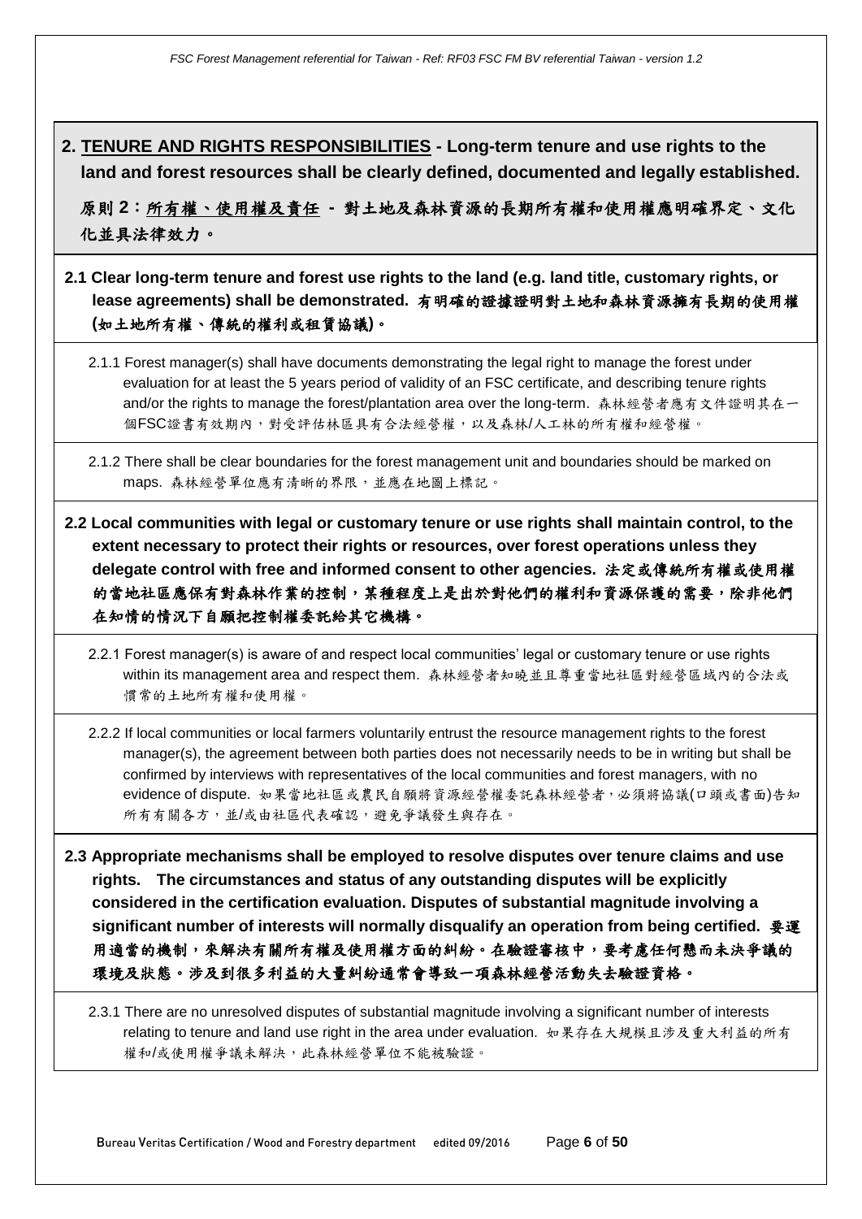## 2. <u>TENURE AND RIGHTS RESPONSIBILITIES</u> - Long-term tenure and use rights to the land and forest resources shall be clearly defined, documented and legally established.

**原則 2：<u>所有權、使用權及責任</u> - 對土地及森林資源的長期所有權和使用權應明確界定、文化化並具法律效力。**

**2.1 Clear long-term tenure and forest use rights to the land (e.g. land title, customary rights, or lease agreements) shall be demonstrated. 有明確的證據證明對土地和森林資源擁有長期的使用權(如土地所有權、傳統的權利或租賃協議)。**

2.1.1 Forest manager(s) shall have documents demonstrating the legal right to manage the forest under evaluation for at least the 5 years period of validity of an FSC certificate, and describing tenure rights and/or the rights to manage the forest/plantation area over the long-term. 森林經營者應有文件證明其在一個FSC證書有效期內，對受評估林區具有合法經營權，以及森林/人工林的所有權和經營權。

2.1.2 There shall be clear boundaries for the forest management unit and boundaries should be marked on maps. 森林經營單位應有清晰的界限，並應在地圖上標記。

**2.2 Local communities with legal or customary tenure or use rights shall maintain control, to the extent necessary to protect their rights or resources, over forest operations unless they delegate control with free and informed consent to other agencies. 法定或傳統所有權或使用權的當地社區應保有對森林作業的控制，某種程度上是出於對他們的權利和資源保護的需要，除非他們在知情的情況下自願把控制權委託給其它機構。**

2.2.1 Forest manager(s) is aware of and respect local communities' legal or customary tenure or use rights within its management area and respect them. 森林經營者知曉並且尊重當地社區對經營區域內的合法或慣常的土地所有權和使用權。

2.2.2 If local communities or local farmers voluntarily entrust the resource management rights to the forest manager(s), the agreement between both parties does not necessarily needs to be in writing but shall be confirmed by interviews with representatives of the local communities and forest managers, with no evidence of dispute. 如果當地社區或農民自願將資源經營權委託森林經營者，必須將協議(口頭或書面)告知所有有關各方，並/或由社區代表確認，避免爭議發生與存在。

**2.3 Appropriate mechanisms shall be employed to resolve disputes over tenure claims and use rights. The circumstances and status of any outstanding disputes will be explicitly considered in the certification evaluation. Disputes of substantial magnitude involving a significant number of interests will normally disqualify an operation from being certified. 要運用適當的機制，來解決有關所有權及使用權方面的糾紛。在驗證審核中，要考慮任何懸而未決爭議的環境及狀態。涉及到很多利益的大量糾紛通常會導致一項森林經營活動失去驗證資格。**

2.3.1 There are no unresolved disputes of substantial magnitude involving a significant number of interests relating to tenure and land use right in the area under evaluation. 如果存在大規模且涉及重大利益的所有權和/或使用權爭議未解決，此森林經營單位不能被驗證。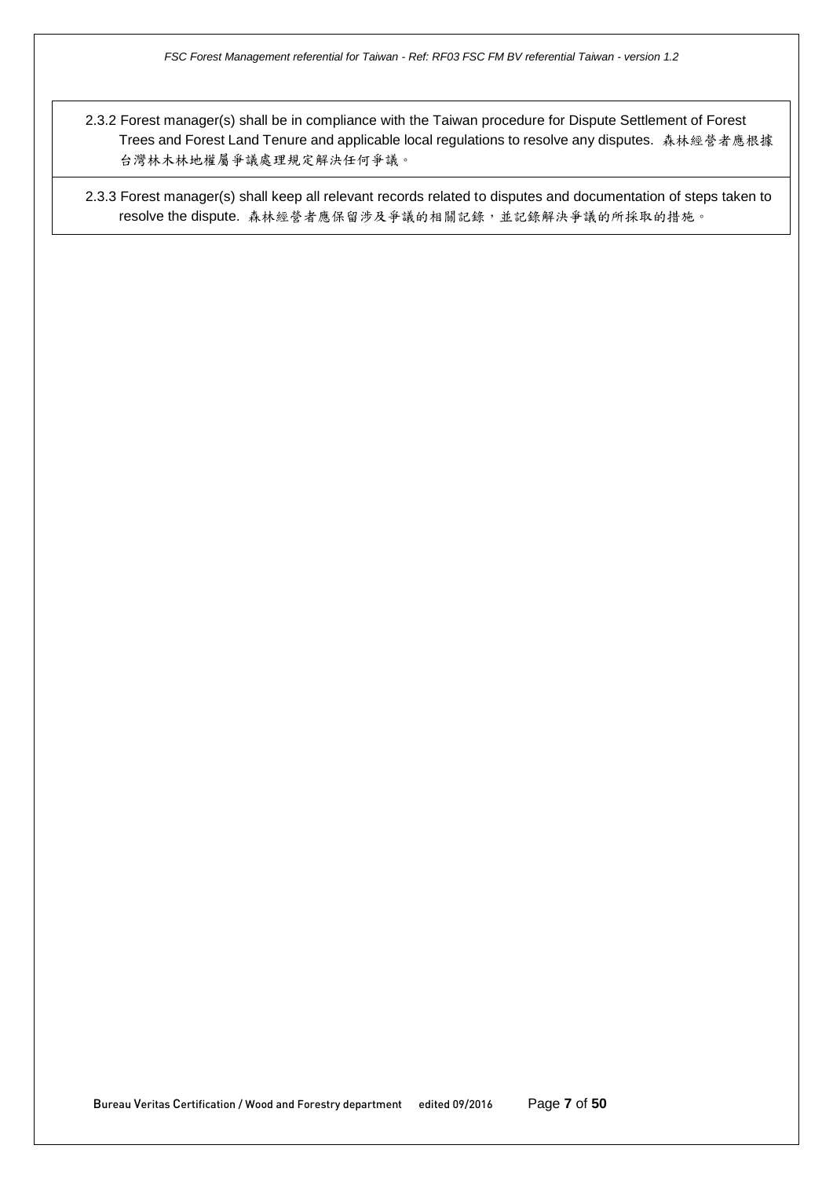2.3.2 Forest manager(s) shall be in compliance with the Taiwan procedure for Dispute Settlement of Forest Trees and Forest Land Tenure and applicable local regulations to resolve any disputes. 森林經營者應根據台灣林木林地權屬爭議處理規定解決任何爭議。

2.3.3 Forest manager(s) shall keep all relevant records related to disputes and documentation of steps taken to resolve the dispute. 森林經營者應保留涉及爭議的相關記錄，並記錄解決爭議的所採取的措施。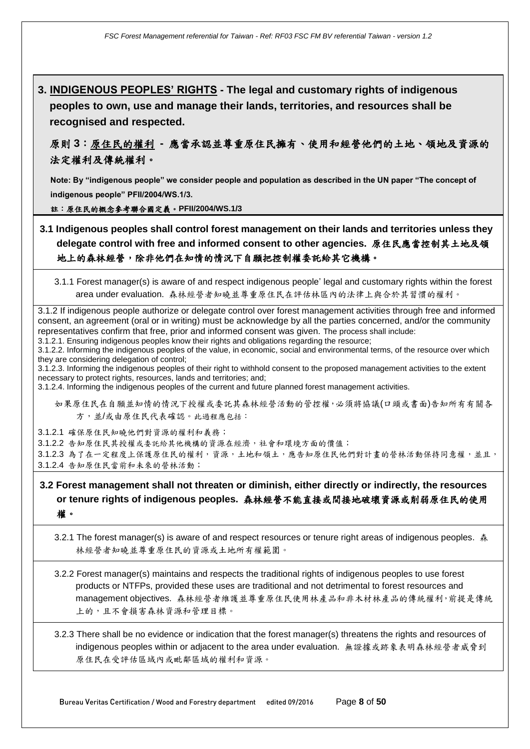## 3. INDIGENOUS PEOPLES' RIGHTS - The legal and customary rights of indigenous peoples to own, use and manage their lands, territories, and resources shall be recognised and respected.

## 原則 3：原住民的權利 - 應當承認並尊重原住民擁有、使用和經營他們的土地、領地及資源的法定權利及傳統權利。

**Note: By "indigenous people" we consider people and population as described in the UN paper "The concept of indigenous people" PFII/2004/WS.1/3.**

**註：原住民的概念參考聯合國定義。PFII/2004/WS.1/3**

### 3.1 Indigenous peoples shall control forest management on their lands and territories unless they delegate control with free and informed consent to other agencies. 原住民應當控制其土地及領地上的森林經營，除非他們在知情的情況下自願把控制權委託給其它機構。

3.1.1 Forest manager(s) is aware of and respect indigenous people' legal and customary rights within the forest area under evaluation. 森林經營者知曉並尊重原住民在評估林區內的法律上與合於其習慣的權利。

3.1.2 If indigenous people authorize or delegate control over forest management activities through free and informed consent, an agreement (oral or in writing) must be acknowledge by all the parties concerned, and/or the community representatives confirm that free, prior and informed consent was given. The process shall include:

3.1.2.1. Ensuring indigenous peoples know their rights and obligations regarding the resource;

3.1.2.2. Informing the indigenous peoples of the value, in economic, social and environmental terms, of the resource over which they are considering delegation of control;

3.1.2.3. Informing the indigenous peoples of their right to withhold consent to the proposed management activities to the extent necessary to protect rights, resources, lands and territories; and;

3.1.2.4. Informing the indigenous peoples of the current and future planned forest management activities.

如果原住民在自願並知情的情況下授權或委託其森林經營活動的管控權，必須將協議(口頭或書面)告知所有有關各方，並/或由原住民代表確認。此過程應包括：

3.1.2.1 確保原住民知曉他們對資源的權利和義務；

3.1.2.2 告知原住民其授權或委託給其他機構的資源在經濟，社會和環境方面的價值；

3.1.2.3 為了在一定程度上保護原住民的權利，資源，土地和領土，應告知原住民他們對計畫的營林活動保持同意權，並且，

3.1.2.4 告知原住民當前和未來的營林活動；

### 3.2 Forest management shall not threaten or diminish, either directly or indirectly, the resources or tenure rights of indigenous peoples. 森林經營不能直接或間接地破壞資源或削弱原住民的使用權。

3.2.1 The forest manager(s) is aware of and respect resources or tenure right areas of indigenous peoples. 森林經營者知曉並尊重原住民的資源或土地所有權範圍。

3.2.2 Forest manager(s) maintains and respects the traditional rights of indigenous peoples to use forest products or NTFPs, provided these uses are traditional and not detrimental to forest resources and management objectives. 森林經營者維護並尊重原住民使用林產品和非木材林產品的傳統權利，前提是傳統上的，且不會損害森林資源和管理目標。

3.2.3 There shall be no evidence or indication that the forest manager(s) threatens the rights and resources of indigenous peoples within or adjacent to the area under evaluation. 無證據或跡象表明森林經營者威脅到原住民在受評估區域內或毗鄰區域的權利和資源。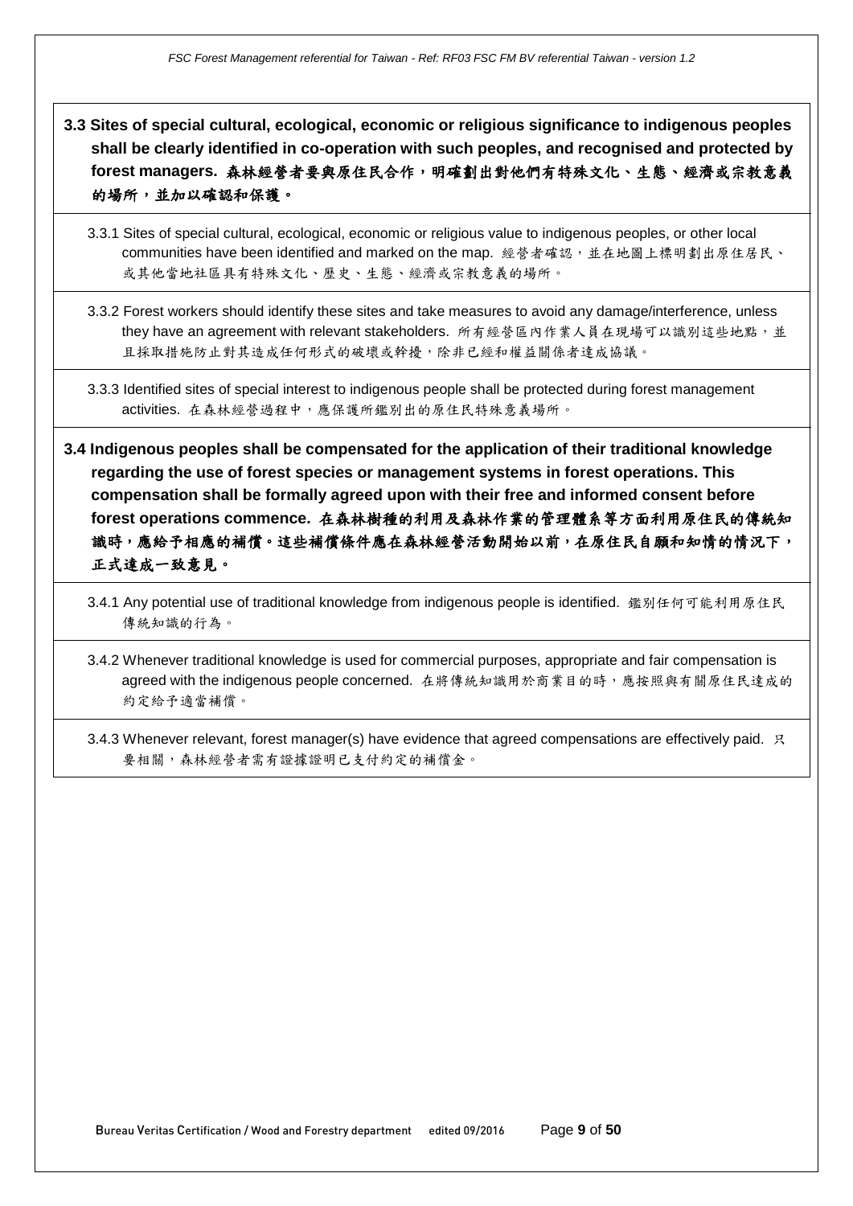**3.3 Sites of special cultural, ecological, economic or religious significance to indigenous peoples shall be clearly identified in co-operation with such peoples, and recognised and protected by forest managers. 森林經營者要與原住民合作，明確劃出對他們有特殊文化、生態、經濟或宗教意義的場所，並加以確認和保護。**

3.3.1 Sites of special cultural, ecological, economic or religious value to indigenous peoples, or other local communities have been identified and marked on the map. 經營者確認，並在地圖上標明劃出原住居民、或其他當地社區具有特殊文化、歷史、生態、經濟或宗教意義的場所。

3.3.2 Forest workers should identify these sites and take measures to avoid any damage/interference, unless they have an agreement with relevant stakeholders. 所有經營區內作業人員在現場可以識別這些地點，並且採取措施防止對其造成任何形式的破壞或幹擾，除非已經和權益關係者達成協議。

3.3.3 Identified sites of special interest to indigenous people shall be protected during forest management activities. 在森林經營過程中，應保護所鑑別出的原住民特殊意義場所。

**3.4 Indigenous peoples shall be compensated for the application of their traditional knowledge regarding the use of forest species or management systems in forest operations. This compensation shall be formally agreed upon with their free and informed consent before forest operations commence. 在森林樹種的利用及森林作業的管理體系等方面利用原住民的傳統知識時，應給予相應的補償。這些補償條件應在森林經營活動開始以前，在原住民自願和知情的情況下，正式達成一致意見。**

3.4.1 Any potential use of traditional knowledge from indigenous people is identified. 鑑別任何可能利用原住民傳統知識的行為。

3.4.2 Whenever traditional knowledge is used for commercial purposes, appropriate and fair compensation is agreed with the indigenous people concerned. 在將傳統知識用於商業目的時，應按照與有關原住民達成的約定給予適當補償。

3.4.3 Whenever relevant, forest manager(s) have evidence that agreed compensations are effectively paid. 只要相關，森林經營者需有證據證明已支付約定的補償金。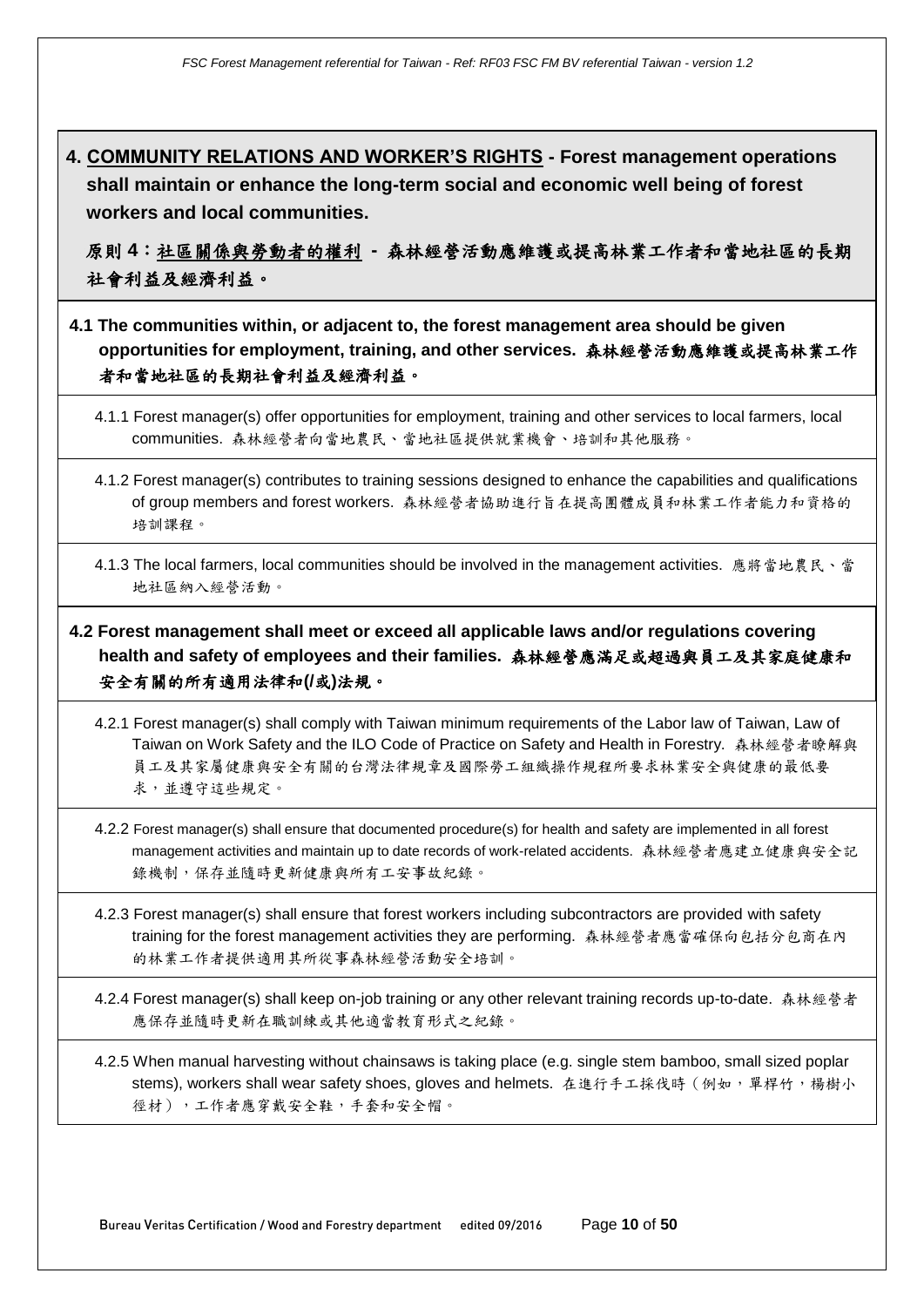## 4. COMMUNITY RELATIONS AND WORKER'S RIGHTS - Forest management operations shall maintain or enhance the long-term social and economic well being of forest workers and local communities.

## 原則 4：社區關係與勞動者的權利 - 森林經營活動應維護或提高林業工作者和當地社區的長期社會利益及經濟利益。

### 4.1 The communities within, or adjacent to, the forest management area should be given opportunities for employment, training, and other services. 森林經營活動應維護或提高林業工作者和當地社區的長期社會利益及經濟利益。

4.1.1 Forest manager(s) offer opportunities for employment, training and other services to local farmers, local communities. 森林經營者向當地農民、當地社區提供就業機會、培訓和其他服務。

4.1.2 Forest manager(s) contributes to training sessions designed to enhance the capabilities and qualifications of group members and forest workers. 森林經營者協助進行旨在提高團體成員和林業工作者能力和資格的培訓課程。

4.1.3 The local farmers, local communities should be involved in the management activities. 應將當地農民、當地社區納入經營活動。

### 4.2 Forest management shall meet or exceed all applicable laws and/or regulations covering health and safety of employees and their families. 森林經營應滿足或超過與員工及其家庭健康和安全有關的所有適用法律和(/或)法規。

4.2.1 Forest manager(s) shall comply with Taiwan minimum requirements of the Labor law of Taiwan, Law of Taiwan on Work Safety and the ILO Code of Practice on Safety and Health in Forestry. 森林經營者瞭解與員工及其家屬健康與安全有關的台灣法律規章及國際勞工組織操作規程所要求林業安全與健康的最低要求，並遵守這些規定。

4.2.2 Forest manager(s) shall ensure that documented procedure(s) for health and safety are implemented in all forest management activities and maintain up to date records of work-related accidents. 森林經營者應建立健康與安全記錄機制，保存並隨時更新健康與所有工安事故紀錄。

4.2.3 Forest manager(s) shall ensure that forest workers including subcontractors are provided with safety training for the forest management activities they are performing. 森林經營者應當確保向包括分包商在內的林業工作者提供適用其所從事森林經營活動安全培訓。

4.2.4 Forest manager(s) shall keep on-job training or any other relevant training records up-to-date. 森林經營者應保存並隨時更新在職訓練或其他適當教育形式之紀錄。

4.2.5 When manual harvesting without chainsaws is taking place (e.g. single stem bamboo, small sized poplar stems), workers shall wear safety shoes, gloves and helmets. 在進行手工採伐時（例如，單桿竹，楊樹小徑材），工作者應穿戴安全鞋，手套和安全帽。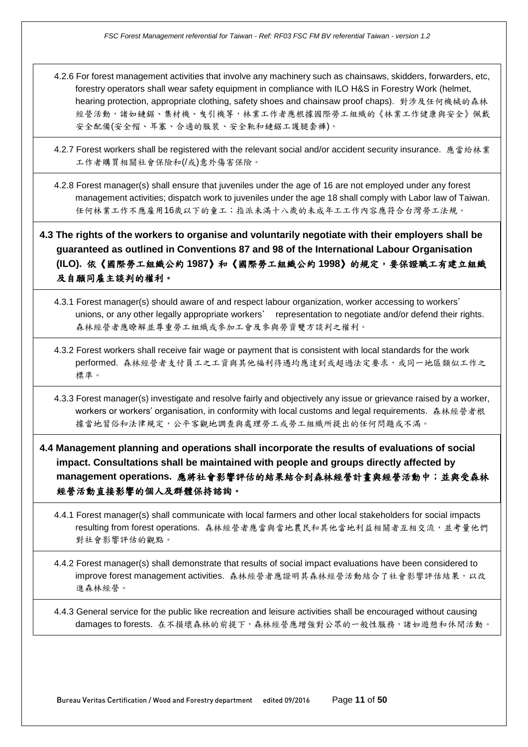4.2.6 For forest management activities that involve any machinery such as chainsaws, skidders, forwarders, etc, forestry operators shall wear safety equipment in compliance with ILO H&S in Forestry Work (helmet, hearing protection, appropriate clothing, safety shoes and chainsaw proof chaps). 對涉及任何機械的森林經營活動，諸如鏈鋸、集材機、曳引機等，林業工作者應根據國際勞工組織的《林業工作健康與安全》佩戴安全配備(安全帽、耳塞、合適的服裝、安全靴和鏈鋸工護腿套褲)。

4.2.7 Forest workers shall be registered with the relevant social and/or accident security insurance. 應當給林業工作者購買相關社會保險和(/或)意外傷害保險。

4.2.8 Forest manager(s) shall ensure that juveniles under the age of 16 are not employed under any forest management activities; dispatch work to juveniles under the age 18 shall comply with Labor law of Taiwan. 任何林業工作不應雇用16歲以下的童工；指派未滿十八歲的未成年工工作內容應符合台灣勞工法規。

**4.3 The rights of the workers to organise and voluntarily negotiate with their employers shall be guaranteed as outlined in Conventions 87 and 98 of the International Labour Organisation (ILO). 依《國際勞工組織公約 1987》和《國際勞工組織公約 1998》的規定，要保證職工有建立組織及自願同雇主談判的權利。**

4.3.1 Forest manager(s) should aware of and respect labour organization, worker accessing to workers' unions, or any other legally appropriate workers' representation to negotiate and/or defend their rights. 森林經營者應瞭解並尊重勞工組織或參加工會及參與勞資雙方談判之權利。

4.3.2 Forest workers shall receive fair wage or payment that is consistent with local standards for the work performed. 森林經營者支付員工之工資與其他福利待遇均應達到或超過法定要求，或同一地區類似工作之標準。

4.3.3 Forest manager(s) investigate and resolve fairly and objectively any issue or grievance raised by a worker, workers or workers' organisation, in conformity with local customs and legal requirements. 森林經營者根據當地習俗和法律規定，公平客觀地調查與處理勞工或勞工組織所提出的任何問題或不滿。

**4.4 Management planning and operations shall incorporate the results of evaluations of social impact. Consultations shall be maintained with people and groups directly affected by management operations. 應將社會影響評估的結果結合到森林經營計畫與經營活動中；並與受森林經營活動直接影響的個人及群體保持諮詢。**

4.4.1 Forest manager(s) shall communicate with local farmers and other local stakeholders for social impacts resulting from forest operations. 森林經營者應當與當地農民和其他當地利益相關者互相交流，並考量他們對社會影響評估的觀點。

4.4.2 Forest manager(s) shall demonstrate that results of social impact evaluations have been considered to improve forest management activities. 森林經營者應證明其森林經營活動結合了社會影響評估結果，以改進森林經營。

4.4.3 General service for the public like recreation and leisure activities shall be encouraged without causing damages to forests. 在不損壞森林的前提下，森林經營應增強對公眾的一般性服務，諸如遊憩和休閒活動。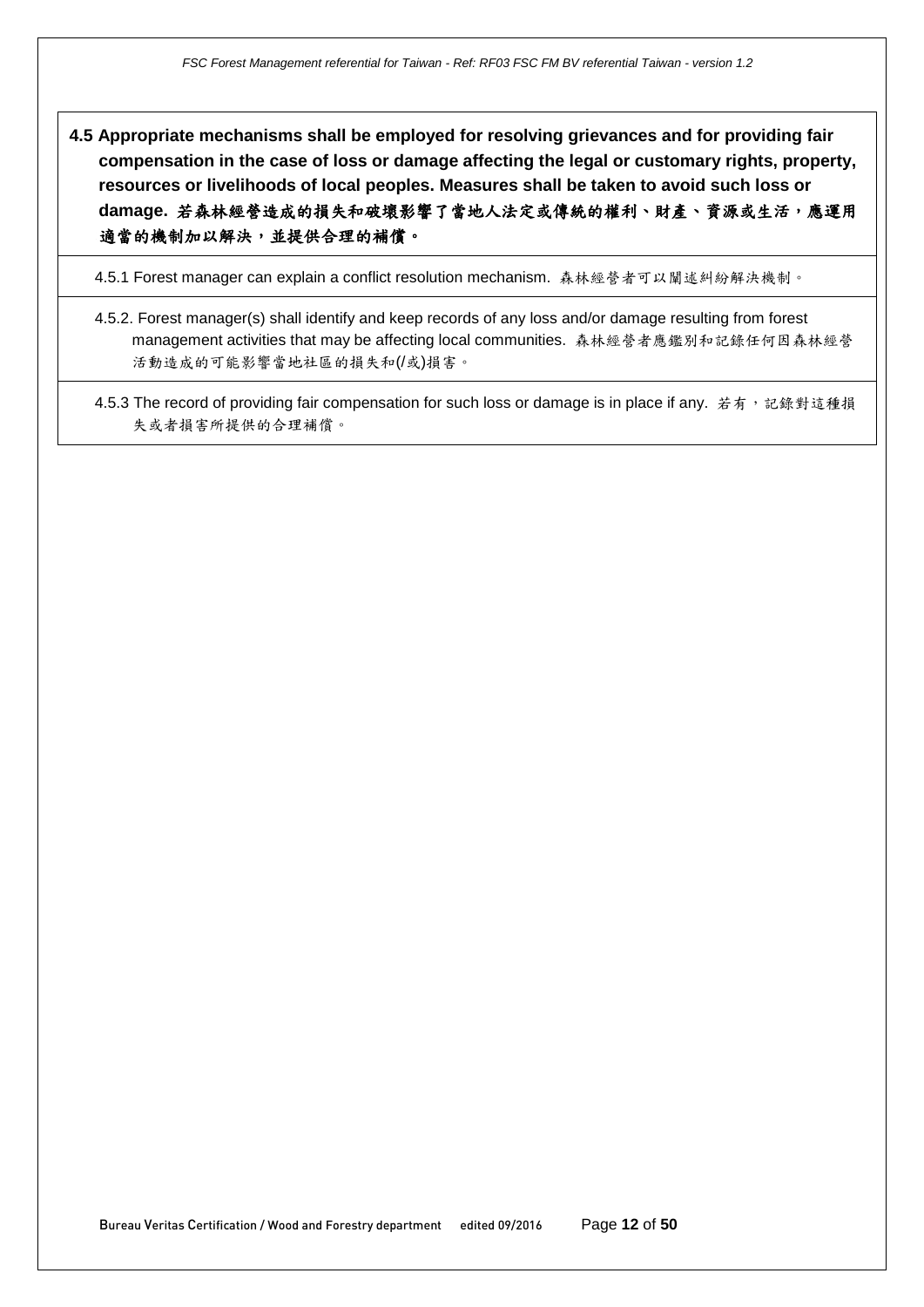**4.5 Appropriate mechanisms shall be employed for resolving grievances and for providing fair compensation in the case of loss or damage affecting the legal or customary rights, property, resources or livelihoods of local peoples. Measures shall be taken to avoid such loss or damage. 若森林經營造成的損失和破壞影響了當地人法定或傳統的權利、財產、資源或生活，應運用適當的機制加以解決，並提供合理的補償。**

4.5.1 Forest manager can explain a conflict resolution mechanism. 森林經營者可以闡述糾紛解決機制。

4.5.2. Forest manager(s) shall identify and keep records of any loss and/or damage resulting from forest management activities that may be affecting local communities. 森林經營者應鑑別和記錄任何因森林經營活動造成的可能影響當地社區的損失和(/或)損害。

4.5.3 The record of providing fair compensation for such loss or damage is in place if any. 若有，記錄對這種損失或者損害所提供的合理補償。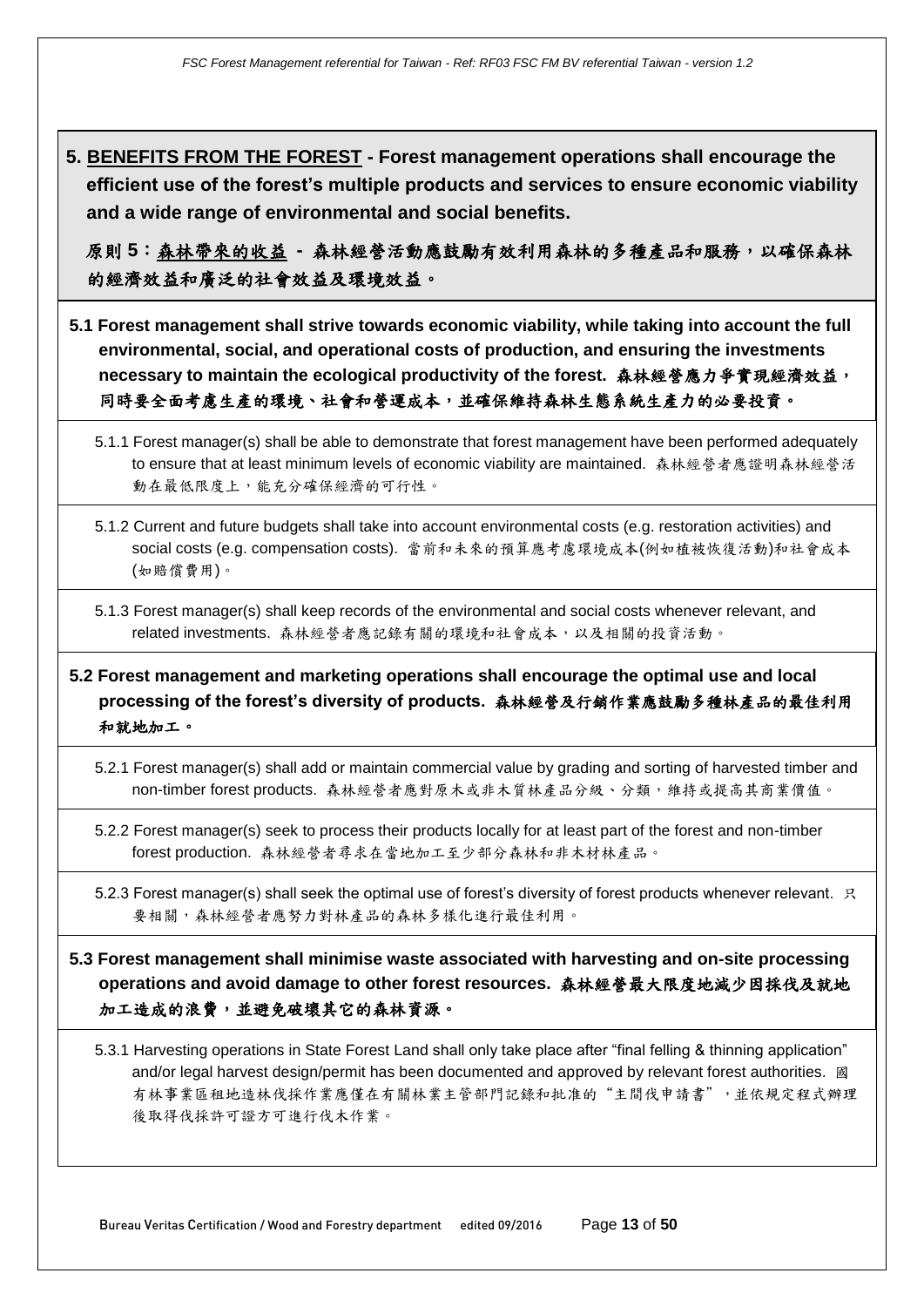## 5. <u>BENEFITS FROM THE FOREST</u> - Forest management operations shall encourage the efficient use of the forest's multiple products and services to ensure economic viability and a wide range of environmental and social benefits.

## 原則 5：<u>森林帶來的收益</u> - 森林經營活動應鼓勵有效利用森林的多種產品和服務，以確保森林的經濟效益和廣泛的社會效益及環境效益。

### 5.1 Forest management shall strive towards economic viability, while taking into account the full environmental, social, and operational costs of production, and ensuring the investments necessary to maintain the ecological productivity of the forest. 森林經營應力爭實現經濟效益，同時要全面考慮生產的環境、社會和營運成本，並確保維持森林生態系統生產力的必要投資。

5.1.1 Forest manager(s) shall be able to demonstrate that forest management have been performed adequately to ensure that at least minimum levels of economic viability are maintained. 森林經營者應證明森林經營活動在最低限度上，能充分確保經濟的可行性。

5.1.2 Current and future budgets shall take into account environmental costs (e.g. restoration activities) and social costs (e.g. compensation costs). 當前和未來的預算應考慮環境成本(例如植被恢復活動)和社會成本(如賠償費用)。

5.1.3 Forest manager(s) shall keep records of the environmental and social costs whenever relevant, and related investments. 森林經營者應記錄有關的環境和社會成本，以及相關的投資活動。

### 5.2 Forest management and marketing operations shall encourage the optimal use and local processing of the forest's diversity of products. 森林經營及行銷作業應鼓勵多種林產品的最佳利用和就地加工。

5.2.1 Forest manager(s) shall add or maintain commercial value by grading and sorting of harvested timber and non-timber forest products. 森林經營者應對原木或非木質林產品分級、分類，維持或提高其商業價值。

5.2.2 Forest manager(s) seek to process their products locally for at least part of the forest and non-timber forest production. 森林經營者尋求在當地加工至少部分森林和非木材林產品。

5.2.3 Forest manager(s) shall seek the optimal use of forest's diversity of forest products whenever relevant. 只要相關，森林經營者應努力對林產品的森林多樣化進行最佳利用。

### 5.3 Forest management shall minimise waste associated with harvesting and on-site processing operations and avoid damage to other forest resources. 森林經營最大限度地減少因採伐及就地加工造成的浪費，並避免破壞其它的森林資源。

5.3.1 Harvesting operations in State Forest Land shall only take place after "final felling & thinning application" and/or legal harvest design/permit has been documented and approved by relevant forest authorities. 國有林事業區租地造林伐採作業應僅在有關林業主管部門記錄和批准的"主間伐申請書"，並依規定程式辦理後取得伐採許可證方可進行伐木作業。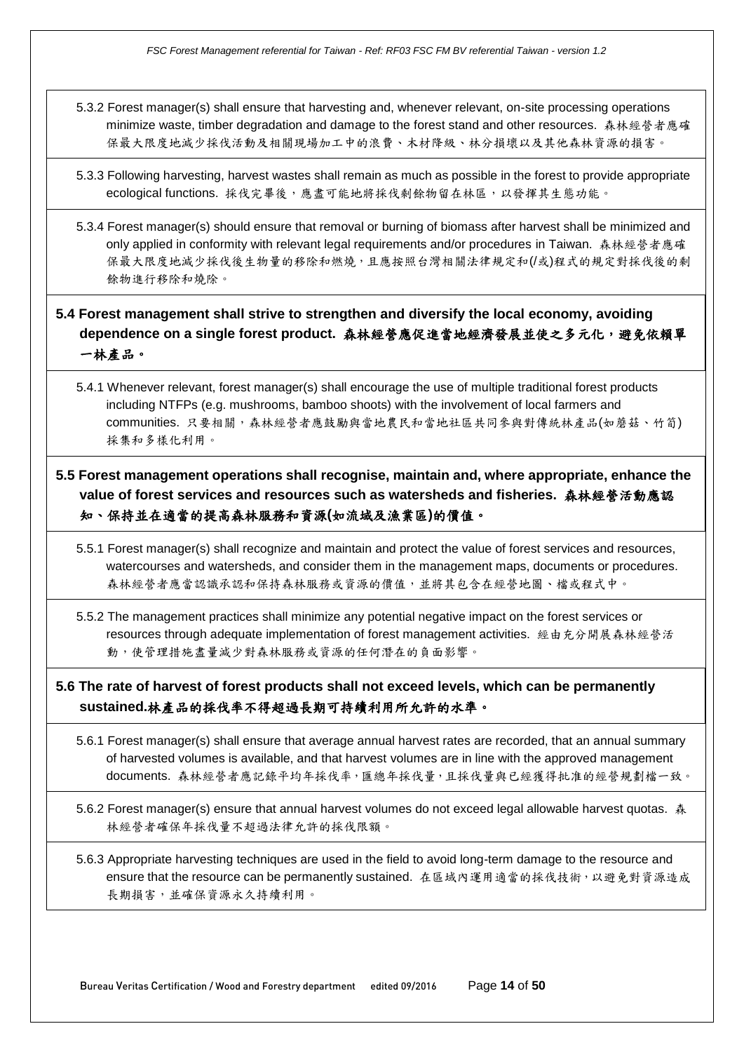5.3.2 Forest manager(s) shall ensure that harvesting and, whenever relevant, on-site processing operations minimize waste, timber degradation and damage to the forest stand and other resources. 森林經營者應確保最大限度地減少採伐活動及相關現場加工中的浪費、木材降級、林分損壞以及其他森林資源的損害。

5.3.3 Following harvesting, harvest wastes shall remain as much as possible in the forest to provide appropriate ecological functions. 採伐完畢後，應盡可能地將採伐剩餘物留在林區，以發揮其生態功能。

5.3.4 Forest manager(s) should ensure that removal or burning of biomass after harvest shall be minimized and only applied in conformity with relevant legal requirements and/or procedures in Taiwan. 森林經營者應確保最大限度地減少採伐後生物量的移除和燃燒，且應按照台灣相關法律規定和(/或)程式的規定對採伐後的剩餘物進行移除和燒除。

**5.4 Forest management shall strive to strengthen and diversify the local economy, avoiding dependence on a single forest product. 森林經營應促進當地經濟發展並使之多元化，避免依賴單一林產品。**

5.4.1 Whenever relevant, forest manager(s) shall encourage the use of multiple traditional forest products including NTFPs (e.g. mushrooms, bamboo shoots) with the involvement of local farmers and communities. 只要相關，森林經營者應鼓勵與當地農民和當地社區共同參與對傳統林產品(如蘑菇、竹筍)採集和多樣化利用。

**5.5 Forest management operations shall recognise, maintain and, where appropriate, enhance the value of forest services and resources such as watersheds and fisheries. 森林經營活動應認知、保持並在適當的提高森林服務和資源(如流域及漁業區)的價值。**

5.5.1 Forest manager(s) shall recognize and maintain and protect the value of forest services and resources, watercourses and watersheds, and consider them in the management maps, documents or procedures. 森林經營者應當認識承認和保持森林服務或資源的價值，並將其包含在經營地圖、檔或程式中。

5.5.2 The management practices shall minimize any potential negative impact on the forest services or resources through adequate implementation of forest management activities. 經由充分開展森林經營活動，使管理措施盡量減少對森林服務或資源的任何潛在的負面影響。

**5.6 The rate of harvest of forest products shall not exceed levels, which can be permanently sustained.林產品的採伐率不得超過長期可持續利用所允許的水準。**

5.6.1 Forest manager(s) shall ensure that average annual harvest rates are recorded, that an annual summary of harvested volumes is available, and that harvest volumes are in line with the approved management documents. 森林經營者應記錄平均年採伐率，匯總年採伐量，且採伐量與已經獲得批准的經營規劃檔一致。

5.6.2 Forest manager(s) ensure that annual harvest volumes do not exceed legal allowable harvest quotas. 森林經營者確保年採伐量不超過法律允許的採伐限額。

5.6.3 Appropriate harvesting techniques are used in the field to avoid long-term damage to the resource and ensure that the resource can be permanently sustained. 在區域內運用適當的採伐技術，以避免對資源造成長期損害，並確保資源永久持續利用。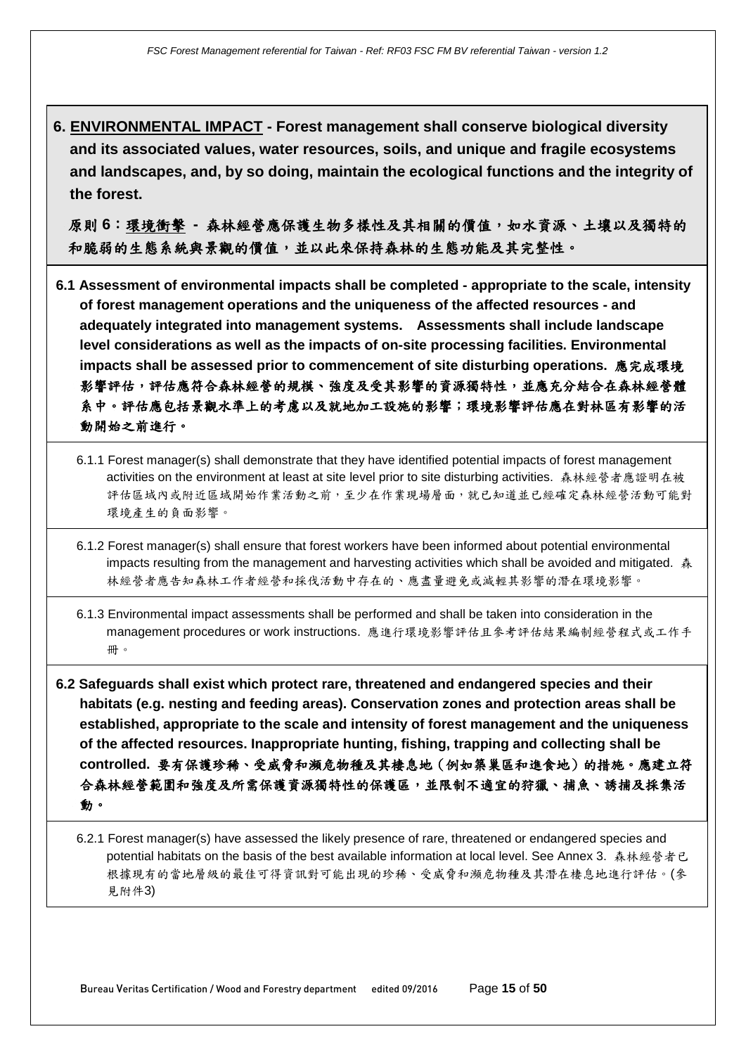## 6. <u>ENVIRONMENTAL IMPACT</u> - Forest management shall conserve biological diversity and its associated values, water resources, soils, and unique and fragile ecosystems and landscapes, and, by so doing, maintain the ecological functions and the integrity of the forest.

**原則 6：<u>環境衝擊</u> - 森林經營應保護生物多樣性及其相關的價值，如水資源、土壤以及獨特的和脆弱的生態系統與景觀的價值，並以此來保持森林的生態功能及其完整性。**

**6.1 Assessment of environmental impacts shall be completed - appropriate to the scale, intensity of forest management operations and the uniqueness of the affected resources - and adequately integrated into management systems. Assessments shall include landscape level considerations as well as the impacts of on-site processing facilities. Environmental impacts shall be assessed prior to commencement of site disturbing operations. 應完成環境影響評估，評估應符合森林經營的規模、強度及受其影響的資源獨特性，並應充分結合在森林經營體系中。評估應包括景觀水準上的考慮以及就地加工設施的影響；環境影響評估應在對林區有影響的活動開始之前進行。**

6.1.1 Forest manager(s) shall demonstrate that they have identified potential impacts of forest management activities on the environment at least at site level prior to site disturbing activities. 森林經營者應證明在被評估區域內或附近區域開始作業活動之前，至少在作業現場層面，就已知道並已經確定森林經營活動可能對環境產生的負面影響。

6.1.2 Forest manager(s) shall ensure that forest workers have been informed about potential environmental impacts resulting from the management and harvesting activities which shall be avoided and mitigated. 森林經營者應告知森林工作者經營和採伐活動中存在的、應盡量避免或減輕其影響的潛在環境影響。

6.1.3 Environmental impact assessments shall be performed and shall be taken into consideration in the management procedures or work instructions. 應進行環境影響評估且參考評估結果編制經營程式或工作手冊。

**6.2 Safeguards shall exist which protect rare, threatened and endangered species and their habitats (e.g. nesting and feeding areas). Conservation zones and protection areas shall be established, appropriate to the scale and intensity of forest management and the uniqueness of the affected resources. Inappropriate hunting, fishing, trapping and collecting shall be controlled. 要有保護珍稀、受威脅和瀕危物種及其棲息地（例如築巢區和進食地）的措施。應建立符合森林經營範圍和強度及所需保護資源獨特性的保護區，並限制不適宜的狩獵、捕魚、誘捕及採集活動。**

6.2.1 Forest manager(s) have assessed the likely presence of rare, threatened or endangered species and potential habitats on the basis of the best available information at local level. See Annex 3. 森林經營者已根據現有的當地層級的最佳可得資訊對可能出現的珍稀、受威脅和瀕危物種及其潛在棲息地進行評估。(參見附件3)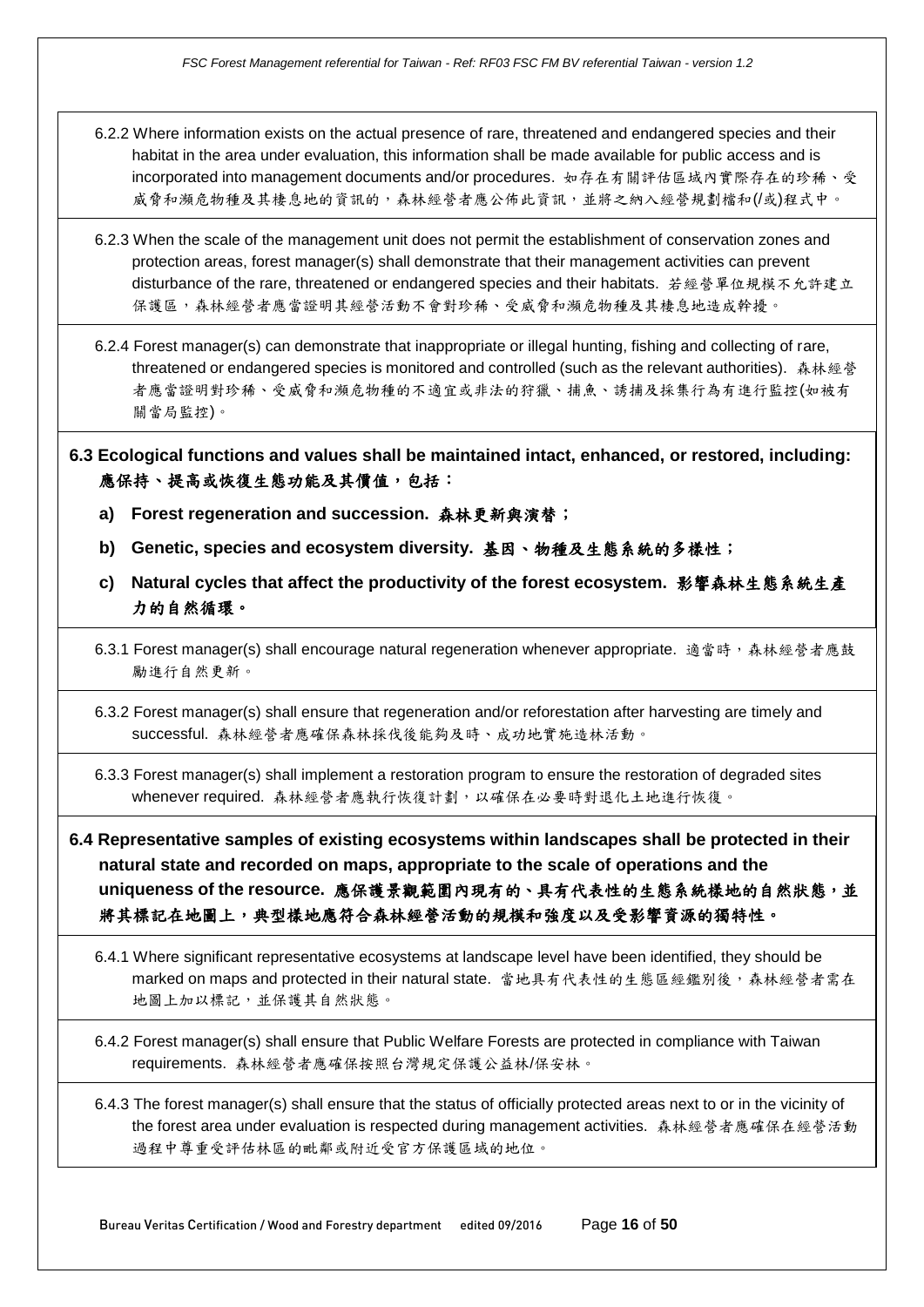6.2.2 Where information exists on the actual presence of rare, threatened and endangered species and their habitat in the area under evaluation, this information shall be made available for public access and is incorporated into management documents and/or procedures. 如存在有關評估區域內實際存在的珍稀、受威脅和瀕危物種及其棲息地的資訊的，森林經營者應公佈此資訊，並將之納入經營規劃檔和(/或)程式中。

6.2.3 When the scale of the management unit does not permit the establishment of conservation zones and protection areas, forest manager(s) shall demonstrate that their management activities can prevent disturbance of the rare, threatened or endangered species and their habitats. 若經營單位規模不允許建立保護區，森林經營者應當證明其經營活動不會對珍稀、受威脅和瀕危物種及其棲息地造成幹擾。

6.2.4 Forest manager(s) can demonstrate that inappropriate or illegal hunting, fishing and collecting of rare, threatened or endangered species is monitored and controlled (such as the relevant authorities). 森林經營者應當證明對珍稀、受威脅和瀕危物種的不適宜或非法的狩獵、捕魚、誘捕及採集行為有進行監控(如被有關當局監控)。

**6.3 Ecological functions and values shall be maintained intact, enhanced, or restored, including: 應保持、提高或恢復生態功能及其價值，包括：**

- **a) Forest regeneration and succession. 森林更新與演替；**
- **b) Genetic, species and ecosystem diversity. 基因、物種及生態系統的多樣性；**
- **c) Natural cycles that affect the productivity of the forest ecosystem. 影響森林生態系統生產力的自然循環。**

6.3.1 Forest manager(s) shall encourage natural regeneration whenever appropriate. 適當時，森林經營者應鼓勵進行自然更新。

6.3.2 Forest manager(s) shall ensure that regeneration and/or reforestation after harvesting are timely and successful. 森林經營者應確保森林採伐後能夠及時、成功地實施造林活動。

6.3.3 Forest manager(s) shall implement a restoration program to ensure the restoration of degraded sites whenever required. 森林經營者應執行恢復計劃，以確保在必要時對退化土地進行恢復。

**6.4 Representative samples of existing ecosystems within landscapes shall be protected in their natural state and recorded on maps, appropriate to the scale of operations and the uniqueness of the resource. 應保護景觀範圍內現有的、具有代表性的生態系統樣地的自然狀態，並將其標記在地圖上，典型樣地應符合森林經營活動的規模和強度以及受影響資源的獨特性。**

6.4.1 Where significant representative ecosystems at landscape level have been identified, they should be marked on maps and protected in their natural state. 當地具有代表性的生態區經鑑別後，森林經營者需在地圖上加以標記，並保護其自然狀態。

6.4.2 Forest manager(s) shall ensure that Public Welfare Forests are protected in compliance with Taiwan requirements. 森林經營者應確保按照台灣規定保護公益林/保安林。

6.4.3 The forest manager(s) shall ensure that the status of officially protected areas next to or in the vicinity of the forest area under evaluation is respected during management activities. 森林經營者應確保在經營活動過程中尊重受評估林區的毗鄰或附近受官方保護區域的地位。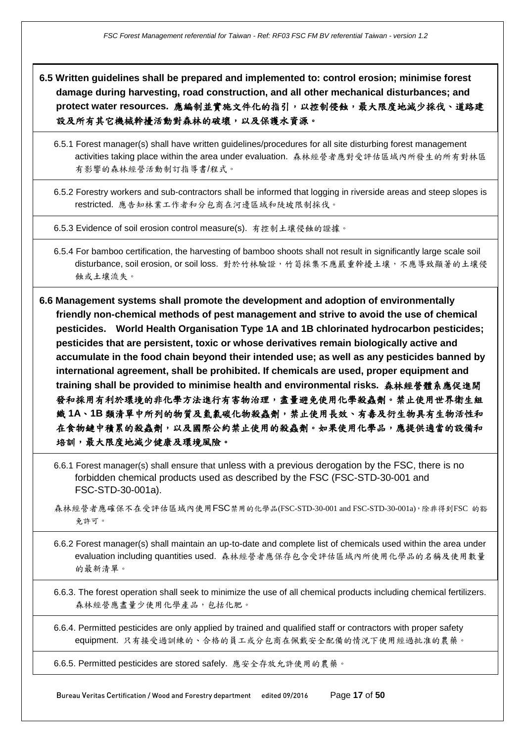**6.5 Written guidelines shall be prepared and implemented to: control erosion; minimise forest damage during harvesting, road construction, and all other mechanical disturbances; and protect water resources. 應編制並實施文件化的指引，以控制侵蝕，最大限度地減少採伐、道路建設及所有其它機械幹擾活動對森林的破壞，以及保護水資源。**

6.5.1 Forest manager(s) shall have written guidelines/procedures for all site disturbing forest management activities taking place within the area under evaluation. 森林經營者應對受評估區域內所發生的所有對林區有影響的森林經營活動制訂指導書/程式。

6.5.2 Forestry workers and sub-contractors shall be informed that logging in riverside areas and steep slopes is restricted. 應告知林業工作者和分包商在河邊區域和陡坡限制採伐。

6.5.3 Evidence of soil erosion control measure(s). 有控制土壤侵蝕的證據。

6.5.4 For bamboo certification, the harvesting of bamboo shoots shall not result in significantly large scale soil disturbance, soil erosion, or soil loss. 對於竹林驗證，竹筍採集不應嚴重幹擾土壤，不應導致顯著的土壤侵蝕或土壤流失。

**6.6 Management systems shall promote the development and adoption of environmentally friendly non-chemical methods of pest management and strive to avoid the use of chemical pesticides. World Health Organisation Type 1A and 1B chlorinated hydrocarbon pesticides; pesticides that are persistent, toxic or whose derivatives remain biologically active and accumulate in the food chain beyond their intended use; as well as any pesticides banned by international agreement, shall be prohibited. If chemicals are used, proper equipment and training shall be provided to minimise health and environmental risks. 森林經營體系應促進開發和採用有利於環境的非化學方法進行有害物治理，盡量避免使用化學殺蟲劑。禁止使用世界衛生組織 1A、1B 類清單中所列的物質及氫氯碳化物殺蟲劑，禁止使用長效、有毒及衍生物具有生物活性和在食物鏈中積累的殺蟲劑，以及國際公約禁止使用的殺蟲劑。如果使用化學品，應提供適當的設備和培訓，最大限度地減少健康及環境風險。**

6.6.1 Forest manager(s) shall ensure that unless with a previous derogation by the FSC, there is no forbidden chemical products used as described by the FSC (FSC-STD-30-001 and FSC-STD-30-001a).

森林經營者應確保不在受評估區域內使用FSC禁用的化學品(FSC-STD-30-001 and FSC-STD-30-001a)，除非得到FSC 的豁免許可。

6.6.2 Forest manager(s) shall maintain an up-to-date and complete list of chemicals used within the area under evaluation including quantities used. 森林經營者應保存包含受評估區域內所使用化學品的名稱及使用數量的最新清單。

6.6.3. The forest operation shall seek to minimize the use of all chemical products including chemical fertilizers. 森林經營應盡量少使用化學產品，包括化肥。

6.6.4. Permitted pesticides are only applied by trained and qualified staff or contractors with proper safety equipment. 只有接受過訓練的、合格的員工或分包商在佩戴安全配備的情況下使用經過批准的農藥。

6.6.5. Permitted pesticides are stored safely. 應安全存放允許使用的農藥。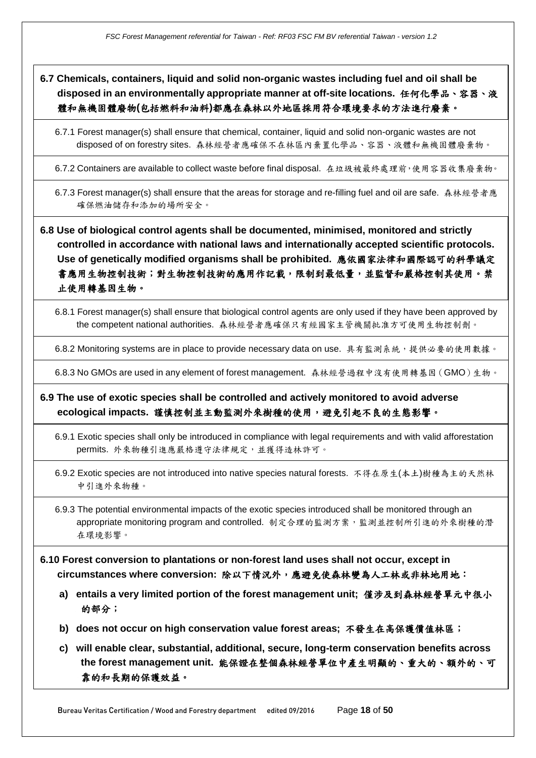**6.7 Chemicals, containers, liquid and solid non-organic wastes including fuel and oil shall be disposed in an environmentally appropriate manner at off-site locations. 任何化學品、容器、液體和無機固體廢物(包括燃料和油料)都應在森林以外地區採用符合環境要求的方法進行廢棄。**

6.7.1 Forest manager(s) shall ensure that chemical, container, liquid and solid non-organic wastes are not disposed of on forestry sites. 森林經營者應確保不在林區內棄置化學品、容器、液體和無機固體廢棄物。

6.7.2 Containers are available to collect waste before final disposal. 在垃圾被最終處理前,使用容器收集廢棄物。

6.7.3 Forest manager(s) shall ensure that the areas for storage and re-filling fuel and oil are safe. 森林經營者應確保燃油儲存和添加的場所安全。

**6.8 Use of biological control agents shall be documented, minimised, monitored and strictly controlled in accordance with national laws and internationally accepted scientific protocols. Use of genetically modified organisms shall be prohibited. 應依國家法律和國際認可的科學議定書應用生物控制技術；對生物控制技術的應用作記載，限制到最低量，並監督和嚴格控制其使用。禁止使用轉基因生物。**

6.8.1 Forest manager(s) shall ensure that biological control agents are only used if they have been approved by the competent national authorities. 森林經營者應確保只有經國家主管機關批准方可使用生物控制劑。

6.8.2 Monitoring systems are in place to provide necessary data on use. 具有監測系統，提供必要的使用數據。

6.8.3 No GMOs are used in any element of forest management. 森林經營過程中沒有使用轉基因（GMO）生物。

**6.9 The use of exotic species shall be controlled and actively monitored to avoid adverse ecological impacts. 謹慎控制並主動監測外來樹種的使用，避免引起不良的生態影響。**

6.9.1 Exotic species shall only be introduced in compliance with legal requirements and with valid afforestation permits. 外來物種引進應嚴格遵守法律規定，並獲得造林許可。

6.9.2 Exotic species are not introduced into native species natural forests. 不得在原生(本土)樹種為主的天然林中引進外來物種。

6.9.3 The potential environmental impacts of the exotic species introduced shall be monitored through an appropriate monitoring program and controlled. 制定合理的監測方案，監測並控制所引進的外來樹種的潛在環境影響。

**6.10 Forest conversion to plantations or non-forest land uses shall not occur, except in circumstances where conversion: 除以下情況外，應避免使森林變為人工林或非林地用地：**

**a) entails a very limited portion of the forest management unit; 僅涉及到森林經營單元中很小的部分；**

**b) does not occur on high conservation value forest areas; 不發生在高保護價值林區；**

**c) will enable clear, substantial, additional, secure, long-term conservation benefits across the forest management unit. 能保證在整個森林經營單位中產生明顯的、重大的、額外的、可靠的和長期的保護效益。**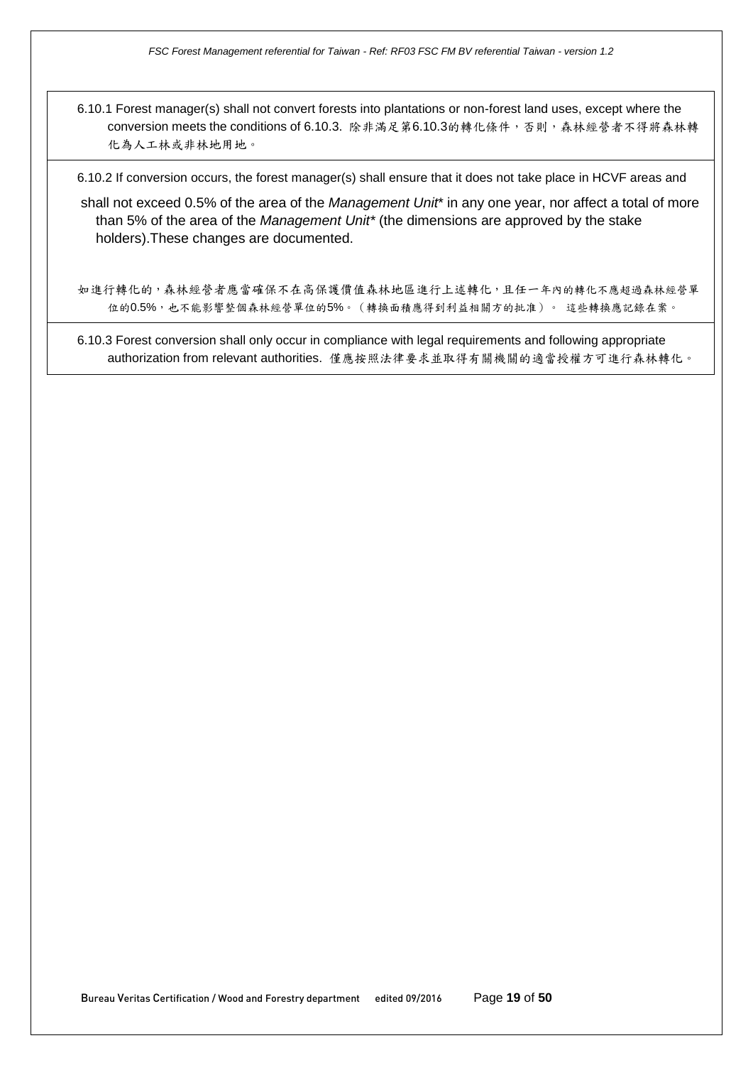6.10.1 Forest manager(s) shall not convert forests into plantations or non-forest land uses, except where the conversion meets the conditions of 6.10.3. 除非滿足第6.10.3的轉化條件，否則，森林經營者不得將森林轉化為人工林或非林地用地。

6.10.2 If conversion occurs, the forest manager(s) shall ensure that it does not take place in HCVF areas and shall not exceed 0.5% of the area of the *Management Unit** in any one year, nor affect a total of more than 5% of the area of the *Management Unit** (the dimensions are approved by the stake holders).These changes are documented.

如進行轉化的，森林經營者應當確保不在高保護價值森林地區進行上述轉化，且任一年內的轉化不應超過森林經營單位的0.5%，也不能影響整個森林經營單位的5%。（轉換面積應得到利益相關方的批准）。 這些轉換應記錄在案。

6.10.3 Forest conversion shall only occur in compliance with legal requirements and following appropriate authorization from relevant authorities. 僅應按照法律要求並取得有關機關的適當授權方可進行森林轉化。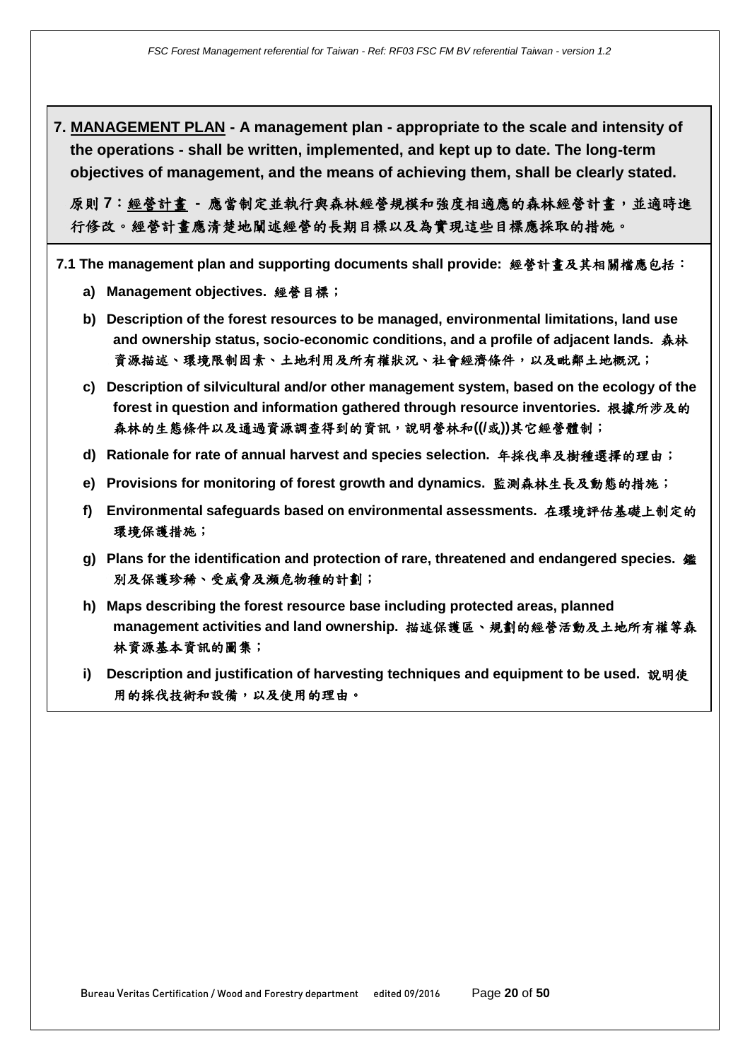**7. <u>MANAGEMENT PLAN</u> - A management plan - appropriate to the scale and intensity of the operations - shall be written, implemented, and kept up to date. The long-term objectives of management, and the means of achieving them, shall be clearly stated.**

**原則 7：<u>經營計畫</u> - 應當制定並執行與森林經營規模和強度相適應的森林經營計畫，並適時進行修改。經營計畫應清楚地闡述經營的長期目標以及為實現這些目標應採取的措施。**

**7.1 The management plan and supporting documents shall provide: 經營計畫及其相關檔應包括：**

a) **Management objectives. 經營目標；**

b) **Description of the forest resources to be managed, environmental limitations, land use and ownership status, socio-economic conditions, and a profile of adjacent lands. 森林資源描述、環境限制因素、土地利用及所有權狀況、社會經濟條件，以及毗鄰土地概況；**

c) **Description of silvicultural and/or other management system, based on the ecology of the forest in question and information gathered through resource inventories. 根據所涉及的森林的生態條件以及通過資源調查得到的資訊，說明營林和((/或))其它經營體制；**

d) **Rationale for rate of annual harvest and species selection. 年採伐率及樹種選擇的理由；**

e) **Provisions for monitoring of forest growth and dynamics. 監測森林生長及動態的措施；**

f) **Environmental safeguards based on environmental assessments. 在環境評估基礎上制定的環境保護措施；**

g) **Plans for the identification and protection of rare, threatened and endangered species. 鑑別及保護珍稀、受威脅及瀕危物種的計劃；**

h) **Maps describing the forest resource base including protected areas, planned management activities and land ownership. 描述保護區、規劃的經營活動及土地所有權等森林資源基本資訊的圖集；**

i) **Description and justification of harvesting techniques and equipment to be used. 說明使用的採伐技術和設備，以及使用的理由。**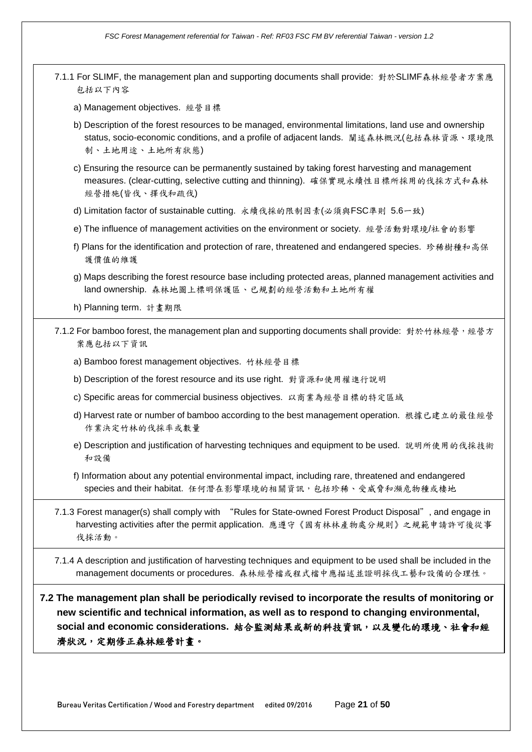7.1.1 For SLIMF, the management plan and supporting documents shall provide: 對於SLIMF森林經營者方案應包括以下內容

a) Management objectives. 經營目標

b) Description of the forest resources to be managed, environmental limitations, land use and ownership status, socio-economic conditions, and a profile of adjacent lands. 闡述森林概況(包括森林資源、環境限制、土地用途、土地所有狀態)

c) Ensuring the resource can be permanently sustained by taking forest harvesting and management measures. (clear-cutting, selective cutting and thinning). 確保實現永續性目標所採用的伐採方式和森林經營措施(皆伐、擇伐和疏伐)

d) Limitation factor of sustainable cutting. 永續伐採的限制因素(必須與FSC準則 5.6一致)

e) The influence of management activities on the environment or society. 經營活動對環境/社會的影響

f) Plans for the identification and protection of rare, threatened and endangered species. 珍稀樹種和高保護價值的維護

g) Maps describing the forest resource base including protected areas, planned management activities and land ownership. 森林地圖上標明保護區、已規劃的經營活動和土地所有權

h) Planning term. 計畫期限

7.1.2 For bamboo forest, the management plan and supporting documents shall provide: 對於竹林經營，經營方案應包括以下資訊

a) Bamboo forest management objectives. 竹林經營目標

b) Description of the forest resource and its use right. 對資源和使用權進行說明

c) Specific areas for commercial business objectives. 以商業為經營目標的特定區域

d) Harvest rate or number of bamboo according to the best management operation. 根據已建立的最佳經營作業決定竹林的伐採率或數量

e) Description and justification of harvesting techniques and equipment to be used. 說明所使用的伐採技術和設備

f) Information about any potential environmental impact, including rare, threatened and endangered species and their habitat. 任何潛在影響環境的相關資訊，包括珍稀、受威脅和瀕危物種或棲地

7.1.3 Forest manager(s) shall comply with "Rules for State-owned Forest Product Disposal", and engage in harvesting activities after the permit application. 應遵守《國有林林產物處分規則》之規範申請許可後從事伐採活動。

7.1.4 A description and justification of harvesting techniques and equipment to be used shall be included in the management documents or procedures. 森林經營檔或程式檔中應描述並證明採伐工藝和設備的合理性。

**7.2 The management plan shall be periodically revised to incorporate the results of monitoring or new scientific and technical information, as well as to respond to changing environmental, social and economic considerations. 結合監測結果或新的科技資訊，以及變化的環境、社會和經濟狀況，定期修正森林經營計畫。**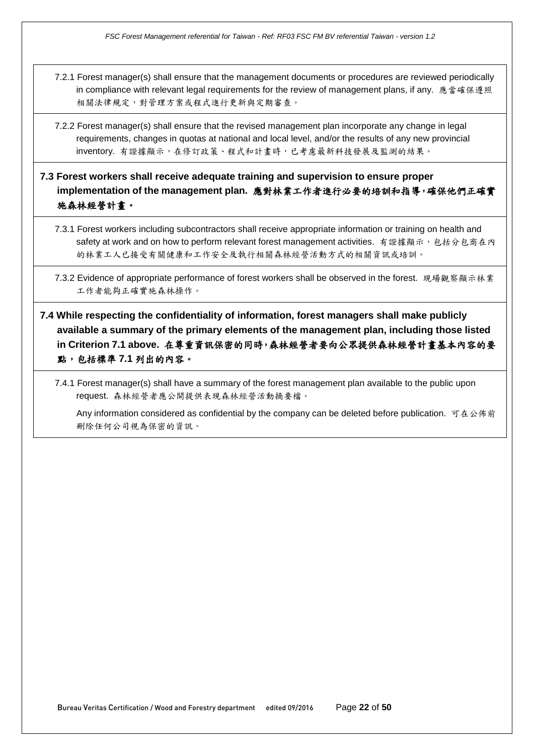7.2.1 Forest manager(s) shall ensure that the management documents or procedures are reviewed periodically in compliance with relevant legal requirements for the review of management plans, if any. 應當確保遵照相關法律規定，對管理方案或程式進行更新與定期審查。

7.2.2 Forest manager(s) shall ensure that the revised management plan incorporate any change in legal requirements, changes in quotas at national and local level, and/or the results of any new provincial inventory. 有證據顯示，在修訂政策、程式和計畫時，已考慮最新科技發展及監測的結果。

**7.3 Forest workers shall receive adequate training and supervision to ensure proper implementation of the management plan. 應對林業工作者進行必要的培訓和指導，確保他們正確實施森林經營計畫。**

7.3.1 Forest workers including subcontractors shall receive appropriate information or training on health and safety at work and on how to perform relevant forest management activities. 有證據顯示，包括分包商在內的林業工人已接受有關健康和工作安全及執行相關森林經營活動方式的相關資訊或培訓。

7.3.2 Evidence of appropriate performance of forest workers shall be observed in the forest. 現場觀察顯示林業工作者能夠正確實施森林操作。

**7.4 While respecting the confidentiality of information, forest managers shall make publicly available a summary of the primary elements of the management plan, including those listed in Criterion 7.1 above. 在尊重資訊保密的同時，森林經營者要向公眾提供森林經營計畫基本內容的要點，包括標準 7.1 列出的內容。**

7.4.1 Forest manager(s) shall have a summary of the forest management plan available to the public upon request. 森林經營者應公開提供表現森林經營活動摘要檔。

Any information considered as confidential by the company can be deleted before publication. 可在公佈前刪除任何公司視為保密的資訊。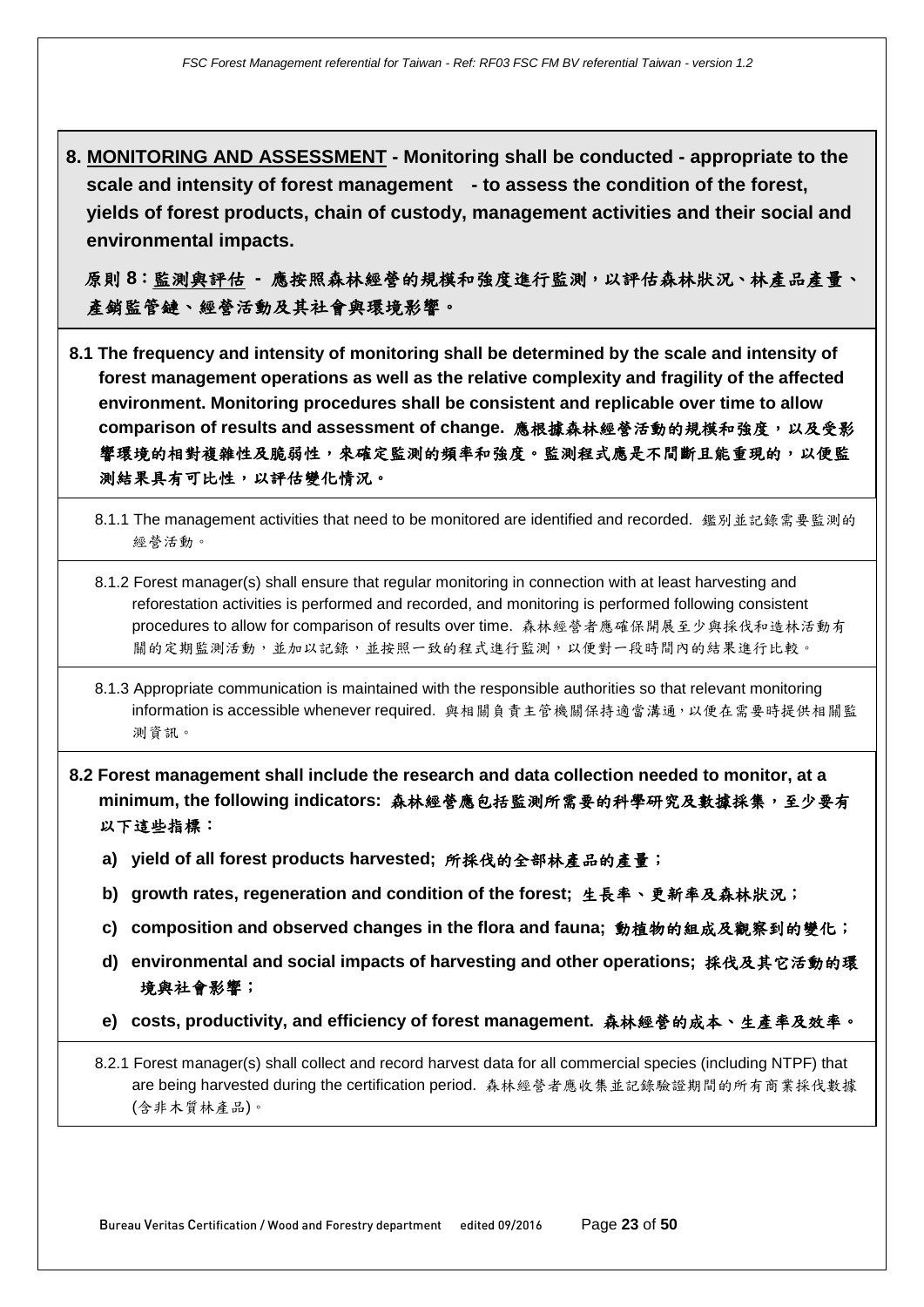## 8. <u>MONITORING AND ASSESSMENT</u> - Monitoring shall be conducted - appropriate to the scale and intensity of forest management - to assess the condition of the forest, yields of forest products, chain of custody, management activities and their social and environmental impacts.

**原則 8：<u>監測與評估</u> - 應按照森林經營的規模和強度進行監測，以評估森林狀況、林產品產量、產銷監管鏈、經營活動及其社會與環境影響。**

**8.1 The frequency and intensity of monitoring shall be determined by the scale and intensity of forest management operations as well as the relative complexity and fragility of the affected environment. Monitoring procedures shall be consistent and replicable over time to allow comparison of results and assessment of change. 應根據森林經營活動的規模和強度，以及受影響環境的相對複雜性及脆弱性，來確定監測的頻率和強度。監測程式應是不間斷且能重現的，以便監測結果具有可比性，以評估變化情況。**

8.1.1 The management activities that need to be monitored are identified and recorded. 鑑別並記錄需要監測的經營活動。

8.1.2 Forest manager(s) shall ensure that regular monitoring in connection with at least harvesting and reforestation activities is performed and recorded, and monitoring is performed following consistent procedures to allow for comparison of results over time. 森林經營者應確保開展至少與採伐和造林活動有關的定期監測活動，並加以記錄，並按照一致的程式進行監測，以便對一段時間內的結果進行比較。

8.1.3 Appropriate communication is maintained with the responsible authorities so that relevant monitoring information is accessible whenever required. 與相關負責主管機關保持適當溝通，以便在需要時提供相關監測資訊。

**8.2 Forest management shall include the research and data collection needed to monitor, at a minimum, the following indicators: 森林經營應包括監測所需要的科學研究及數據採集，至少要有以下這些指標：**

- **a) yield of all forest products harvested; 所採伐的全部林產品的產量；**
- **b) growth rates, regeneration and condition of the forest; 生長率、更新率及森林狀況；**
- **c) composition and observed changes in the flora and fauna; 動植物的組成及觀察到的變化；**
- **d) environmental and social impacts of harvesting and other operations; 採伐及其它活動的環境與社會影響；**
- **e) costs, productivity, and efficiency of forest management. 森林經營的成本、生產率及效率。**

8.2.1 Forest manager(s) shall collect and record harvest data for all commercial species (including NTPF) that are being harvested during the certification period. 森林經營者應收集並記錄驗證期間的所有商業採伐數據(含非木質林產品)。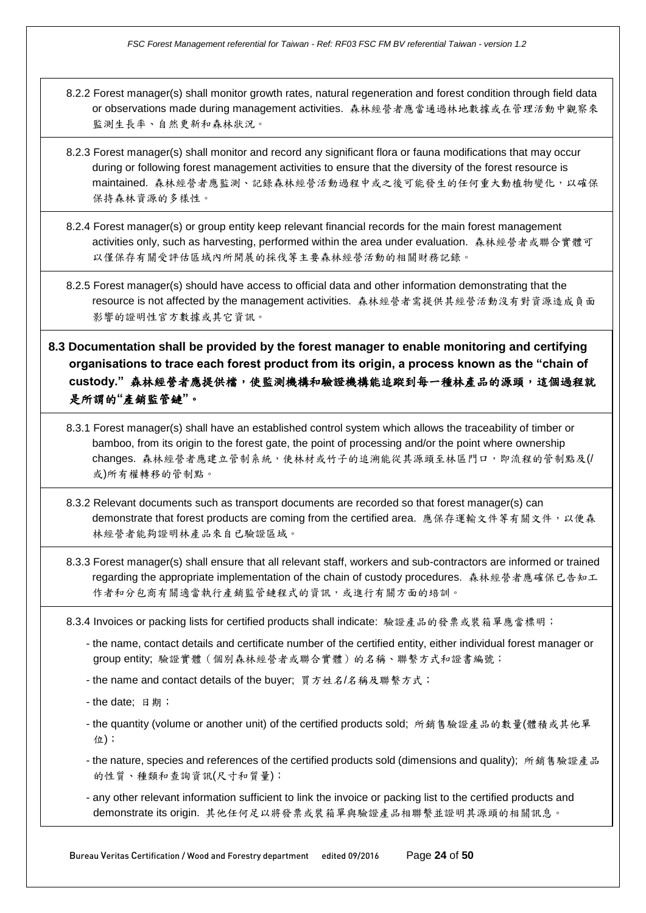8.2.2 Forest manager(s) shall monitor growth rates, natural regeneration and forest condition through field data or observations made during management activities. 森林經營者應當通過林地數據或在管理活動中觀察來監測生長率、自然更新和森林狀況。

8.2.3 Forest manager(s) shall monitor and record any significant flora or fauna modifications that may occur during or following forest management activities to ensure that the diversity of the forest resource is maintained. 森林經營者應監測、記錄森林經營活動過程中或之後可能發生的任何重大動植物變化，以確保保持森林資源的多樣性。

8.2.4 Forest manager(s) or group entity keep relevant financial records for the main forest management activities only, such as harvesting, performed within the area under evaluation. 森林經營者或聯合實體可以僅保存有關受評估區域內所開展的採伐等主要森林經營活動的相關財務記錄。

8.2.5 Forest manager(s) should have access to official data and other information demonstrating that the resource is not affected by the management activities. 森林經營者需提供其經營活動沒有對資源造成負面影響的證明性官方數據或其它資訊。

**8.3 Documentation shall be provided by the forest manager to enable monitoring and certifying organisations to trace each forest product from its origin, a process known as the "chain of custody." 森林經營者應提供檔，使監測機構和驗證機構能追蹤到每一種林產品的源頭，這個過程就是所謂的"產銷監管鏈"。**

8.3.1 Forest manager(s) shall have an established control system which allows the traceability of timber or bamboo, from its origin to the forest gate, the point of processing and/or the point where ownership changes. 森林經營者應建立管制系統，使林材或竹子的追溯能從其源頭至林區門口，即流程的管制點及(/或)所有權轉移的管制點。

8.3.2 Relevant documents such as transport documents are recorded so that forest manager(s) can demonstrate that forest products are coming from the certified area. 應保存運輸文件等有關文件，以便森林經營者能夠證明林產品來自已驗證區域。

8.3.3 Forest manager(s) shall ensure that all relevant staff, workers and sub-contractors are informed or trained regarding the appropriate implementation of the chain of custody procedures. 森林經營者應確保已告知工作者和分包商有關適當執行產銷監管鏈程式的資訊，或進行有關方面的培訓。

8.3.4 Invoices or packing lists for certified products shall indicate: 驗證產品的發票或裝箱單應當標明；

- the name, contact details and certificate number of the certified entity, either individual forest manager or group entity; 驗證實體（個別森林經營者或聯合實體）的名稱、聯繫方式和證書編號；
- the name and contact details of the buyer; 買方姓名/名稱及聯繫方式；
- the date; 日期；
- the quantity (volume or another unit) of the certified products sold; 所銷售驗證產品的數量(體積或其他單位)；
- the nature, species and references of the certified products sold (dimensions and quality); 所銷售驗證產品的性質、種類和查詢資訊(尺寸和質量)；
- any other relevant information sufficient to link the invoice or packing list to the certified products and demonstrate its origin. 其他任何足以將發票或裝箱單與驗證產品相聯繫並證明其源頭的相關訊息。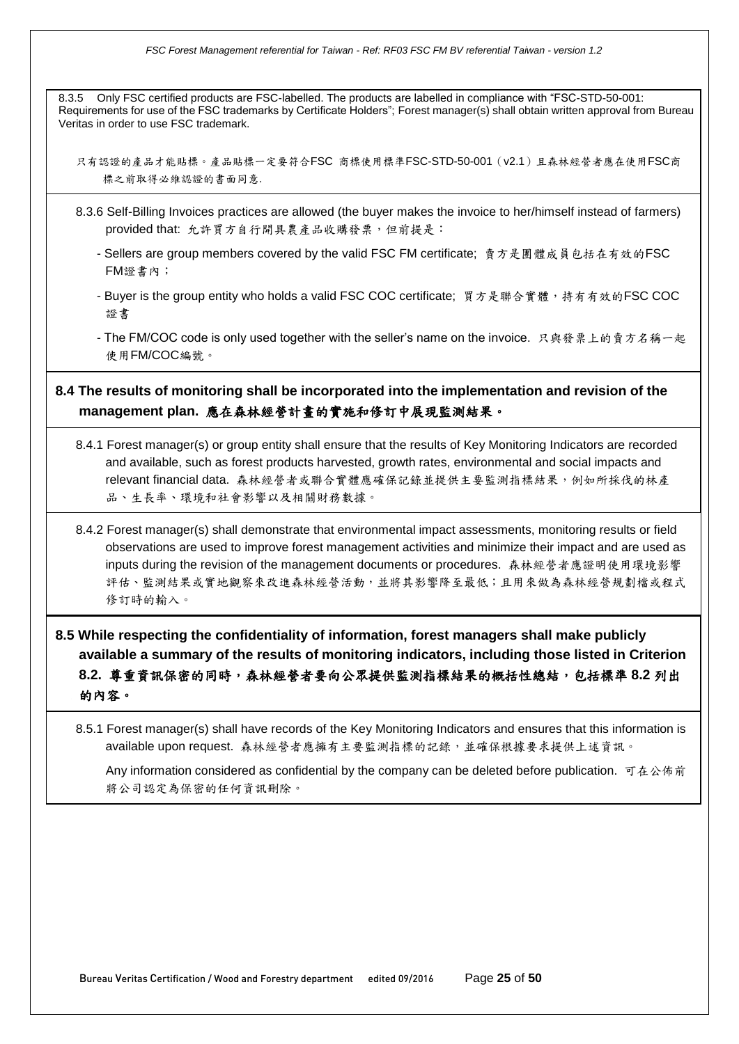8.3.5 Only FSC certified products are FSC-labelled. The products are labelled in compliance with "FSC-STD-50-001: Requirements for use of the FSC trademarks by Certificate Holders"; Forest manager(s) shall obtain written approval from Bureau Veritas in order to use FSC trademark.

只有認證的產品才能貼標。產品貼標一定要符合FSC 商標使用標準FSC-STD-50-001（v2.1）且森林經營者應在使用FSC商標之前取得必維認證的書面同意.

8.3.6 Self-Billing Invoices practices are allowed (the buyer makes the invoice to her/himself instead of farmers) provided that: 允許買方自行開具農產品收購發票，但前提是：

- Sellers are group members covered by the valid FSC FM certificate; 賣方是團體成員包括在有效的FSC FM證書內；
- Buyer is the group entity who holds a valid FSC COC certificate; 買方是聯合實體，持有有效的FSC COC 證書
- The FM/COC code is only used together with the seller's name on the invoice. 只與發票上的賣方名稱一起使用FM/COC編號。

## 8.4 The results of monitoring shall be incorporated into the implementation and revision of the management plan. 應在森林經營計畫的實施和修訂中展現監測結果。

8.4.1 Forest manager(s) or group entity shall ensure that the results of Key Monitoring Indicators are recorded and available, such as forest products harvested, growth rates, environmental and social impacts and relevant financial data. 森林經營者或聯合實體應確保記錄並提供主要監測指標結果，例如所採伐的林產品、生長率、環境和社會影響以及相關財務數據。

8.4.2 Forest manager(s) shall demonstrate that environmental impact assessments, monitoring results or field observations are used to improve forest management activities and minimize their impact and are used as inputs during the revision of the management documents or procedures. 森林經營者應證明使用環境影響評估、監測結果或實地觀察來改進森林經營活動，並將其影響降至最低；且用來做為森林經營規劃檔或程式修訂時的輸入。

## 8.5 While respecting the confidentiality of information, forest managers shall make publicly available a summary of the results of monitoring indicators, including those listed in Criterion 8.2. 尊重資訊保密的同時，森林經營者要向公眾提供監測指標結果的概括性總結，包括標準 8.2 列出的內容。

8.5.1 Forest manager(s) shall have records of the Key Monitoring Indicators and ensures that this information is available upon request. 森林經營者應擁有主要監測指標的記錄，並確保根據要求提供上述資訊。

Any information considered as confidential by the company can be deleted before publication. 可在公佈前將公司認定為保密的任何資訊刪除。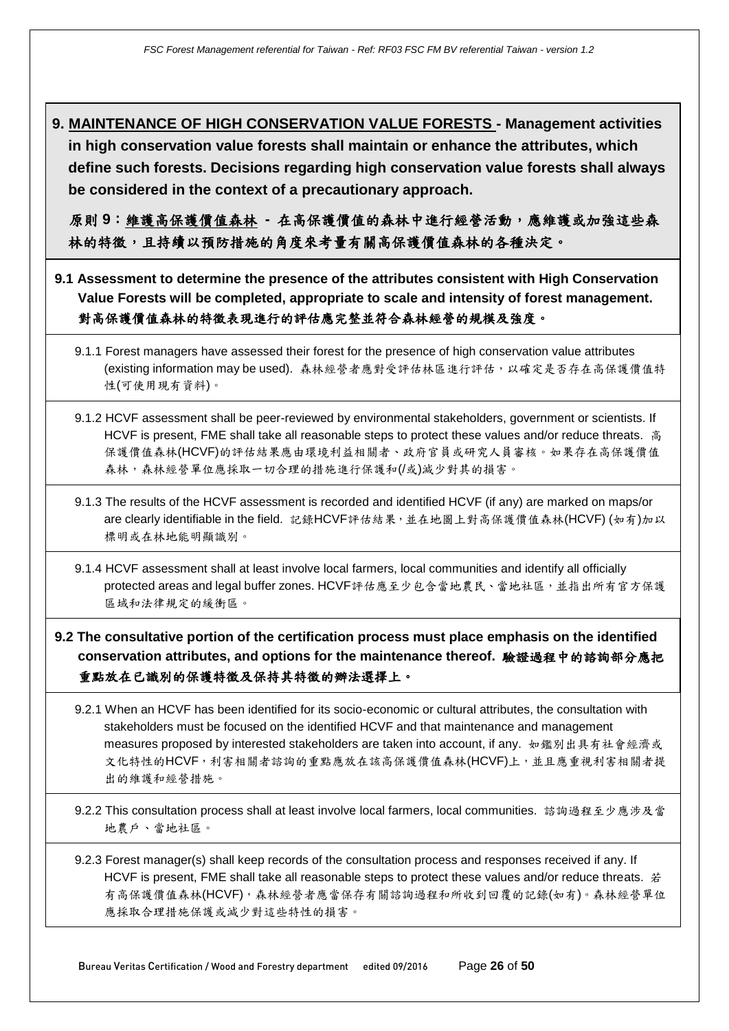## 9. MAINTENANCE OF HIGH CONSERVATION VALUE FORESTS - Management activities in high conservation value forests shall maintain or enhance the attributes, which define such forests. Decisions regarding high conservation value forests shall always be considered in the context of a precautionary approach.

**原則 9：維護高保護價值森林 - 在高保護價值的森林中進行經營活動，應維護或加強這些森林的特徵，且持續以預防措施的角度來考量有關高保護價值森林的各種決定。**

### 9.1 Assessment to determine the presence of the attributes consistent with High Conservation Value Forests will be completed, appropriate to scale and intensity of forest management. 對高保護價值森林的特徵表現進行的評估應完整並符合森林經營的規模及強度。

9.1.1 Forest managers have assessed their forest for the presence of high conservation value attributes (existing information may be used). 森林經營者應對受評估林區進行評估，以確定是否存在高保護價值特性(可使用現有資料)。

9.1.2 HCVF assessment shall be peer-reviewed by environmental stakeholders, government or scientists. If HCVF is present, FME shall take all reasonable steps to protect these values and/or reduce threats. 高保護價值森林(HCVF)的評估結果應由環境利益相關者、政府官員或研究人員審核。如果存在高保護價值森林，森林經營單位應採取一切合理的措施進行保護和(/或)減少對其的損害。

9.1.3 The results of the HCVF assessment is recorded and identified HCVF (if any) are marked on maps/or are clearly identifiable in the field. 記錄HCVF評估結果，並在地圖上對高保護價值森林(HCVF) (如有)加以標明或在林地能明顯識別。

9.1.4 HCVF assessment shall at least involve local farmers, local communities and identify all officially protected areas and legal buffer zones. HCVF評估應至少包含當地農民、當地社區，並指出所有官方保護區域和法律規定的緩衝區。

### 9.2 The consultative portion of the certification process must place emphasis on the identified conservation attributes, and options for the maintenance thereof. 驗證過程中的諮詢部分應把重點放在已識別的保護特徵及保持其特徵的辦法選擇上。

9.2.1 When an HCVF has been identified for its socio-economic or cultural attributes, the consultation with stakeholders must be focused on the identified HCVF and that maintenance and management measures proposed by interested stakeholders are taken into account, if any. 如鑑別出具有社會經濟或文化特性的HCVF，利害相關者諮詢的重點應放在該高保護價值森林(HCVF)上，並且應重視利害相關者提出的維護和經營措施。

9.2.2 This consultation process shall at least involve local farmers, local communities. 諮詢過程至少應涉及當地農戶、當地社區。

9.2.3 Forest manager(s) shall keep records of the consultation process and responses received if any. If HCVF is present, FME shall take all reasonable steps to protect these values and/or reduce threats. 若有高保護價值森林(HCVF)，森林經營者應當保存有關諮詢過程和所收到回覆的記錄(如有)。森林經營單位應採取合理措施保護或減少對這些特性的損害。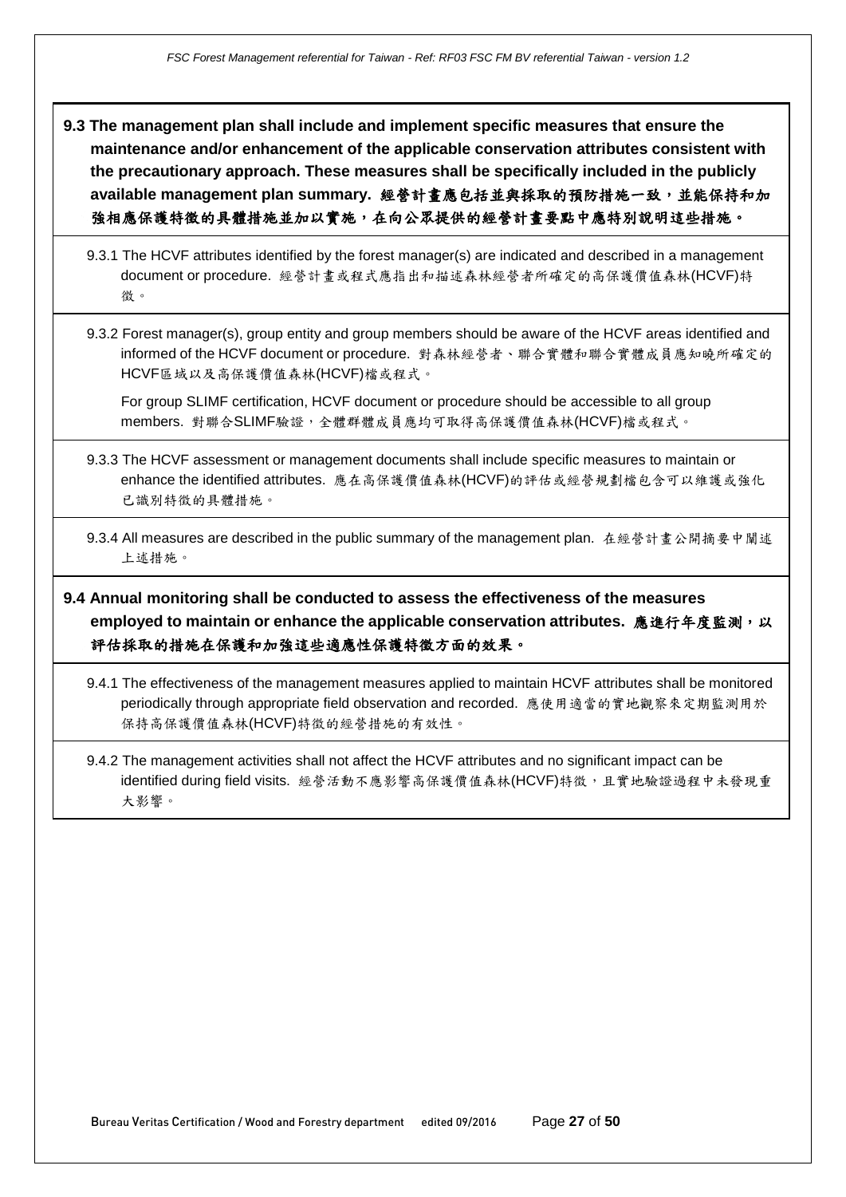**9.3 The management plan shall include and implement specific measures that ensure the maintenance and/or enhancement of the applicable conservation attributes consistent with the precautionary approach. These measures shall be specifically included in the publicly available management plan summary. 經營計畫應包括並與採取的預防措施一致，並能保持和加強相應保護特徵的具體措施並加以實施，在向公眾提供的經營計畫要點中應特別說明這些措施。**

9.3.1 The HCVF attributes identified by the forest manager(s) are indicated and described in a management document or procedure. 經營計畫或程式應指出和描述森林經營者所確定的高保護價值森林(HCVF)特徵。

9.3.2 Forest manager(s), group entity and group members should be aware of the HCVF areas identified and informed of the HCVF document or procedure. 對森林經營者、聯合實體和聯合實體成員應知曉所確定的HCVF區域以及高保護價值森林(HCVF)檔或程式。

For group SLIMF certification, HCVF document or procedure should be accessible to all group members. 對聯合SLIMF驗證，全體群體成員應均可取得高保護價值森林(HCVF)檔或程式。

9.3.3 The HCVF assessment or management documents shall include specific measures to maintain or enhance the identified attributes. 應在高保護價值森林(HCVF)的評估或經營規劃檔包含可以維護或強化已識別特徵的具體措施。

9.3.4 All measures are described in the public summary of the management plan. 在經營計畫公開摘要中闡述上述措施。

**9.4 Annual monitoring shall be conducted to assess the effectiveness of the measures employed to maintain or enhance the applicable conservation attributes. 應進行年度監測，以評估採取的措施在保護和加強這些適應性保護特徵方面的效果。**

9.4.1 The effectiveness of the management measures applied to maintain HCVF attributes shall be monitored periodically through appropriate field observation and recorded. 應使用適當的實地觀察來定期監測用於保持高保護價值森林(HCVF)特徵的經營措施的有效性。

9.4.2 The management activities shall not affect the HCVF attributes and no significant impact can be identified during field visits. 經營活動不應影響高保護價值森林(HCVF)特徵，且實地驗證過程中未發現重大影響。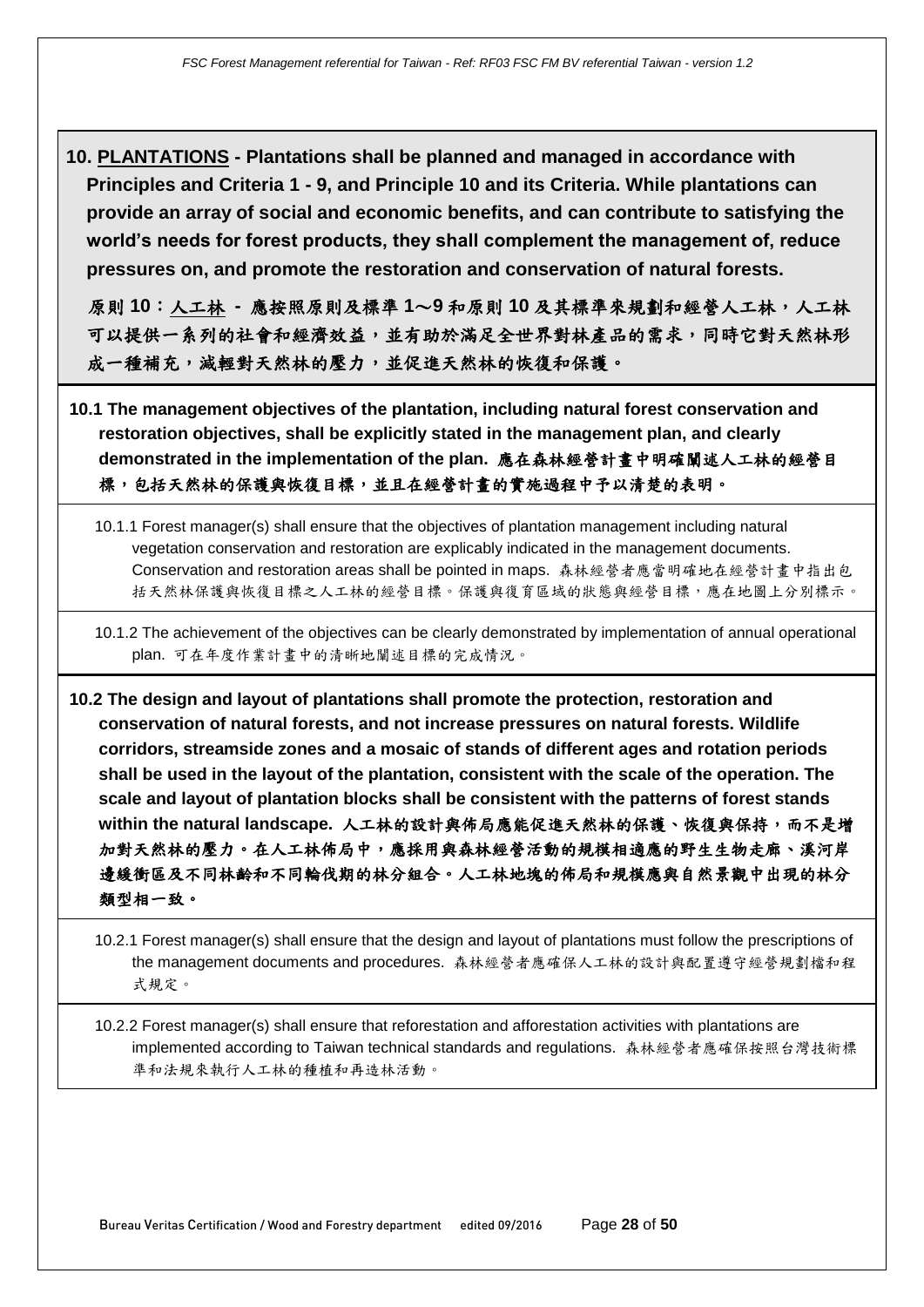**10. <u>PLANTATIONS</u> - Plantations shall be planned and managed in accordance with Principles and Criteria 1 - 9, and Principle 10 and its Criteria. While plantations can provide an array of social and economic benefits, and can contribute to satisfying the world's needs for forest products, they shall complement the management of, reduce pressures on, and promote the restoration and conservation of natural forests.**

**原則 10：<u>人工林</u> - 應按照原則及標準 1～9 和原則 10 及其標準來規劃和經營人工林，人工林可以提供一系列的社會和經濟效益，並有助於滿足全世界對林產品的需求，同時它對天然林形成一種補充，減輕對天然林的壓力，並促進天然林的恢復和保護。**

**10.1 The management objectives of the plantation, including natural forest conservation and restoration objectives, shall be explicitly stated in the management plan, and clearly demonstrated in the implementation of the plan. 應在森林經營計畫中明確闡述人工林的經營目標，包括天然林的保護與恢復目標，並且在經營計畫的實施過程中予以清楚的表明。**

10.1.1 Forest manager(s) shall ensure that the objectives of plantation management including natural vegetation conservation and restoration are explicably indicated in the management documents. Conservation and restoration areas shall be pointed in maps. 森林經營者應當明確地在經營計畫中指出包括天然林保護與恢復目標之人工林的經營目標。保護與復育區域的狀態與經營目標，應在地圖上分別標示。

10.1.2 The achievement of the objectives can be clearly demonstrated by implementation of annual operational plan. 可在年度作業計畫中的清晰地闡述目標的完成情況。

**10.2 The design and layout of plantations shall promote the protection, restoration and conservation of natural forests, and not increase pressures on natural forests. Wildlife corridors, streamside zones and a mosaic of stands of different ages and rotation periods shall be used in the layout of the plantation, consistent with the scale of the operation. The scale and layout of plantation blocks shall be consistent with the patterns of forest stands within the natural landscape. 人工林的設計與佈局應能促進天然林的保護、恢復與保持，而不是增加對天然林的壓力。在人工林佈局中，應採用與森林經營活動的規模相適應的野生生物走廊、溪河岸邊緩衝區及不同林齡和不同輪伐期的林分組合。人工林地塊的佈局和規模應與自然景觀中出現的林分類型相一致。**

10.2.1 Forest manager(s) shall ensure that the design and layout of plantations must follow the prescriptions of the management documents and procedures. 森林經營者應確保人工林的設計與配置遵守經營規劃檔和程式規定。

10.2.2 Forest manager(s) shall ensure that reforestation and afforestation activities with plantations are implemented according to Taiwan technical standards and regulations. 森林經營者應確保按照台灣技術標準和法規來執行人工林的種植和再造林活動。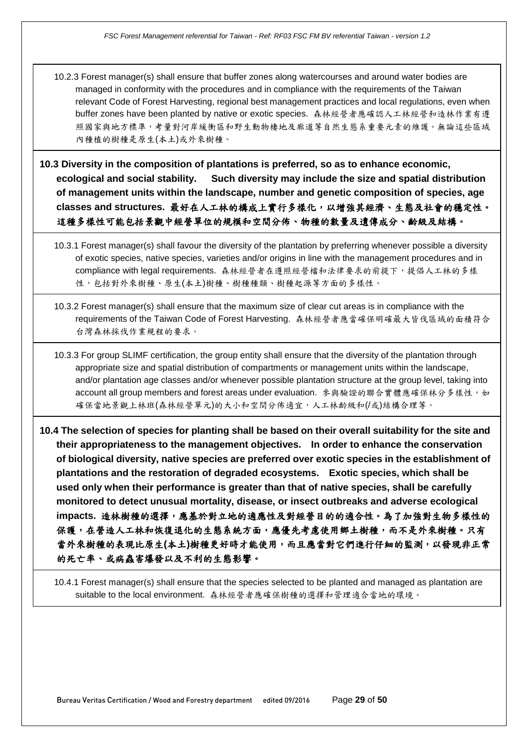10.2.3 Forest manager(s) shall ensure that buffer zones along watercourses and around water bodies are managed in conformity with the procedures and in compliance with the requirements of the Taiwan relevant Code of Forest Harvesting, regional best management practices and local regulations, even when buffer zones have been planted by native or exotic species. 森林經營者應確認人工林經營和造林作業有遵照國家與地方標準，考量對河岸緩衝區和野生動物棲地及廊道等自然生態系重要元素的維護。無論這些區域內種植的樹種是原生(本土)或外來樹種。

**10.3 Diversity in the composition of plantations is preferred, so as to enhance economic, ecological and social stability. Such diversity may include the size and spatial distribution of management units within the landscape, number and genetic composition of species, age classes and structures. 最好在人工林的構成上實行多樣化，以增強其經濟、生態及社會的穩定性。這種多樣性可能包括景觀中經營單位的規模和空間分佈、物種的數量及遺傳成分、齡級及結構。**

10.3.1 Forest manager(s) shall favour the diversity of the plantation by preferring whenever possible a diversity of exotic species, native species, varieties and/or origins in line with the management procedures and in compliance with legal requirements. 森林經營者在遵照經營檔和法律要求的前提下，提倡人工林的多樣性，包括對外來樹種、原生(本土)樹種、樹種種類、樹種起源等方面的多樣性。

10.3.2 Forest manager(s) shall ensure that the maximum size of clear cut areas is in compliance with the requirements of the Taiwan Code of Forest Harvesting. 森林經營者應當確保明確最大皆伐區域的面積符合台灣森林採伐作業規程的要求。

10.3.3 For group SLIMF certification, the group entity shall ensure that the diversity of the plantation through appropriate size and spatial distribution of compartments or management units within the landscape, and/or plantation age classes and/or whenever possible plantation structure at the group level, taking into account all group members and forest areas under evaluation. 參與驗證的聯合實體應確保林分多樣性，如確保當地景觀上林班(森林經營單元)的大小和空間分佈適宜，人工林齡級和(/或)結構合理等。

**10.4 The selection of species for planting shall be based on their overall suitability for the site and their appropriateness to the management objectives. In order to enhance the conservation of biological diversity, native species are preferred over exotic species in the establishment of plantations and the restoration of degraded ecosystems. Exotic species, which shall be used only when their performance is greater than that of native species, shall be carefully monitored to detect unusual mortality, disease, or insect outbreaks and adverse ecological impacts. 造林樹種的選擇，應基於對立地的適應性及對經營目的的適合性。為了加強對生物多樣性的保護，在營造人工林和恢復退化的生態系統方面，應優先考慮使用鄉土樹種，而不是外來樹種。只有當外來樹種的表現比原生(本土)樹種更好時才能使用，而且應當對它們進行仔細的監測，以發現非正常的死亡率、或病蟲害爆發以及不利的生態影響。**

10.4.1 Forest manager(s) shall ensure that the species selected to be planted and managed as plantation are suitable to the local environment. 森林經營者應確保樹種的選擇和管理適合當地的環境。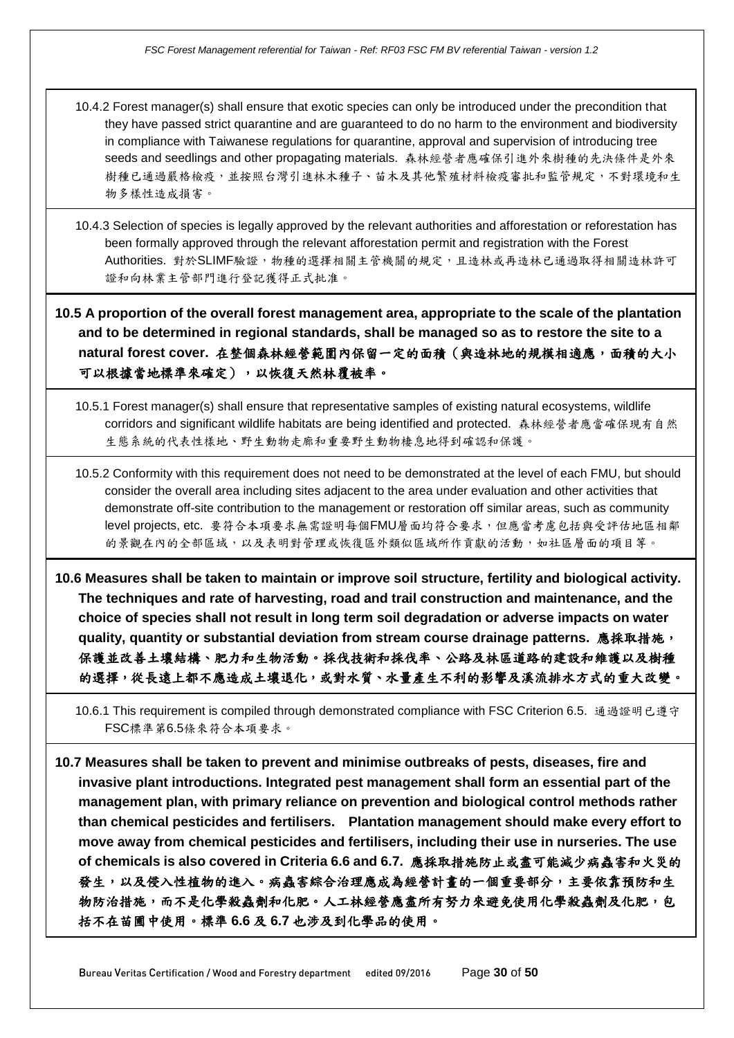10.4.2 Forest manager(s) shall ensure that exotic species can only be introduced under the precondition that they have passed strict quarantine and are guaranteed to do no harm to the environment and biodiversity in compliance with Taiwanese regulations for quarantine, approval and supervision of introducing tree seeds and seedlings and other propagating materials. 森林經營者應確保引進外來樹種的先決條件是外來樹種已通過嚴格檢疫，並按照台灣引進林木種子、苗木及其他繁殖材料檢疫審批和監管規定，不對環境和生物多樣性造成損害。

10.4.3 Selection of species is legally approved by the relevant authorities and afforestation or reforestation has been formally approved through the relevant afforestation permit and registration with the Forest Authorities. 對於SLIMF驗證，物種的選擇相關主管機關的規定，且造林或再造林已通過取得相關造林許可證和向林業主管部門進行登記獲得正式批准。

**10.5 A proportion of the overall forest management area, appropriate to the scale of the plantation and to be determined in regional standards, shall be managed so as to restore the site to a natural forest cover. 在整個森林經營範圍內保留一定的面積（與造林地的規模相適應，面積的大小可以根據當地標準來確定），以恢復天然林覆被率。**

10.5.1 Forest manager(s) shall ensure that representative samples of existing natural ecosystems, wildlife corridors and significant wildlife habitats are being identified and protected. 森林經營者應當確保現有自然生態系統的代表性樣地、野生動物走廊和重要野生動物棲息地得到確認和保護。

10.5.2 Conformity with this requirement does not need to be demonstrated at the level of each FMU, but should consider the overall area including sites adjacent to the area under evaluation and other activities that demonstrate off-site contribution to the management or restoration off similar areas, such as community level projects, etc. 要符合本項要求無需證明每個FMU層面均符合要求，但應當考慮包括與受評估地區相鄰的景觀在內的全部區域，以及表明對管理或恢復區外類似區域所作貢獻的活動，如社區層面的項目等。

**10.6 Measures shall be taken to maintain or improve soil structure, fertility and biological activity. The techniques and rate of harvesting, road and trail construction and maintenance, and the choice of species shall not result in long term soil degradation or adverse impacts on water quality, quantity or substantial deviation from stream course drainage patterns. 應採取措施，保護並改善土壤結構、肥力和生物活動。採伐技術和採伐率、公路及林區道路的建設和維護以及樹種的選擇，從長遠上都不應造成土壤退化，或對水質、水量產生不利的影響及溪流排水方式的重大改變。**

10.6.1 This requirement is compiled through demonstrated compliance with FSC Criterion 6.5. 通過證明已遵守FSC標準第6.5條來符合本項要求。

**10.7 Measures shall be taken to prevent and minimise outbreaks of pests, diseases, fire and invasive plant introductions. Integrated pest management shall form an essential part of the management plan, with primary reliance on prevention and biological control methods rather than chemical pesticides and fertilisers. Plantation management should make every effort to move away from chemical pesticides and fertilisers, including their use in nurseries. The use of chemicals is also covered in Criteria 6.6 and 6.7. 應採取措施防止或盡可能減少病蟲害和火災的發生，以及侵入性植物的進入。病蟲害綜合治理應成為經營計畫的一個重要部分，主要依靠預防和生物防治措施，而不是化學殺蟲劑和化肥。人工林經營應盡所有努力來避免使用化學殺蟲劑及化肥，包括不在苗圃中使用。標準 6.6 及 6.7 也涉及到化學品的使用。**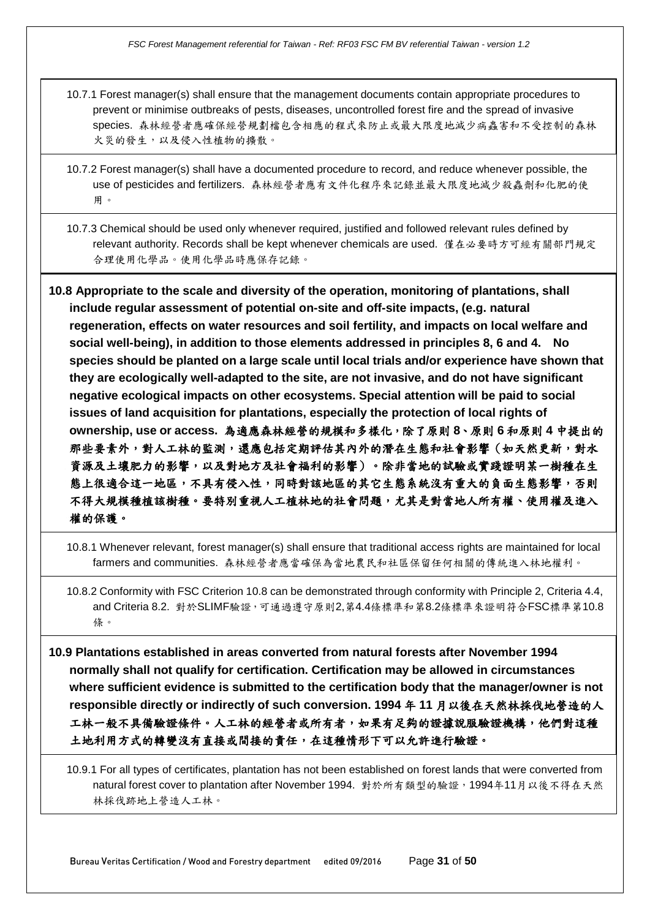10.7.1 Forest manager(s) shall ensure that the management documents contain appropriate procedures to prevent or minimise outbreaks of pests, diseases, uncontrolled forest fire and the spread of invasive species. 森林經營者應確保經營規劃檔包含相應的程式來防止或最大限度地減少病蟲害和不受控制的森林火災的發生，以及侵入性植物的擴散。

10.7.2 Forest manager(s) shall have a documented procedure to record, and reduce whenever possible, the use of pesticides and fertilizers. 森林經營者應有文件化程序來記錄並最大限度地減少殺蟲劑和化肥的使用。

10.7.3 Chemical should be used only whenever required, justified and followed relevant rules defined by relevant authority. Records shall be kept whenever chemicals are used. 僅在必要時方可經有關部門規定合理使用化學品。使用化學品時應保存記錄。

**10.8 Appropriate to the scale and diversity of the operation, monitoring of plantations, shall include regular assessment of potential on-site and off-site impacts, (e.g. natural regeneration, effects on water resources and soil fertility, and impacts on local welfare and social well-being), in addition to those elements addressed in principles 8, 6 and 4. No species should be planted on a large scale until local trials and/or experience have shown that they are ecologically well-adapted to the site, are not invasive, and do not have significant negative ecological impacts on other ecosystems. Special attention will be paid to social issues of land acquisition for plantations, especially the protection of local rights of ownership, use or access. 為適應森林經營的規模和多樣化，除了原則 8、原則 6 和原則 4 中提出的那些要素外，對人工林的監測，還應包括定期評估其內外的潛在生態和社會影響（如天然更新，對水資源及土壤肥力的影響，以及對地方及社會福利的影響）。除非當地的試驗或實踐證明某一樹種在生態上很適合這一地區，不具有侵入性，同時對該地區的其它生態系統沒有重大的負面生態影響，否則不得大規模種植該樹種。要特別重視人工植林地的社會問題，尤其是對當地人所有權、使用權及進入權的保護。**

10.8.1 Whenever relevant, forest manager(s) shall ensure that traditional access rights are maintained for local farmers and communities. 森林經營者應當確保為當地農民和社區保留任何相關的傳統進入林地權利。

10.8.2 Conformity with FSC Criterion 10.8 can be demonstrated through conformity with Principle 2, Criteria 4.4, and Criteria 8.2. 對於SLIMF驗證，可通過遵守原則2,第4.4條標準和第8.2條標準來證明符合FSC標準第10.8條。

**10.9 Plantations established in areas converted from natural forests after November 1994 normally shall not qualify for certification. Certification may be allowed in circumstances where sufficient evidence is submitted to the certification body that the manager/owner is not responsible directly or indirectly of such conversion. 1994 年 11 月以後在天然林採伐地營造的人工林一般不具備驗證條件。人工林的經營者或所有者，如果有足夠的證據說服驗證機構，他們對這種土地利用方式的轉變沒有直接或間接的責任，在這種情形下可以允許進行驗證。**

10.9.1 For all types of certificates, plantation has not been established on forest lands that were converted from natural forest cover to plantation after November 1994. 對於所有類型的驗證，1994年11月以後不得在天然林採伐跡地上營造人工林。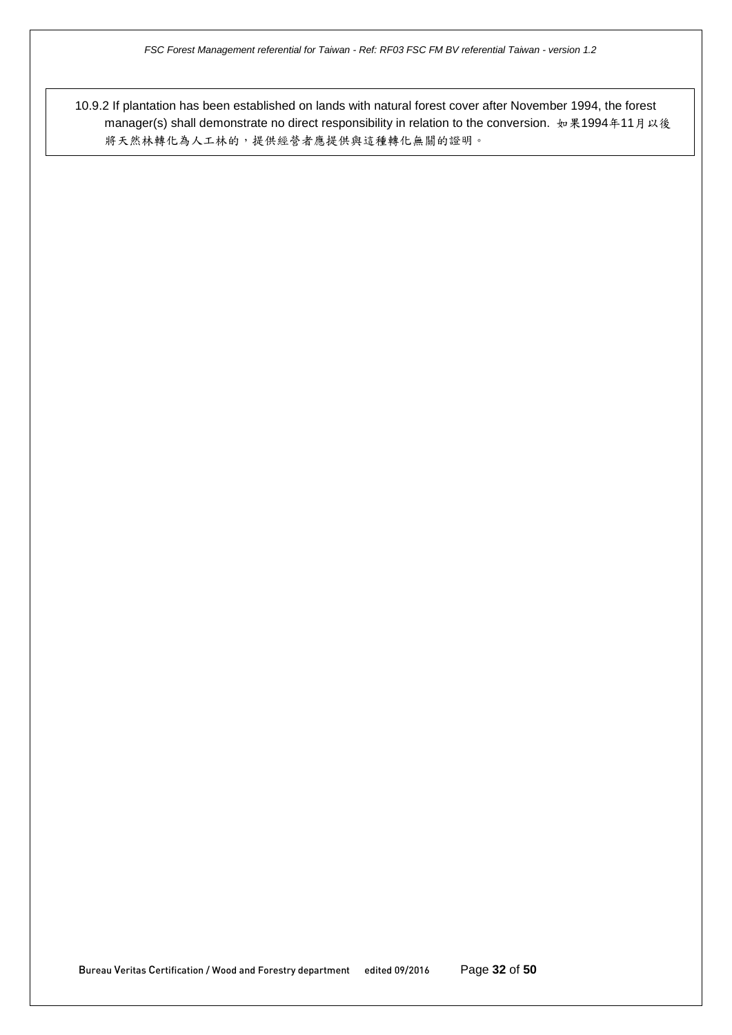10.9.2 If plantation has been established on lands with natural forest cover after November 1994, the forest manager(s) shall demonstrate no direct responsibility in relation to the conversion. 如果1994年11月以後將天然林轉化為人工林的，提供經營者應提供與這種轉化無關的證明。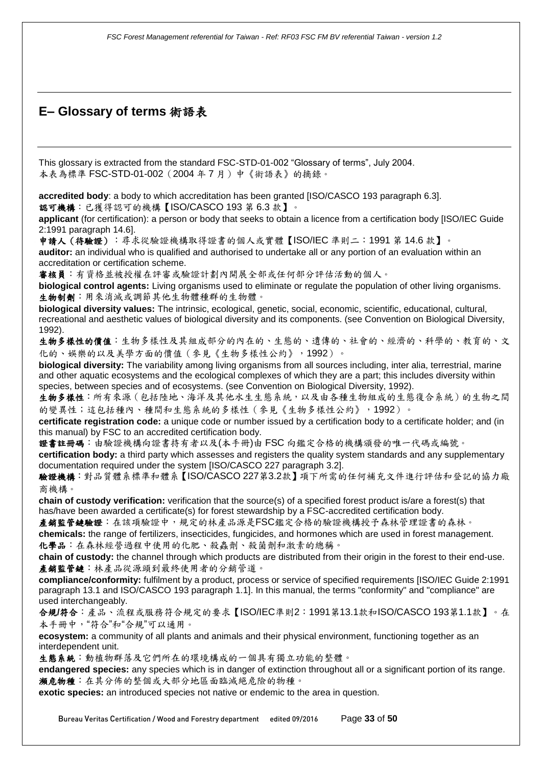## E– Glossary of terms 術語表

This glossary is extracted from the standard FSC-STD-01-002 "Glossary of terms", July 2004.
本表為標準 FSC-STD-01-002（2004 年 7 月）中《術語表》的摘錄。

**accredited body**: a body to which accreditation has been granted [ISO/CASCO 193 paragraph 6.3].
**認可機構**：已獲得認可的機構【ISO/CASCO 193 第 6.3 款】。

**applicant** (for certification): a person or body that seeks to obtain a licence from a certification body [ISO/IEC Guide 2:1991 paragraph 14.6].
**申請人（待驗證）**：尋求從驗證機構取得證書的個人或實體【ISO/IEC 準則二：1991 第 14.6 款】。

**auditor:** an individual who is qualified and authorised to undertake all or any portion of an evaluation within an accreditation or certification scheme.
**審核員**：有資格並被授權在評審或驗證計劃內開展全部或任何部分評估活動的個人。

**biological control agents:** Living organisms used to eliminate or regulate the population of other living organisms.
**生物制劑**：用來消滅或調節其他生物體種群的生物體。

**biological diversity values:** The intrinsic, ecological, genetic, social, economic, scientific, educational, cultural, recreational and aesthetic values of biological diversity and its components. (see Convention on Biological Diversity, 1992).
**生物多樣性的價值**：生物多樣性及其組成部分的內在的、生態的、遺傳的、社會的、經濟的、科學的、教育的、文化的、娛樂的以及美學方面的價值（參見《生物多樣性公約》，1992）。

**biological diversity:** The variability among living organisms from all sources including, inter alia, terrestrial, marine and other aquatic ecosystems and the ecological complexes of which they are a part; this includes diversity within species, between species and of ecosystems. (see Convention on Biological Diversity, 1992).
**生物多樣性**：所有來源（包括陸地、海洋及其他水生生態系統，以及由各種生物組成的生態復合系統）的生物之間的變異性；這包括種內、種間和生態系統的多樣性（參見《生物多樣性公約》，1992）。

**certificate registration code:** a unique code or number issued by a certification body to a certificate holder; and (in this manual) by FSC to an accredited certification body.
**證書註冊碼**：由驗證機構向證書持有者以及(本手冊)由 FSC 向鑑定合格的機構頒發的唯一代碼或編號。

**certification body:** a third party which assesses and registers the quality system standards and any supplementary documentation required under the system [ISO/CASCO 227 paragraph 3.2].
**驗證機構**：對品質體系標準和體系【ISO/CASCO 227第3.2款】項下所需的任何補充文件進行評估和登記的協力廠商機構。

**chain of custody verification:** verification that the source(s) of a specified forest product is/are a forest(s) that has/have been awarded a certificate(s) for forest stewardship by a FSC-accredited certification body.
**產銷監管鏈驗證**：在該項驗證中，規定的林產品源是FSC鑑定合格的驗證機構授予森林管理證書的森林。

**chemicals:** the range of fertilizers, insecticides, fungicides, and hormones which are used in forest management.
**化學品**：在森林經營過程中使用的化肥、殺蟲劑、殺菌劑和激素的總稱。

**chain of custody:** the channel through which products are distributed from their origin in the forest to their end-use.
**產銷監管鏈**：林產品從源頭到最終使用者的分銷管道。

**compliance/conformity:** fulfilment by a product, process or service of specified requirements [ISO/IEC Guide 2:1991 paragraph 13.1 and ISO/CASCO 193 paragraph 1.1]. In this manual, the terms "conformity" and "compliance" are used interchangeably.
**合規/符合**：產品、流程或服務符合規定的要求【ISO/IEC準則2：1991第13.1款和ISO/CASCO 193第1.1款】。在本手冊中，"符合"和"合規"可以通用。

**ecosystem:** a community of all plants and animals and their physical environment, functioning together as an interdependent unit.
**生態系統**：動植物群落及它們所在的環境構成的一個具有獨立功能的整體。

**endangered species:** any species which is in danger of extinction throughout all or a significant portion of its range.
**瀕危物種**：在其分佈的整個或大部分地區面臨滅絕危險的物種。

**exotic species:** an introduced species not native or endemic to the area in question.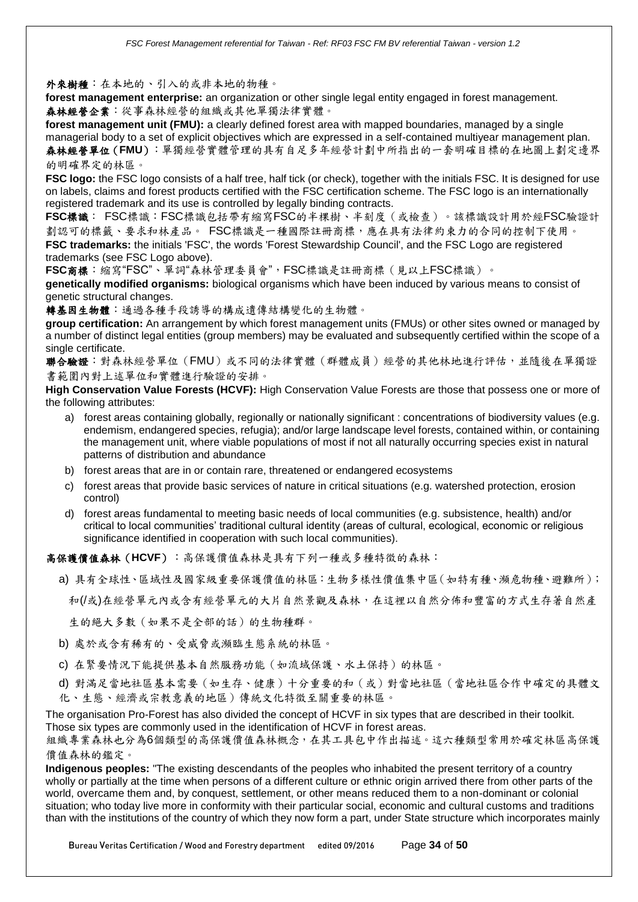**外來樹種**：在本地的、引入的或非本地的物種。

**forest management enterprise:** an organization or other single legal entity engaged in forest management.

**森林經營企業**：從事森林經營的組織或其他單獨法律實體。

**forest management unit (FMU):** a clearly defined forest area with mapped boundaries, managed by a single managerial body to a set of explicit objectives which are expressed in a self-contained multiyear management plan.

**森林經營單位（FMU）**：單獨經營實體管理的具有自足多年經營計劃中所指出的一套明確目標的在地圖上劃定邊界的明確界定的林區。

**FSC logo:** the FSC logo consists of a half tree, half tick (or check), together with the initials FSC. It is designed for use on labels, claims and forest products certified with the FSC certification scheme. The FSC logo is an internationally registered trademark and its use is controlled by legally binding contracts.

**FSC標識**： FSC標識：FSC標識包括帶有縮寫FSC的半棵樹、半刻度（或檢查）。該標識設計用於經FSC驗證計劃認可的標籤、要求和林產品。 FSC標識是一種國際註冊商標，應在具有法律約束力的合同的控制下使用。

**FSC trademarks:** the initials 'FSC', the words 'Forest Stewardship Council', and the FSC Logo are registered trademarks (see FSC Logo above).

**FSC商標**：縮寫"FSC"、單詞"森林管理委員會"，FSC標識是註冊商標（見以上FSC標識）。

**genetically modified organisms:** biological organisms which have been induced by various means to consist of genetic structural changes.

**轉基因生物體**：通過各種手段誘導的構成遺傳結構變化的生物體。

**group certification:** An arrangement by which forest management units (FMUs) or other sites owned or managed by a number of distinct legal entities (group members) may be evaluated and subsequently certified within the scope of a single certificate.

**聯合驗證**：對森林經營單位（FMU）或不同的法律實體（群體成員）經營的其他林地進行評估，並隨後在單獨證書範圍內對上述單位和實體進行驗證的安排。

**High Conservation Value Forests (HCVF):** High Conservation Value Forests are those that possess one or more of the following attributes:

a) forest areas containing globally, regionally or nationally significant : concentrations of biodiversity values (e.g. endemism, endangered species, refugia); and/or large landscape level forests, contained within, or containing the management unit, where viable populations of most if not all naturally occurring species exist in natural patterns of distribution and abundance

b) forest areas that are in or contain rare, threatened or endangered ecosystems

c) forest areas that provide basic services of nature in critical situations (e.g. watershed protection, erosion control)

d) forest areas fundamental to meeting basic needs of local communities (e.g. subsistence, health) and/or critical to local communities' traditional cultural identity (areas of cultural, ecological, economic or religious significance identified in cooperation with such local communities).

**高保護價值森林（HCVF）**：高保護價值森林是具有下列一種或多種特徵的森林：

a) 具有全球性、區域性及國家級重要保護價值的林區：生物多樣性價值集中區（如特有種、瀕危物種、避難所）；和(/或)在經營單元內或含有經營單元的大片自然景觀及森林，在這裡以自然分佈和豐富的方式生存著自然產生的絕大多數（如果不是全部的話）的生物種群。

b) 處於或含有稀有的、受威脅或瀕臨生態系統的林區。

c) 在緊要情況下能提供基本自然服務功能（如流域保護、水土保持）的林區。

d) 對滿足當地社區基本需要（如生存、健康）十分重要的和（或）對當地社區（當地社區合作中確定的具體文化、生態、經濟或宗教意義的地區）傳統文化特徵至關重要的林區。

The organisation Pro-Forest has also divided the concept of HCVF in six types that are described in their toolkit. Those six types are commonly used in the identification of HCVF in forest areas.

組織專業森林也分為6個類型的高保護價值森林概念，在其工具包中作出描述。這六種類型常用於確定林區高保護價值森林的鑑定。

**Indigenous peoples:** "The existing descendants of the peoples who inhabited the present territory of a country wholly or partially at the time when persons of a different culture or ethnic origin arrived there from other parts of the world, overcame them and, by conquest, settlement, or other means reduced them to a non-dominant or colonial situation; who today live more in conformity with their particular social, economic and cultural customs and traditions than with the institutions of the country of which they now form a part, under State structure which incorporates mainly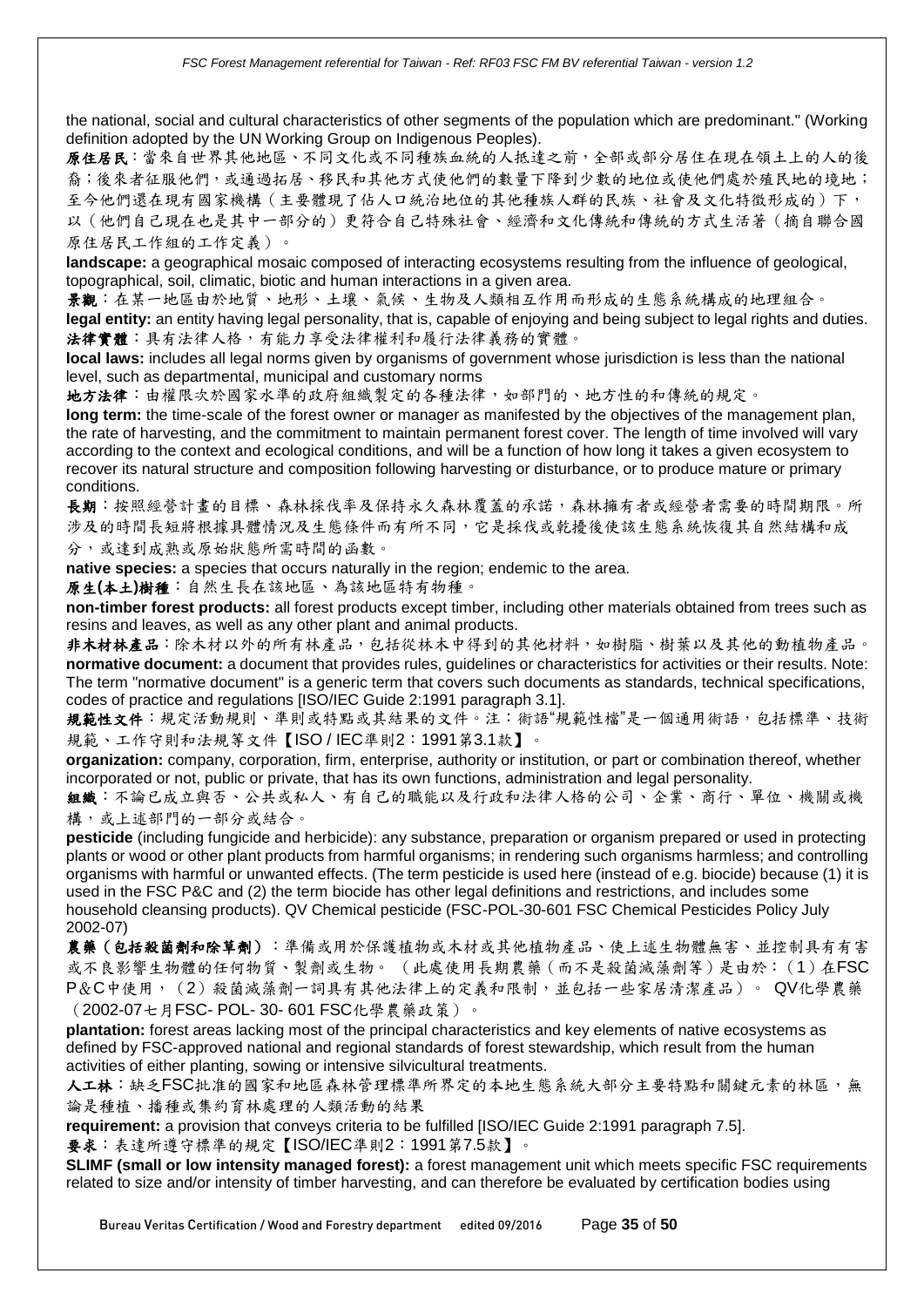the national, social and cultural characteristics of other segments of the population which are predominant." (Working definition adopted by the UN Working Group on Indigenous Peoples).

**原住居民**：當來自世界其他地區、不同文化或不同種族血統的人抵達之前，全部或部分居住在現在領土上的人的後裔；後來者征服他們，或通過拓居、移民和其他方式使他們的數量下降到少數的地位或使他們處於殖民地的境地；至今他們還在現有國家機構（主要體現了佔人口統治地位的其他種族人群的民族、社會及文化特徵形成的）下，以（他們自己現在也是其中一部分的）更符合自己特殊社會、經濟和文化傳統和傳統的方式生活著（摘自聯合國原住居民工作組的工作定義）。

**landscape:** a geographical mosaic composed of interacting ecosystems resulting from the influence of geological, topographical, soil, climatic, biotic and human interactions in a given area.

**景觀**：在某一地區由於地質、地形、土壤、氣候、生物及人類相互作用而形成的生態系統構成的地理組合。

**legal entity:** an entity having legal personality, that is, capable of enjoying and being subject to legal rights and duties.

**法律實體**：具有法律人格，有能力享受法律權利和履行法律義務的實體。

**local laws:** includes all legal norms given by organisms of government whose jurisdiction is less than the national level, such as departmental, municipal and customary norms

**地方法律**：由權限次於國家水準的政府組織製定的各種法律，如部門的、地方性的和傳統的規定。

**long term:** the time-scale of the forest owner or manager as manifested by the objectives of the management plan, the rate of harvesting, and the commitment to maintain permanent forest cover. The length of time involved will vary according to the context and ecological conditions, and will be a function of how long it takes a given ecosystem to recover its natural structure and composition following harvesting or disturbance, or to produce mature or primary conditions.

**長期**：按照經營計畫的目標、森林採伐率及保持永久森林覆蓋的承諾，森林擁有者或經營者需要的時間期限。所涉及的時間長短將根據具體情況及生態條件而有所不同，它是採伐或乾擾後使該生態系統恢復其自然結構和成分，或達到成熟或原始狀態所需時間的函數。

**native species:** a species that occurs naturally in the region; endemic to the area.

**原生(本土)樹種**：自然生長在該地區、為該地區特有物種。

**non-timber forest products:** all forest products except timber, including other materials obtained from trees such as resins and leaves, as well as any other plant and animal products.

**非木材林產品**：除木材以外的所有林產品，包括從林木中得到的其他材料，如樹脂、樹葉以及其他的動植物產品。

**normative document:** a document that provides rules, guidelines or characteristics for activities or their results. Note: The term "normative document" is a generic term that covers such documents as standards, technical specifications, codes of practice and regulations [ISO/IEC Guide 2:1991 paragraph 3.1].

**規範性文件**：規定活動規則、準則或特點或其結果的文件。注：術語"規範性檔"是一個通用術語，包括標準、技術規範、工作守則和法規等文件【ISO / IEC準則2：1991第3.1款】。

**organization:** company, corporation, firm, enterprise, authority or institution, or part or combination thereof, whether incorporated or not, public or private, that has its own functions, administration and legal personality.

**組織**：不論已成立與否、公共或私人、有自己的職能以及行政和法律人格的公司、企業、商行、單位、機關或機構，或上述部門的一部分或結合。

**pesticide** (including fungicide and herbicide): any substance, preparation or organism prepared or used in protecting plants or wood or other plant products from harmful organisms; in rendering such organisms harmless; and controlling organisms with harmful or unwanted effects. (The term pesticide is used here (instead of e.g. biocide) because (1) it is used in the FSC P&C and (2) the term biocide has other legal definitions and restrictions, and includes some household cleansing products). QV Chemical pesticide (FSC-POL-30-601 FSC Chemical Pesticides Policy July 2002-07)

**農藥（包括殺菌劑和除草劑）**：準備或用於保護植物或木材或其他植物產品、使上述生物體無害、並控制具有有害或不良影響生物體的任何物質、製劑或生物。（此處使用長期農藥（而不是殺菌滅藻劑等）是由於：（1）在FSC P&C中使用，（2）殺菌滅藻劑一詞具有其他法律上的定義和限制，並包括一些家居清潔產品）。 QV化學農藥（2002-07七月FSC- POL- 30- 601 FSC化學農藥政策）。

**plantation:** forest areas lacking most of the principal characteristics and key elements of native ecosystems as defined by FSC-approved national and regional standards of forest stewardship, which result from the human activities of either planting, sowing or intensive silvicultural treatments.

**人工林**：缺乏FSC批准的國家和地區森林管理標準所界定的本地生態系統大部分主要特點和關鍵元素的林區，無論是種植、播種或集約育林處理的人類活動的結果

**requirement:** a provision that conveys criteria to be fulfilled [ISO/IEC Guide 2:1991 paragraph 7.5].

**要求**：表達所遵守標準的規定【ISO/IEC準則2：1991第7.5款】。

**SLIMF (small or low intensity managed forest):** a forest management unit which meets specific FSC requirements related to size and/or intensity of timber harvesting, and can therefore be evaluated by certification bodies using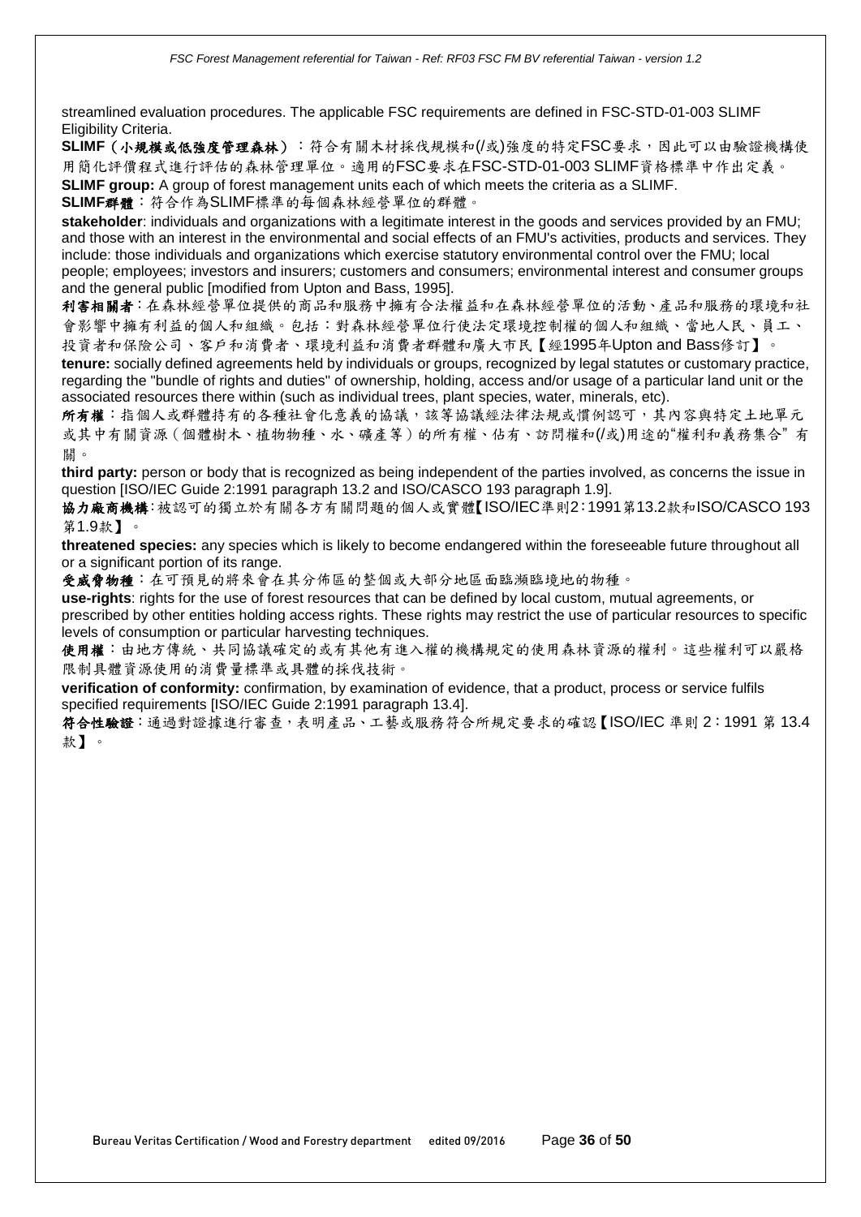streamlined evaluation procedures. The applicable FSC requirements are defined in FSC-STD-01-003 SLIMF Eligibility Criteria.

**SLIMF（小規模或低強度管理森林）**：符合有關木材採伐規模和(/或)強度的特定FSC要求，因此可以由驗證機構使用簡化評價程式進行評估的森林管理單位。適用的FSC要求在FSC-STD-01-003 SLIMF資格標準中作出定義。

**SLIMF group:** A group of forest management units each of which meets the criteria as a SLIMF.

**SLIMF群體**：符合作為SLIMF標準的每個森林經營單位的群體。

**stakeholder**: individuals and organizations with a legitimate interest in the goods and services provided by an FMU; and those with an interest in the environmental and social effects of an FMU's activities, products and services. They include: those individuals and organizations which exercise statutory environmental control over the FMU; local people; employees; investors and insurers; customers and consumers; environmental interest and consumer groups and the general public [modified from Upton and Bass, 1995].

**利害相關者**：在森林經營單位提供的商品和服務中擁有合法權益和在森林經營單位的活動、產品和服務的環境和社會影響中擁有利益的個人和組織。包括：對森林經營單位行使法定環境控制權的個人和組織、當地人民、員工、投資者和保險公司、客戶和消費者、環境利益和消費者群體和廣大市民【經1995年Upton and Bass修訂】。

**tenure:** socially defined agreements held by individuals or groups, recognized by legal statutes or customary practice, regarding the "bundle of rights and duties" of ownership, holding, access and/or usage of a particular land unit or the associated resources there within (such as individual trees, plant species, water, minerals, etc).

**所有權**：指個人或群體持有的各種社會化意義的協議，該等協議經法律法規或慣例認可，其內容與特定土地單元或其中有關資源（個體樹木、植物物種、水、礦產等）的所有權、佔有、訪問權和(/或)用途的"權利和義務集合"有關。

**third party:** person or body that is recognized as being independent of the parties involved, as concerns the issue in question [ISO/IEC Guide 2:1991 paragraph 13.2 and ISO/CASCO 193 paragraph 1.9].

**協力廠商機構**：被認可的獨立於有關各方有關問題的個人或實體【ISO/IEC準則2：1991第13.2款和ISO/CASCO 193第1.9款】。

**threatened species:** any species which is likely to become endangered within the foreseeable future throughout all or a significant portion of its range.

**受威脅物種**：在可預見的將來會在其分佈區的整個或大部分地區面臨瀕臨境地的物種。

**use-rights**: rights for the use of forest resources that can be defined by local custom, mutual agreements, or prescribed by other entities holding access rights. These rights may restrict the use of particular resources to specific levels of consumption or particular harvesting techniques.

**使用權**：由地方傳統、共同協議確定的或有其他有進入權的機構規定的使用森林資源的權利。這些權利可以嚴格限制具體資源使用的消費量標準或具體的採伐技術。

**verification of conformity:** confirmation, by examination of evidence, that a product, process or service fulfils specified requirements [ISO/IEC Guide 2:1991 paragraph 13.4].

**符合性驗證**：通過對證據進行審查，表明產品、工藝或服務符合所規定要求的確認【ISO/IEC 準則 2：1991 第 13.4 款】。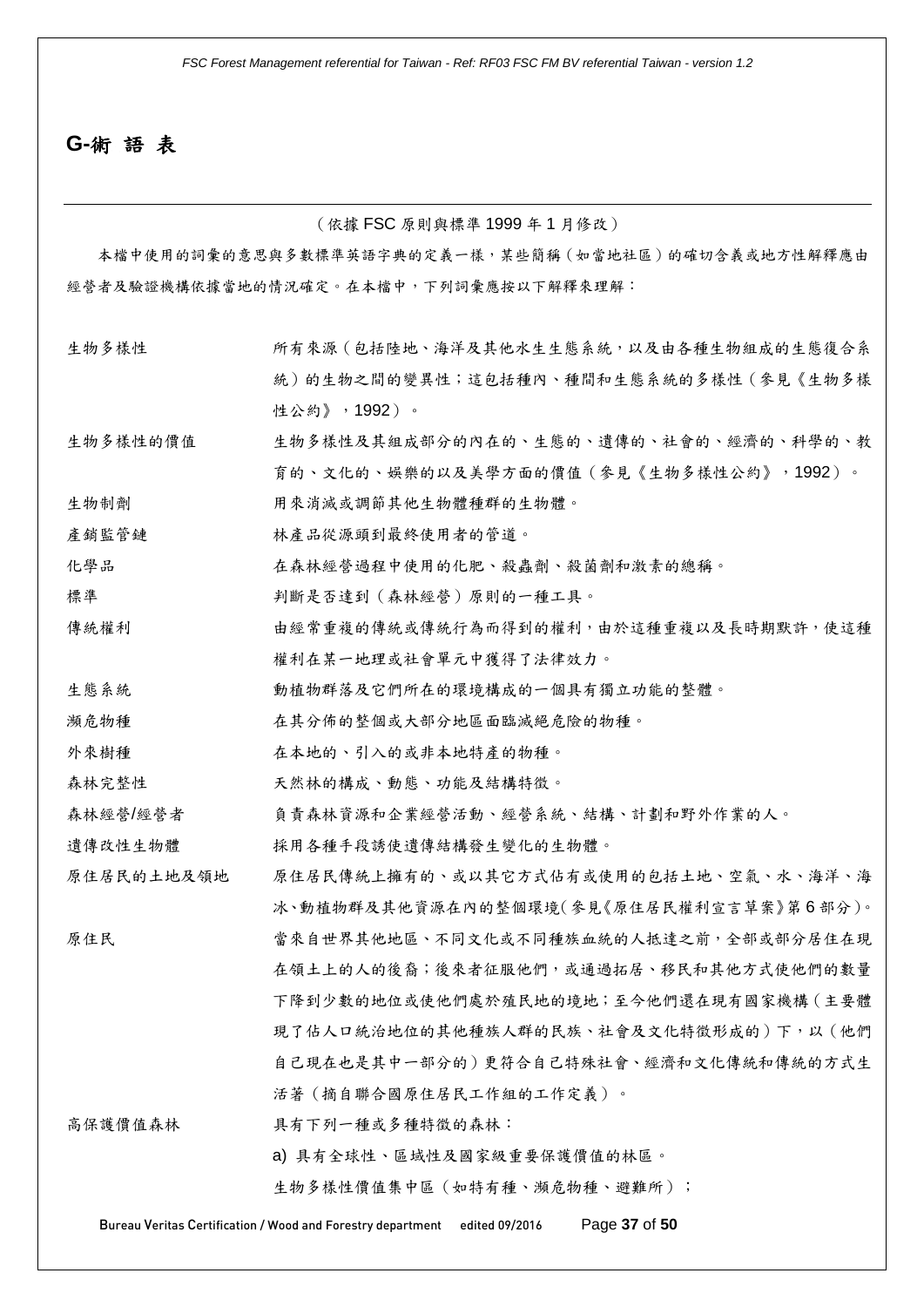## G-術 語 表

（依據 FSC 原則與標準 1999 年 1 月修改）

本檔中使用的詞彙的意思與多數標準英語字典的定義一樣，某些簡稱（如當地社區）的確切含義或地方性解釋應由經營者及驗證機構依據當地的情況確定。在本檔中，下列詞彙應按以下解釋來理解：

| 術語 | 解釋 |
|---|---|
| 生物多樣性 | 所有來源（包括陸地、海洋及其他水生生態系統，以及由各種生物組成的生態復合系統）的生物之間的變異性；這包括種內、種間和生態系統的多樣性（參見《生物多樣性公約》，1992）。 |
| 生物多樣性的價值 | 生物多樣性及其組成部分的內在的、生態的、遺傳的、社會的、經濟的、科學的、教育的、文化的、娛樂的以及美學方面的價值（參見《生物多樣性公約》，1992）。 |
| 生物制劑 | 用來消滅或調節其他生物體種群的生物體。 |
| 產銷監管鏈 | 林產品從源頭到最終使用者的管道。 |
| 化學品 | 在森林經營過程中使用的化肥、殺蟲劑、殺菌劑和激素的總稱。 |
| 標準 | 判斷是否達到（森林經營）原則的一種工具。 |
| 傳統權利 | 由經常重複的傳統或傳統行為而得到的權利，由於這種重複以及長時期默許，使這種權利在某一地理或社會單元中獲得了法律效力。 |
| 生態系統 | 動植物群落及它們所在的環境構成的一個具有獨立功能的整體。 |
| 瀕危物種 | 在其分佈的整個或大部分地區面臨滅絕危險的物種。 |
| 外來樹種 | 在本地的、引入的或非本地特產的物種。 |
| 森林完整性 | 天然林的構成、動態、功能及結構特徵。 |
| 森林經營/經營者 | 負責森林資源和企業經營活動、經營系統、結構、計劃和野外作業的人。 |
| 遺傳改性生物體 | 採用各種手段誘使遺傳結構發生變化的生物體。 |
| 原住居民的土地及領地 | 原住居民傳統上擁有的、或以其它方式佔有或使用的包括土地、空氣、水、海洋、海冰、動植物群及其他資源在內的整個環境（參見《原住居民權利宣言草案》第 6 部分）。 |
| 原住民 | 當來自世界其他地區、不同文化或不同種族血統的人抵達之前，全部或部分居住在現在領土上的人的後裔；後來者征服他們，或通過拓居、移民和其他方式使他們的數量下降到少數的地位或使他們處於殖民地的境地；至今他們還在現有國家機構（主要體現了佔人口統治地位的其他種族人群的民族、社會及文化特徵形成的）下，以（他們自己現在也是其中一部分的）更符合自己特殊社會、經濟和文化傳統和傳統的方式生活著（摘自聯合國原住居民工作組的工作定義）。 |
| 高保護價值森林 | 具有下列一種或多種特徵的森林：<br>a) 具有全球性、區域性及國家級重要保護價值的林區。<br>生物多樣性價值集中區（如特有種、瀕危物種、避難所）； |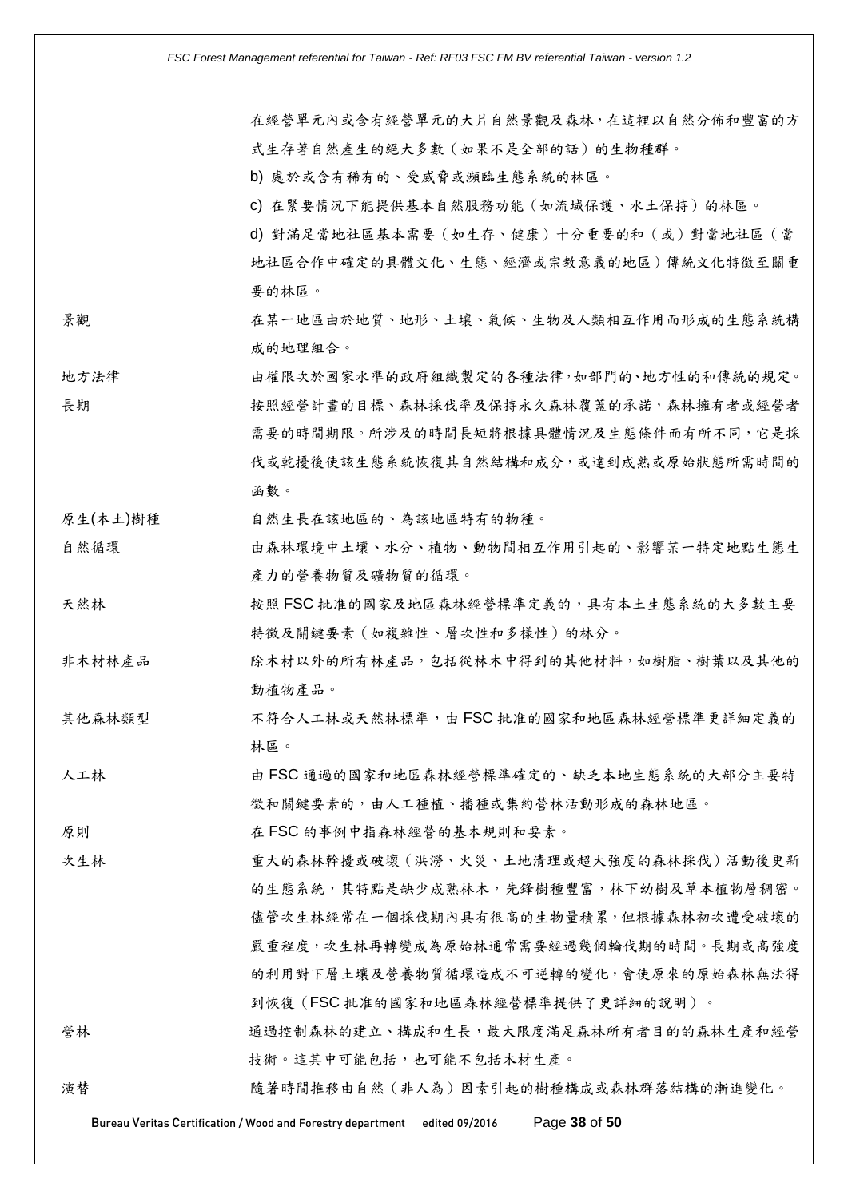| | |
|---|---|
| | 在經營單元內或含有經營單元的大片自然景觀及森林，在這裡以自然分佈和豐富的方式生存著自然產生的絕大多數（如果不是全部的話）的生物種群。<br>b) 處於或含有稀有的、受威脅或瀕臨生態系統的林區。<br>c) 在緊要情況下能提供基本自然服務功能（如流域保護、水土保持）的林區。<br>d) 對滿足當地社區基本需要（如生存、健康）十分重要的和（或）對當地社區（當地社區合作中確定的具體文化、生態、經濟或宗教意義的地區）傳統文化特徵至關重要的林區。 |
| 景觀 | 在某一地區由於地質、地形、土壤、氣候、生物及人類相互作用而形成的生態系統構成的地理組合。 |
| 地方法律 | 由權限次於國家水準的政府組織製定的各種法律，如部門的、地方性的和傳統的規定。 |
| 長期 | 按照經營計畫的目標、森林採伐率及保持永久森林覆蓋的承諾，森林擁有者或經營者需要的時間期限。所涉及的時間長短將根據具體情況及生態條件而有所不同，它是採伐或乾擾後使該生態系統恢復其自然結構和成分，或達到成熟或原始狀態所需時間的函數。 |
| 原生(本土)樹種 | 自然生長在該地區的、為該地區特有的物種。 |
| 自然循環 | 由森林環境中土壤、水分、植物、動物間相互作用引起的、影響某一特定地點生態生產力的營養物質及礦物質的循環。 |
| 天然林 | 按照 FSC 批准的國家及地區森林經營標準定義的，具有本土生態系統的大多數主要特徵及關鍵要素（如複雜性、層次性和多樣性）的林分。 |
| 非木材林產品 | 除木材以外的所有林產品，包括從林木中得到的其他材料，如樹脂、樹葉以及其他的動植物產品。 |
| 其他森林類型 | 不符合人工林或天然林標準，由 FSC 批准的國家和地區森林經營標準更詳細定義的林區。 |
| 人工林 | 由 FSC 通過的國家和地區森林經營標準確定的、缺乏本地生態系統的大部分主要特徵和關鍵要素的，由人工種植、播種或集約營林活動形成的森林地區。 |
| 原則 | 在 FSC 的事例中指森林經營的基本規則和要素。 |
| 次生林 | 重大的森林幹擾或破壞（洪澇、火災、土地清理或超大強度的森林採伐）活動後更新的生態系統，其特點是缺少成熟林木，先鋒樹種豐富，林下幼樹及草本植物層稠密。儘管次生林經常在一個採伐期內具有很高的生物量積累，但根據森林初次遭受破壞的嚴重程度，次生林再轉變成為原始林通常需要經過幾個輪伐期的時間。長期或高強度的利用對下層土壤及營養物質循環造成不可逆轉的變化，會使原來的原始森林無法得到恢復（FSC 批准的國家和地區森林經營標準提供了更詳細的說明）。 |
| 營林 | 通過控制森林的建立、構成和生長，最大限度滿足森林所有者目的的森林生產和經營技術。這其中可能包括，也可能不包括木材生產。 |
| 演替 | 隨著時間推移由自然（非人為）因素引起的樹種構成或森林群落結構的漸進變化。 |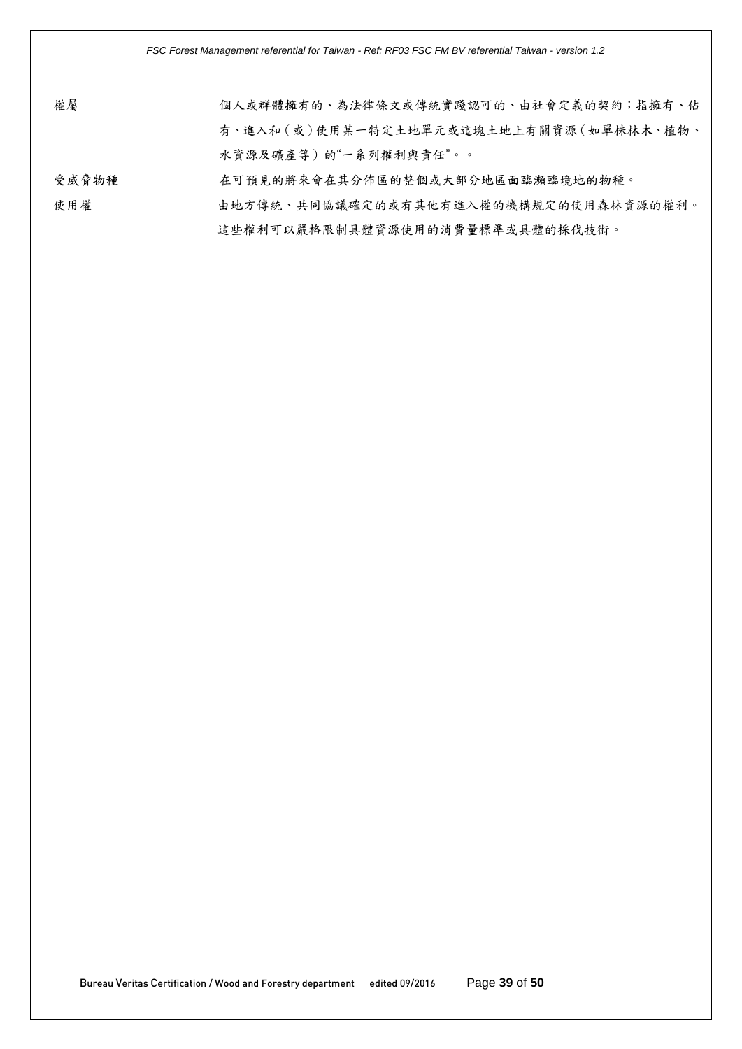| | |
|---|---|
| 權屬 | 個人或群體擁有的、為法律條文或傳統實踐認可的、由社會定義的契約；指擁有、佔有、進入和（或）使用某一特定土地單元或這塊土地上有關資源（如單株林木、植物、水資源及礦產等）的"一系列權利與責任"。。 |
| 受威脅物種 | 在可預見的將來會在其分佈區的整個或大部分地區面臨瀕臨境地的物種。 |
| 使用權 | 由地方傳統、共同協議確定的或有其他有進入權的機構規定的使用森林資源的權利。這些權利可以嚴格限制具體資源使用的消費量標準或具體的採伐技術。 |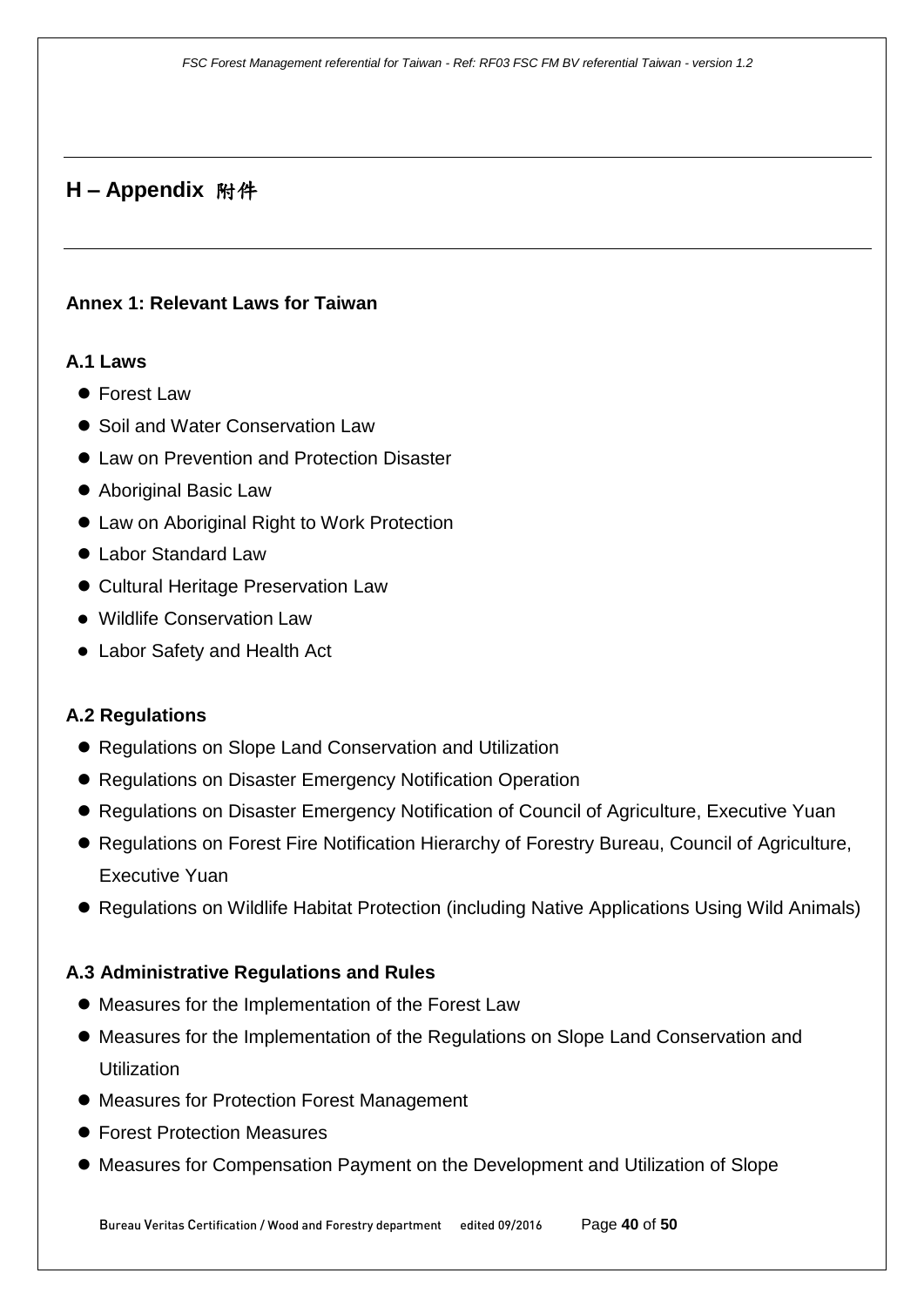## H – Appendix 附件

### Annex 1: Relevant Laws for Taiwan

#### A.1 Laws

- Forest Law
- Soil and Water Conservation Law
- Law on Prevention and Protection Disaster
- Aboriginal Basic Law
- Law on Aboriginal Right to Work Protection
- Labor Standard Law
- Cultural Heritage Preservation Law
- Wildlife Conservation Law
- Labor Safety and Health Act

#### A.2 Regulations

- Regulations on Slope Land Conservation and Utilization
- Regulations on Disaster Emergency Notification Operation
- Regulations on Disaster Emergency Notification of Council of Agriculture, Executive Yuan
- Regulations on Forest Fire Notification Hierarchy of Forestry Bureau, Council of Agriculture, Executive Yuan
- Regulations on Wildlife Habitat Protection (including Native Applications Using Wild Animals)

#### A.3 Administrative Regulations and Rules

- Measures for the Implementation of the Forest Law
- Measures for the Implementation of the Regulations on Slope Land Conservation and Utilization
- Measures for Protection Forest Management
- Forest Protection Measures
- Measures for Compensation Payment on the Development and Utilization of Slope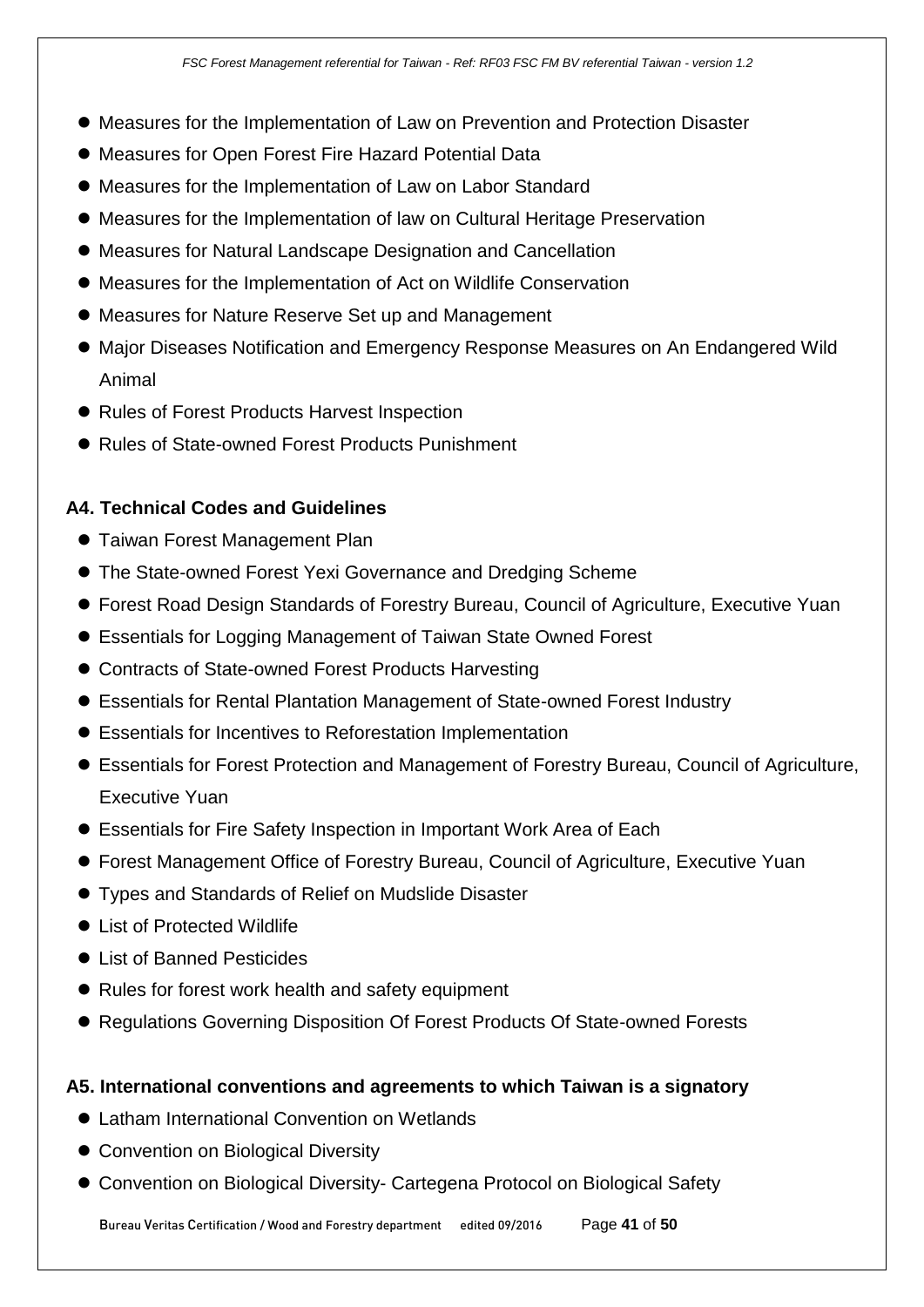- Measures for the Implementation of Law on Prevention and Protection Disaster
- Measures for Open Forest Fire Hazard Potential Data
- Measures for the Implementation of Law on Labor Standard
- Measures for the Implementation of law on Cultural Heritage Preservation
- Measures for Natural Landscape Designation and Cancellation
- Measures for the Implementation of Act on Wildlife Conservation
- Measures for Nature Reserve Set up and Management
- Major Diseases Notification and Emergency Response Measures on An Endangered Wild Animal
- Rules of Forest Products Harvest Inspection
- Rules of State-owned Forest Products Punishment

**A4. Technical Codes and Guidelines**

- Taiwan Forest Management Plan
- The State-owned Forest Yexi Governance and Dredging Scheme
- Forest Road Design Standards of Forestry Bureau, Council of Agriculture, Executive Yuan
- Essentials for Logging Management of Taiwan State Owned Forest
- Contracts of State-owned Forest Products Harvesting
- Essentials for Rental Plantation Management of State-owned Forest Industry
- Essentials for Incentives to Reforestation Implementation
- Essentials for Forest Protection and Management of Forestry Bureau, Council of Agriculture, Executive Yuan
- Essentials for Fire Safety Inspection in Important Work Area of Each
- Forest Management Office of Forestry Bureau, Council of Agriculture, Executive Yuan
- Types and Standards of Relief on Mudslide Disaster
- List of Protected Wildlife
- List of Banned Pesticides
- Rules for forest work health and safety equipment
- Regulations Governing Disposition Of Forest Products Of State-owned Forests

**A5. International conventions and agreements to which Taiwan is a signatory**

- Latham International Convention on Wetlands
- Convention on Biological Diversity
- Convention on Biological Diversity- Cartegena Protocol on Biological Safety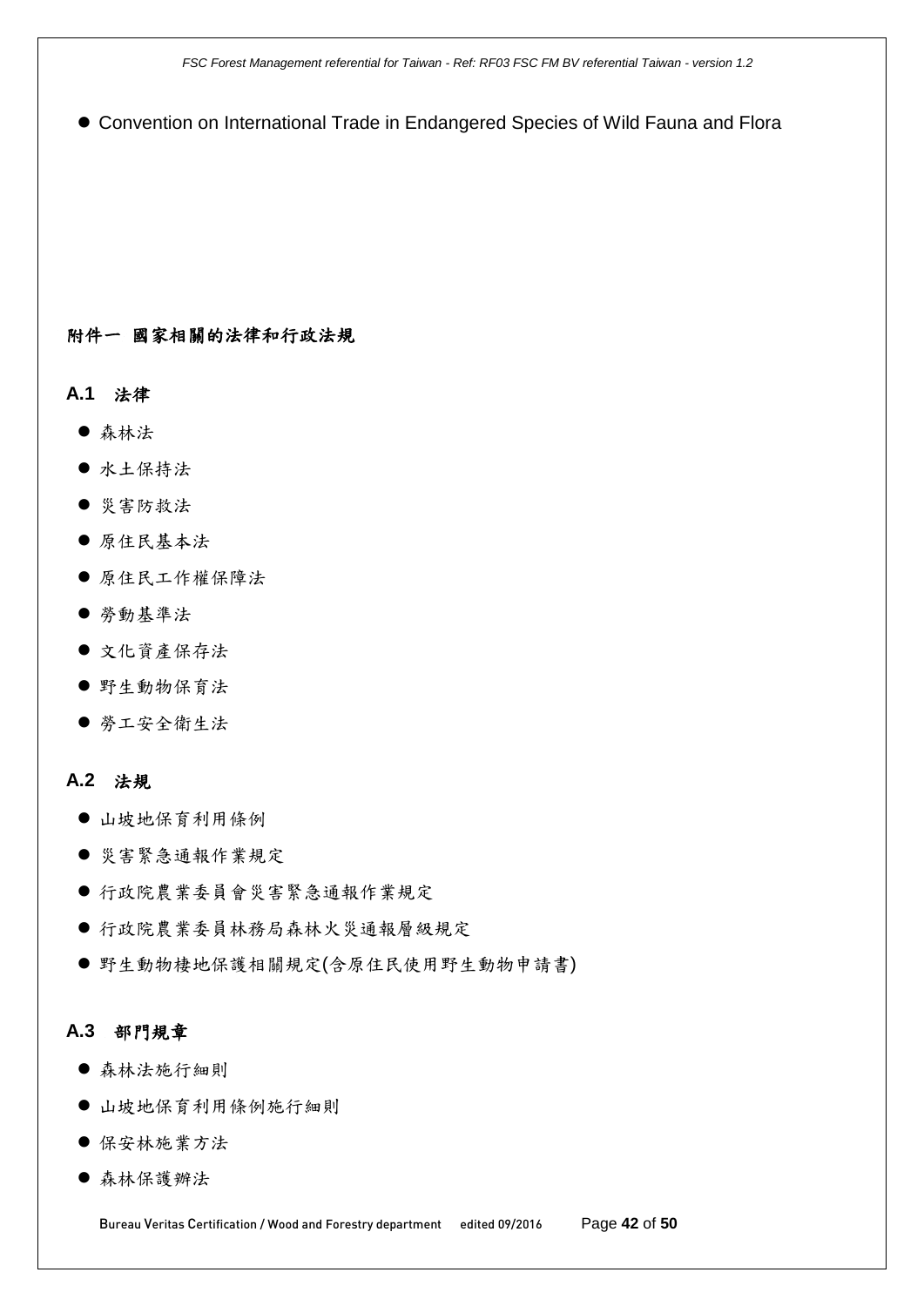- Convention on International Trade in Endangered Species of Wild Fauna and Flora

## 附件一 國家相關的法律和行政法規

### A.1 法律

- 森林法
- 水土保持法
- 災害防救法
- 原住民基本法
- 原住民工作權保障法
- 勞動基準法
- 文化資產保存法
- 野生動物保育法
- 勞工安全衛生法

### A.2 法規

- 山坡地保育利用條例
- 災害緊急通報作業規定
- 行政院農業委員會災害緊急通報作業規定
- 行政院農業委員林務局森林火災通報層級規定
- 野生動物棲地保護相關規定(含原住民使用野生動物申請書)

### A.3 部門規章

- 森林法施行細則
- 山坡地保育利用條例施行細則
- 保安林施業方法
- 森林保護辦法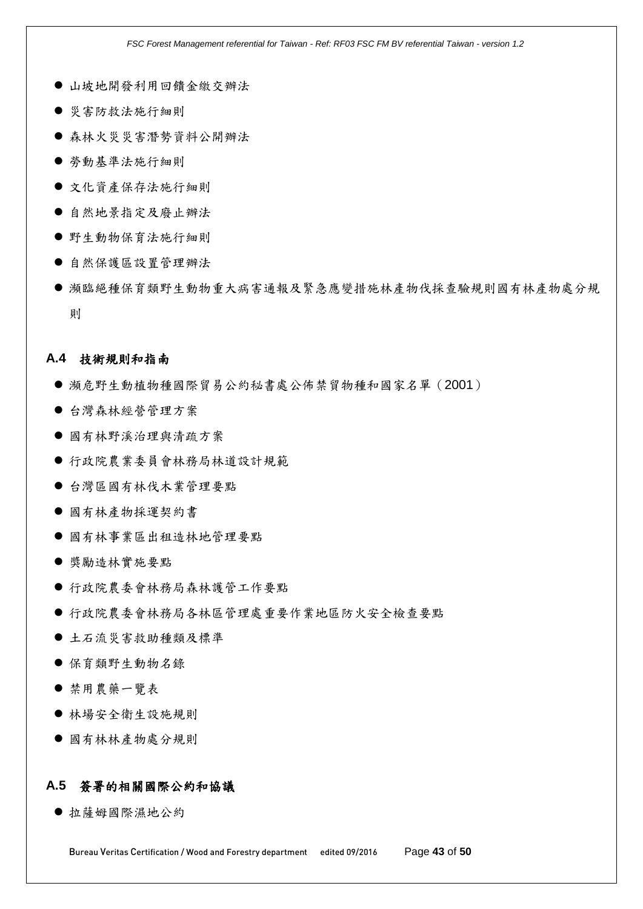- 山坡地開發利用回饋金繳交辦法
- 災害防救法施行細則
- 森林火災災害潛勢資料公開辦法
- 勞動基準法施行細則
- 文化資產保存法施行細則
- 自然地景指定及廢止辦法
- 野生動物保育法施行細則
- 自然保護區設置管理辦法
- 瀕臨絕種保育類野生動物重大病害通報及緊急應變措施林產物伐採查驗規則國有林產物處分規則

### A.4 技術規則和指南

- 瀕危野生動植物種國際貿易公約秘書處公佈禁貿物種和國家名單（2001）
- 台灣森林經營管理方案
- 國有林野溪治理與清疏方案
- 行政院農業委員會林務局林道設計規範
- 台灣區國有林伐木業管理要點
- 國有林產物採運契約書
- 國有林事業區出租造林地管理要點
- 獎勵造林實施要點
- 行政院農委會林務局森林護管工作要點
- 行政院農委會林務局各林區管理處重要作業地區防火安全檢查要點
- 土石流災害救助種類及標準
- 保育類野生動物名錄
- 禁用農藥一覽表
- 林場安全衛生設施規則
- 國有林林產物處分規則

### A.5 簽署的相關國際公約和協議

- 拉薩姆國際濕地公約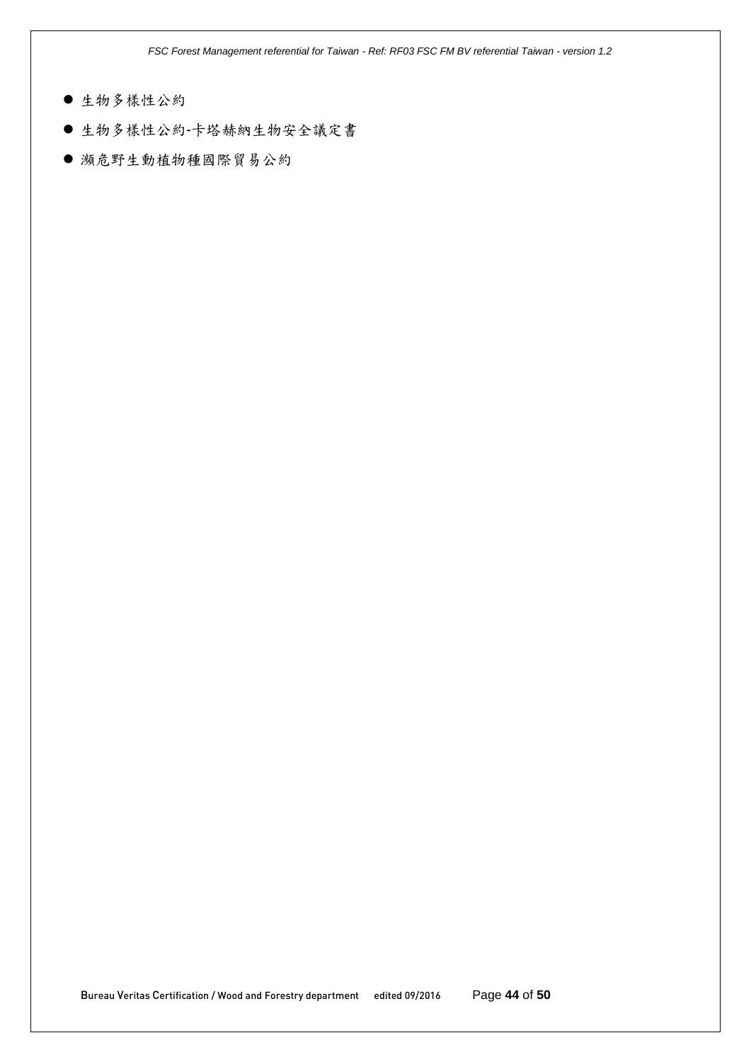- 生物多樣性公約
- 生物多樣性公約-卡塔赫納生物安全議定書
- 瀕危野生動植物種國際貿易公約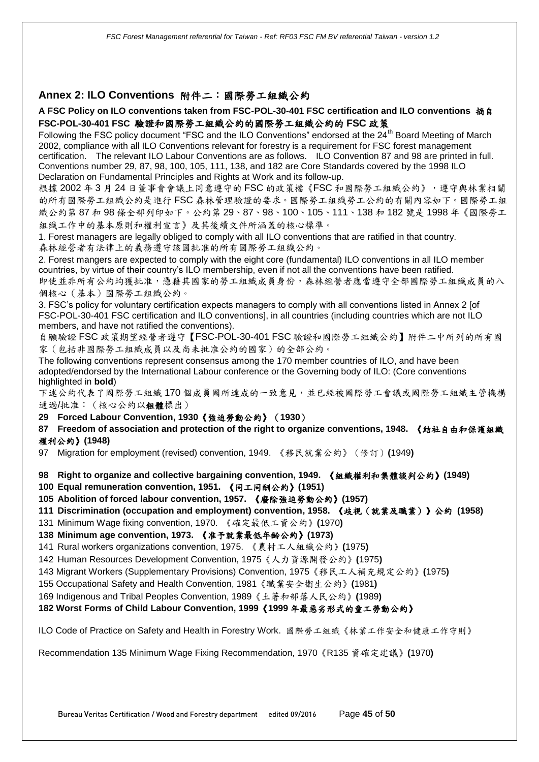## Annex 2: ILO Conventions 附件二：國際勞工組織公約

**A FSC Policy on ILO conventions taken from FSC-POL-30-401 FSC certification and ILO conventions 摘自 FSC-POL-30-401 FSC 驗證和國際勞工組織公約的國際勞工組織公約的 FSC 政策**

Following the FSC policy document "FSC and the ILO Conventions" endorsed at the 24th Board Meeting of March 2002, compliance with all ILO Conventions relevant for forestry is a requirement for FSC forest management certification. The relevant ILO Labour Conventions are as follows. ILO Convention 87 and 98 are printed in full. Conventions number 29, 87, 98, 100, 105, 111, 138, and 182 are Core Standards covered by the 1998 ILO Declaration on Fundamental Principles and Rights at Work and its follow-up.

根據 2002 年 3 月 24 日董事會會議上同意遵守的 FSC 的政策檔《FSC 和國際勞工組織公約》，遵守與林業相關的所有國際勞工組織公約是進行 FSC 森林管理驗證的要求。國際勞工組織勞工公約的有關內容如下。國際勞工組織公約第 87 和 98 條全部列印如下。公約第 29、87、98、100、105、111、138 和 182 號是 1998 年《國際勞工組織工作中的基本原則和權利宣言》及其後續文件所涵蓋的核心標準。

1. Forest managers are legally obliged to comply with all ILO conventions that are ratified in that country.
森林經營者有法律上的義務遵守該國批准的所有國際勞工組織公約。

2. Forest mangers are expected to comply with the eight core (fundamental) ILO conventions in all ILO member countries, by virtue of their country's ILO membership, even if not all the conventions have been ratified.
即使並非所有公約均獲批准，憑藉其國家的勞工組織成員身份，森林經營者應當遵守全部國際勞工組織成員的八個核心（基本）國際勞工組織公約。

3. FSC's policy for voluntary certification expects managers to comply with all conventions listed in Annex 2 [of FSC-POL-30-401 FSC certification and ILO conventions], in all countries (including countries which are not ILO members, and have not ratified the conventions).
自願驗證 FSC 政策期望經營者遵守【FSC-POL-30-401 FSC 驗證和國際勞工組織公約】附件二中所列的所有國家（包括非國際勞工組織成員以及尚未批准公約的國家）的全部公約。

The following conventions represent consensus among the 170 member countries of ILO, and have been adopted/endorsed by the International Labour conference or the Governing body of ILO: (Core conventions highlighted in **bold**)
下述公約代表了國際勞工組織 170 個成員國所達成的一致意見，並已經被國際勞工會議或國際勞工組織主管機構通過/批准：（核心公約以**粗體**標出）

**29 Forced Labour Convention, 1930《強迫勞動公約》（1930）**

**87 Freedom of association and protection of the right to organize conventions, 1948. 《結社自由和保護組織權利公約》(1948)**

97 Migration for employment (revised) convention, 1949. 《移民就業公約》（修訂）(1949)

**98 Right to organize and collective bargaining convention, 1949. 《組織權利和集體談判公約》(1949)**

**100 Equal remuneration convention, 1951. 《同工同酬公約》(1951)**

**105 Abolition of forced labour convention, 1957. 《廢除強迫勞動公約》(1957)**

**111 Discrimination (occupation and employment) convention, 1958. 《歧視（就業及職業）》公約 (1958)**

131 Minimum Wage fixing convention, 1970. 《確定最低工資公約》(1970)

**138 Minimum age convention, 1973. 《准予就業最低年齡公約》(1973)**

141 Rural workers organizations convention, 1975. 《農村工人組織公約》(1975)

142 Human Resources Development Convention, 1975《人力資源開發公約》(1975)

143 Migrant Workers (Supplementary Provisions) Convention, 1975《移民工人補充規定公約》(1975)

155 Occupational Safety and Health Convention, 1981《職業安全衛生公約》(1981)

169 Indigenous and Tribal Peoples Convention, 1989《土著和部落人民公約》(1989)

**182 Worst Forms of Child Labour Convention, 1999《1999 年最惡劣形式的童工勞動公約》**

ILO Code of Practice on Safety and Health in Forestry Work. 國際勞工組織《林業工作安全和健康工作守則》

Recommendation 135 Minimum Wage Fixing Recommendation, 1970《R135 資確定建議》(1970)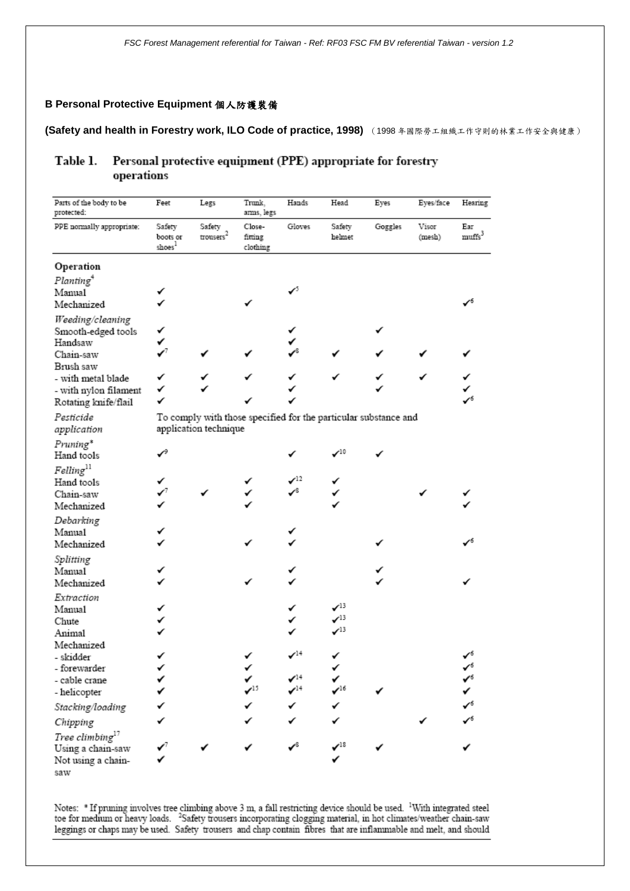**B Personal Protective Equipment 個人防護裝備**

**(Safety and health in Forestry work, ILO Code of practice, 1998)** （1998 年國際勞工組織工作守則的林業工作安全與健康）

### Table 1. Personal protective equipment (PPE) appropriate for forestry operations

| Parts of the body to be protected: | Feet | Legs | Trunk, arms, legs | Hands | Head | Eyes | Eyes/face | Hearing |
|---|---|---|---|---|---|---|---|---|
| PPE normally appropriate: | Safety boots or shoes[1] | Safety trousers[2] | Close-fitting clothing | Gloves | Safety helmet | Goggles | Visor (mesh) | Ear muffs[3] |
| **Operation** | | | | | | | | |
| *Planting*[4] | | | | | | | | |
| Manual | ✓ | | | ✓[5] | | | | |
| Mechanized | ✓ | | ✓ | | | | | ✓[6] |
| *Weeding/cleaning* | | | | | | | | |
| Smooth-edged tools | ✓ | | | ✓ | | ✓ | | |
| Handsaw | ✓ | | | ✓ | | | | |
| Chain-saw | ✓[7] | ✓ | ✓ | ✓[8] | ✓ | ✓ | ✓ | ✓ |
| Brush saw | | | | | | | | |
| - with metal blade | ✓ | ✓ | ✓ | ✓ | ✓ | ✓ | ✓ | ✓ |
| - with nylon filament | ✓ | ✓ | | ✓ | | ✓ | | ✓ |
| Rotating knife/flail | ✓ | | ✓ | ✓ | | | | ✓[6] |
| *Pesticide application* | To comply with those specified for the particular substance and application technique | | | | | | | |
| *Pruning\** | | | | | | | | |
| Hand tools | ✓[9] | | | ✓ | ✓[10] | ✓ | | |
| *Felling*[11] | | | | | | | | |
| Hand tools | ✓ | | ✓ | ✓[12] | ✓ | | | |
| Chain-saw | ✓[7] | ✓ | ✓ | ✓[8] | ✓ | | ✓ | ✓ |
| Mechanized | ✓ | | ✓ | | ✓ | | | ✓ |
| *Debarking* | | | | | | | | |
| Manual | ✓ | | | ✓ | | | | |
| Mechanized | ✓ | | ✓ | ✓ | | ✓ | | ✓[6] |
| *Splitting* | | | | | | | | |
| Manual | ✓ | | | ✓ | | ✓ | | |
| Mechanized | ✓ | | ✓ | ✓ | | ✓ | | ✓ |
| *Extraction* | | | | | | | | |
| Manual | ✓ | | | ✓ | ✓[13] | | | |
| Chute | ✓ | | | ✓ | ✓[13] | | | |
| Animal | ✓ | | | ✓ | ✓[13] | | | |
| Mechanized | | | | | | | | |
| - skidder | ✓ | | ✓ | ✓[14] | ✓ | | | ✓[6] |
| - forewarder | ✓ | | ✓ | | ✓ | | | ✓[6] |
| - cable crane | ✓ | | ✓ | ✓[14] | ✓ | | | ✓[6] |
| - helicopter | ✓ | | ✓[15] | ✓[14] | ✓[16] | ✓ | | ✓ |
| *Stacking/loading* | ✓ | | ✓ | ✓ | ✓ | | | ✓[6] |
| *Chipping* | ✓ | | ✓ | ✓ | ✓ | | ✓ | ✓[6] |
| *Tree climbing*[17] | | | | | | | | |
| Using a chain-saw | ✓[7] | ✓ | ✓ | ✓[8] | ✓[18] | ✓ | | ✓ |
| Not using a chain-saw | ✓ | | | | ✓ | | | |

Notes: * If pruning involves tree climbing above 3 m, a fall restricting device should be used. [1]With integrated steel toe for medium or heavy loads. [2]Safety trousers incorporating clogging material, in hot climates/weather chain-saw leggings or chaps may be used. Safety trousers and chap contain fibres that are inflammable and melt, and should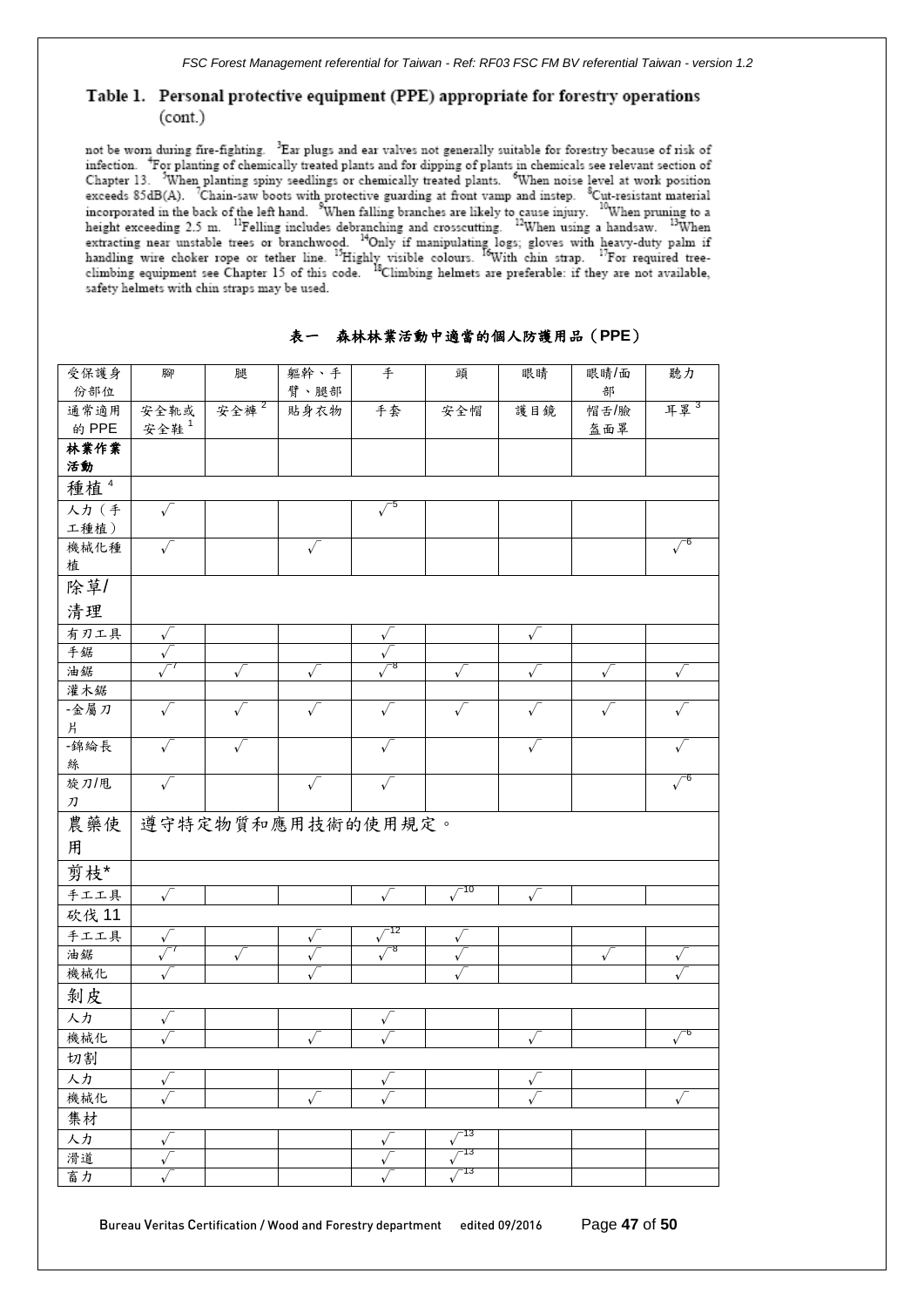## Table 1. Personal protective equipment (PPE) appropriate for forestry operations (cont.)

not be worn during fire-fighting. [3]Ear plugs and ear valves not generally suitable for forestry because of risk of infection. [4]For planting of chemically treated plants and for dipping of plants in chemicals see relevant section of Chapter 13. [5]When planting spiny seedlings or chemically treated plants. [6]When noise level at work position exceeds 85dB(A). [7]Chain-saw boots with protective guarding at front vamp and instep. [8]Cut-resistant material incorporated in the back of the left hand. [9]When falling branches are likely to cause injury. [10]When pruning to a height exceeding 2.5 m. [11]Felling includes debranching and crosscutting. [12]When using a handsaw. [13]When extracting near unstable trees or branchwood. [14]Only if manipulating logs; gloves with heavy-duty palm if handling wire choker rope or tether line. [15]Highly visible colours. [16]With chin strap. [17]For required tree-climbing equipment see Chapter 15 of this code. [18]Climbing helmets are preferable: if they are not available, safety helmets with chin straps may be used.

### 表一 森林林業活動中適當的個人防護用品（PPE）

| 受保護身份部位 | 腳 | 腿 | 軀幹、手臂、腿部 | 手 | 頭 | 眼睛 | 眼睛/面部 | 聽力 |
|---|---|---|---|---|---|---|---|---|
| 通常適用的 PPE | 安全靴或安全鞋[1] | 安全褲[2] | 貼身衣物 | 手套 | 安全帽 | 護目鏡 | 帽舌/臉盔面罩 | 耳罩[3] |
| **林業作業活動** | | | | | | | | |
| 種植[4] | | | | | | | | |
| 人力（手工種植） | √ | | | √[5] | | | | |
| 機械化種植 | √ | | √ | | | | | √[6] |
| 除草/清理 | | | | | | | | |
| 有刃工具 | √ | | | √ | | √ | | |
| 手鋸 | √ | | | √ | | | | |
| 油鋸 | √[7] | √ | √ | √[8] | √ | √ | √ | √ |
| 灌木鋸 | | | | | | | | |
| -金屬刀片 | √ | √ | √ | √ | √ | √ | √ | √ |
| -錦綸長絲 | √ | √ | | √ | | √ | | √ |
| 旋刀/甩刀 | √ | | √ | √ | | | | √[6] |
| 農藥使用 | 遵守特定物質和應用技術的使用規定。 | | | | | | | |
| 剪枝* | | | | | | | | |
| 手工工具 | √ | | | √ | √[10] | √ | | |
| 砍伐 11 | | | | | | | | |
| 手工工具 | √ | | √ | √[12] | √ | | | |
| 油鋸 | √[7] | √ | √ | √[8] | √ | | √ | √ |
| 機械化 | √ | | √ | | √ | | | √ |
| 剝皮 | | | | | | | | |
| 人力 | √ | | | √ | | | | |
| 機械化 | √ | | √ | √ | | √ | | √[6] |
| 切割 | | | | | | | | |
| 人力 | √ | | | √ | | √ | | |
| 機械化 | √ | | √ | √ | | √ | | √ |
| 集材 | | | | | | | | |
| 人力 | √ | | | √ | √[13] | | | |
| 滑道 | √ | | | √ | √[13] | | | |
| 畜力 | √ | | | √ | √[13] | | | |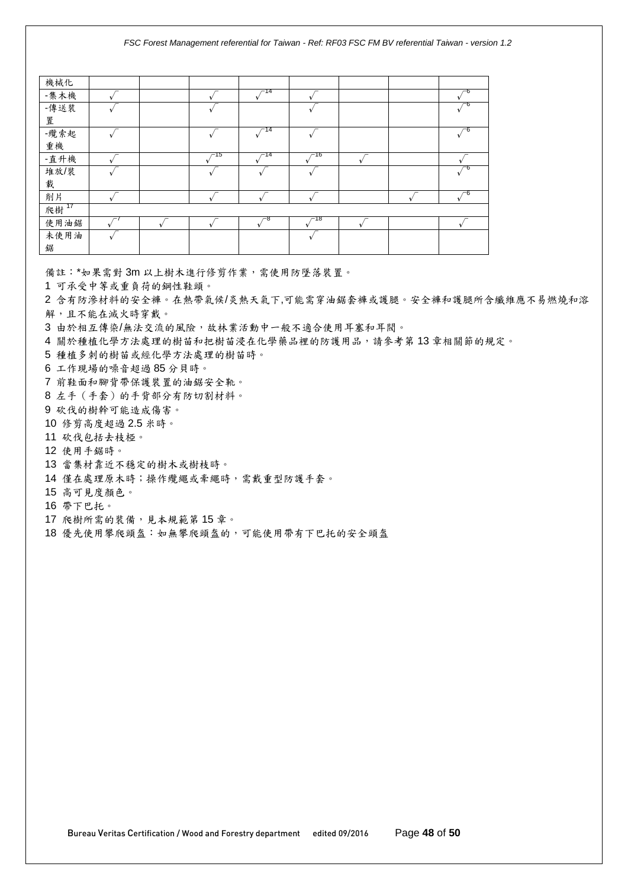| 機械化 | | | | | | | | |
|---|---|---|---|---|---|---|---|---|
| -集木機 | √ | | √ | √[14] | √ | | | √[6] |
| -傳送裝置 | √ | | √ | | √ | | | √[6] |
| -纜索起重機 | √ | | √ | √[14] | √ | | | √[6] |
| -直升機 | √ | | √[15] | √[14] | √[16] | √ | | √ |
| 堆放/裝載 | √ | | √ | √ | √ | | | √[6] |
| 削片 | √ | | √ | √ | √ | | √ | √[6] |
| 爬樹[17] | | | | | | | | |
| 使用油鋸 | √[7] | √ | √ | √[8] | √[18] | √ | | √ |
| 未使用油鋸 | √ | | | | √ | | | |

備註：*如果需對 3m 以上樹木進行修剪作業，需使用防墜落裝置。

1 可承受中等或重負荷的鋼性鞋頭。

2 含有防滲材料的安全褲。在熱帶氣候/炎熱天氣下,可能需穿油鋸套褲或護腿。安全褲和護腿所含纖維應不易燃燒和溶解，且不能在滅火時穿戴。

3 由於相互傳染/無法交流的風險，故林業活動中一般不適合使用耳塞和耳閥。

4 關於種植化學方法處理的樹苗和把樹苗浸在化學藥品裡的防護用品，請參考第 13 章相關節的規定。

5 種植多刺的樹苗或經化學方法處理的樹苗時。

6 工作現場的噪音超過 85 分貝時。

7 前鞋面和腳背帶保護裝置的油鋸安全靴。

8 左手（手套）的手背部分有防切割材料。

9 砍伐的樹幹可能造成傷害。

10 修剪高度超過 2.5 米時。

11 砍伐包括去枝椏。

12 使用手鋸時。

13 當集材靠近不穩定的樹木或樹枝時。

14 僅在處理原木時；操作纜繩或牽繩時，需戴重型防護手套。

15 高可見度顏色。

16 帶下巴托。

17 爬樹所需的裝備，見本規範第 15 章。

18 優先使用攀爬頭盔：如無攀爬頭盔的，可能使用帶有下巴托的安全頭盔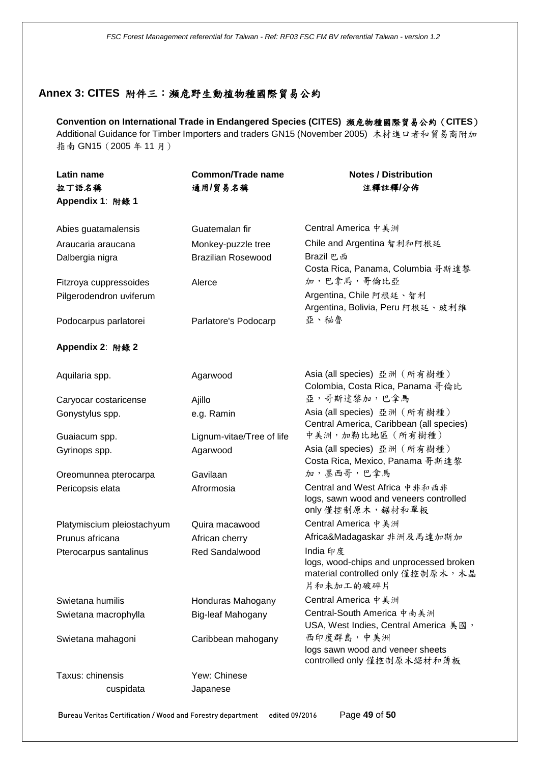## Annex 3: CITES 附件三：瀕危野生動植物種國際貿易公約

**Convention on International Trade in Endangered Species (CITES) 瀕危物種國際貿易公約（CITES）**
Additional Guidance for Timber Importers and traders GN15 (November 2005) 木材進口者和貿易商附加指南 GN15（2005 年 11 月）

| Latin name<br>拉丁語名稱 | Common/Trade name<br>通用/貿易名稱 | Notes / Distribution<br>注釋註釋/分佈 |
|---|---|---|
| **Appendix 1: 附錄 1** | | |
| Abies guatamalensis | Guatemalan fir | Central America 中美洲 |
| Araucaria araucana | Monkey-puzzle tree | Chile and Argentina 智利和阿根廷 |
| Dalbergia nigra | Brazilian Rosewood | Brazil 巴西 |
| Fitzroya cuppressoides | Alerce | Costa Rica, Panama, Columbia 哥斯達黎加，巴拿馬，哥倫比亞 |
| Pilgerodendron uviferum | | Argentina, Chile 阿根廷、智利 |
| Podocarpus parlatorei | Parlatore's Podocarp | Argentina, Bolivia, Peru 阿根廷、玻利維亞、秘魯 |
| **Appendix 2: 附錄 2** | | |
| Aquilaria spp. | Agarwood | Asia (all species) 亞洲（所有樹種） |
| Caryocar costaricense | Ajillo | Colombia, Costa Rica, Panama 哥倫比亞，哥斯達黎加，巴拿馬 |
| Gonystylus spp. | e.g. Ramin | Asia (all species) 亞洲（所有樹種） |
| Guaiacum spp. | Lignum-vitae/Tree of life | Central America, Caribbean (all species) 中美洲，加勒比地區（所有樹種） |
| Gyrinops spp. | Agarwood | Asia (all species) 亞洲（所有樹種） |
| Oreomunnea pterocarpa | Gavilaan | Costa Rica, Mexico, Panama 哥斯達黎加，墨西哥，巴拿馬 |
| Pericopsis elata | Afrormosia | Central and West Africa 中非和西非<br>logs, sawn wood and veneers controlled only 僅控制原木，鋸材和單板 |
| Platymiscium pleiostachyum | Quira macawood | Central America 中美洲 |
| Prunus africana | African cherry | Africa&Madagaskar 非洲及馬達加斯加 |
| Pterocarpus santalinus | Red Sandalwood | India 印度<br>logs, wood-chips and unprocessed broken material controlled only 僅控制原木，木晶片和未加工的破碎片 |
| Swietana humilis | Honduras Mahogany | Central America 中美洲 |
| Swietana macrophylla | Big-leaf Mahogany | Central-South America 中南美洲 |
| Swietana mahagoni | Caribbean mahogany | USA, West Indies, Central America 美國，西印度群島，中美洲<br>logs sawn wood and veneer sheets controlled only 僅控制原木鋸材和薄板 |
| Taxus: chinensis | Yew: Chinese | |
| cuspidata | Japanese | |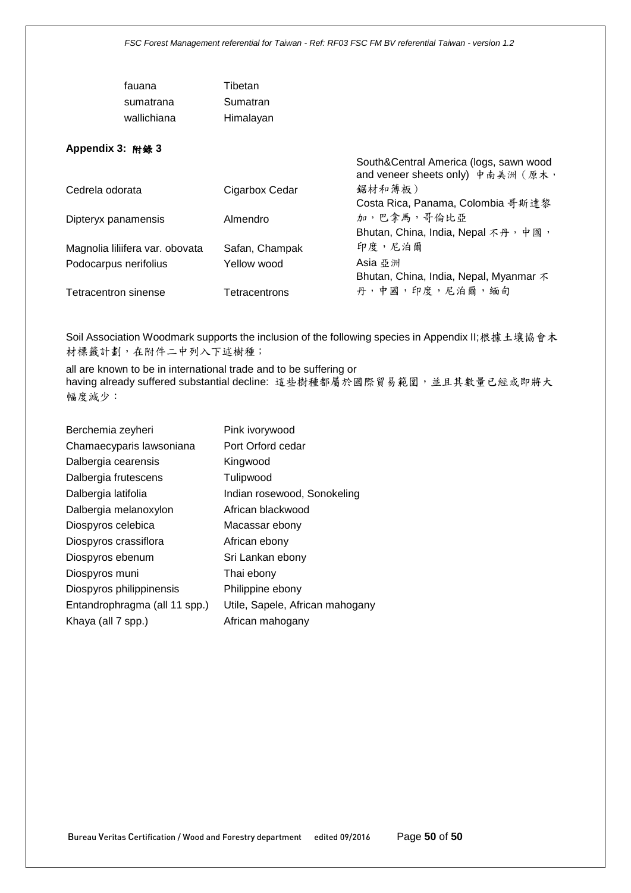| | |
|---|---|
| fauana | Tibetan |
| sumatrana | Sumatran |
| wallichiana | Himalayan |

**Appendix 3: 附錄 3**

| | | |
|---|---|---|
| Cedrela odorata | Cigarbox Cedar | South&Central America (logs, sawn wood and veneer sheets only) 中南美洲（原木，鋸材和薄板） |
| Dipteryx panamensis | Almendro | Costa Rica, Panama, Colombia 哥斯達黎加，巴拿馬，哥倫比亞 |
| Magnolia liliifera var. obovata | Safan, Champak | Bhutan, China, India, Nepal 不丹，中國，印度，尼泊爾 |
| Podocarpus nerifolius | Yellow wood | Asia 亞洲 |
| Tetracentron sinense | Tetracentrons | Bhutan, China, India, Nepal, Myanmar 不丹，中國，印度，尼泊爾，緬甸 |

Soil Association Woodmark supports the inclusion of the following species in Appendix II;根據土壤協會木材標籤計劃，在附件二中列入下述樹種；

all are known to be in international trade and to be suffering or having already suffered substantial decline: 這些樹種都屬於國際貿易範圍，並且其數量已經或即將大幅度減少：

| | |
|---|---|
| Berchemia zeyheri | Pink ivorywood |
| Chamaecyparis lawsoniana | Port Orford cedar |
| Dalbergia cearensis | Kingwood |
| Dalbergia frutescens | Tulipwood |
| Dalbergia latifolia | Indian rosewood, Sonokeling |
| Dalbergia melanoxylon | African blackwood |
| Diospyros celebica | Macassar ebony |
| Diospyros crassiflora | African ebony |
| Diospyros ebenum | Sri Lankan ebony |
| Diospyros muni | Thai ebony |
| Diospyros philippinensis | Philippine ebony |
| Entandrophragma (all 11 spp.) | Utile, Sapele, African mahogany |
| Khaya (all 7 spp.) | African mahogany |